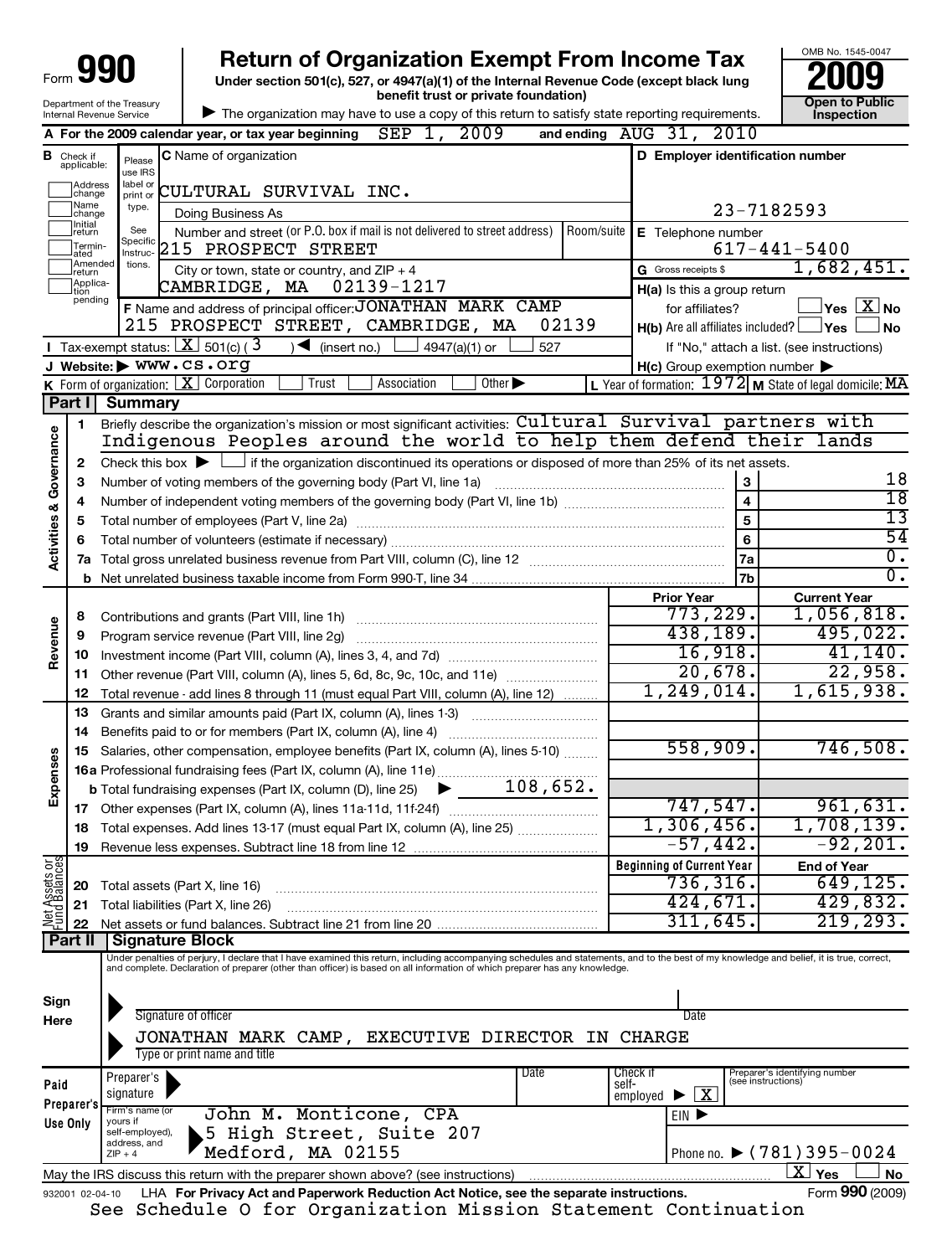Form **990**

# Return of Organization Exempt From Income Tax

**Under section 501(c), 527, or 4947(a)(1) of the Internal Revenue Code (except black lung benefit trust or private foundation)**

Department of the Treasury
Internal Revenue Service

▶ The organization may have to use a copy of this return to satisfy state reporting requirements.

OMB No. 1545-0047

**2009**

**Open to Public Inspection**

**A** For the 2009 calendar year, or tax year beginning SEP 1, 2009 and ending AUG 31, 2010

**B** Check if applicable: Address change, Name change, Initial return, Terminated, Amended return, Application pending

**C** Name of organization: CULTURAL SURVIVAL INC.

Doing Business As

Number and street (or P.O. box if mail is not delivered to street address) Room/suite: 215 PROSPECT STREET

City or town, state or country, and ZIP + 4: CAMBRIDGE, MA 02139-1217

**D** Employer identification number: 23-7182593

**E** Telephone number: 617-441-5400

**G** Gross receipts $ 1,682,451.

**F** Name and address of principal officer: JONATHAN MARK CAMP, 215 PROSPECT STREET, CAMBRIDGE, MA 02139

**H(a)** Is this a group return for affiliates? Yes [ ] No [X]

**H(b)** Are all affiliates included? Yes [ ] No [ ]
If "No," attach a list. (see instructions)

**I** Tax-exempt status: [X] 501(c) ( 3 ) ◀ (insert no.) [ ] 4947(a)(1) or [ ] 527

**J** Website: ▶ www.cs.org

**H(c)** Group exemption number ▶

**K** Form of organization: [X] Corporation [ ] Trust [ ] Association [ ] Other ▶

**L** Year of formation: 1972 **M** State of legal domicile: MA

## Part I Summary

### Activities & Governance

1 Briefly describe the organization's mission or most significant activities: Cultural Survival partners with Indigenous Peoples around the world to help them defend their lands

2 Check this box ▶ [ ] if the organization discontinued its operations or disposed of more than 25% of its net assets.

| | | | |
|---|---|---|---|
| 3 | Number of voting members of the governing body (Part VI, line 1a) | 3 | 18 |
| 4 | Number of independent voting members of the governing body (Part VI, line 1b) | 4 | 18 |
| 5 | Total number of employees (Part V, line 2a) | 5 | 13 |
| 6 | Total number of volunteers (estimate if necessary) | 6 | 54 |
| 7a | Total gross unrelated business revenue from Part VIII, column (C), line 12 | 7a | 0. |
| b | Net unrelated business taxable income from Form 990-T, line 34 | 7b | 0. |

### Revenue / Expenses

| | | Prior Year | Current Year |
|---|---|---|---|
| 8 | Contributions and grants (Part VIII, line 1h) | 773,229. | 1,056,818. |
| 9 | Program service revenue (Part VIII, line 2g) | 438,189. | 495,022. |
| 10 | Investment income (Part VIII, column (A), lines 3, 4, and 7d) | 16,918. | 41,140. |
| 11 | Other revenue (Part VIII, column (A), lines 5, 6d, 8c, 9c, 10c, and 11e) | 20,678. | 22,958. |
| 12 | Total revenue - add lines 8 through 11 (must equal Part VIII, column (A), line 12) | 1,249,014. | 1,615,938. |
| 13 | Grants and similar amounts paid (Part IX, column (A), lines 1-3) | | |
| 14 | Benefits paid to or for members (Part IX, column (A), line 4) | | |
| 15 | Salaries, other compensation, employee benefits (Part IX, column (A), lines 5-10) | 558,909. | 746,508. |
| 16a | Professional fundraising fees (Part IX, column (A), line 11e) | | |
| b | Total fundraising expenses (Part IX, column (D), line 25) ▶ 108,652. | | |
| 17 | Other expenses (Part IX, column (A), lines 11a-11d, 11f-24f) | 747,547. | 961,631. |
| 18 | Total expenses. Add lines 13-17 (must equal Part IX, column (A), line 25) | 1,306,456. | 1,708,139. |
| 19 | Revenue less expenses. Subtract line 18 from line 12 | -57,442. | -92,201. |

### Net Assets or Fund Balances

| | | Beginning of Current Year | End of Year |
|---|---|---|---|
| 20 | Total assets (Part X, line 16) | 736,316. | 649,125. |
| 21 | Total liabilities (Part X, line 26) | 424,671. | 429,832. |
| 22 | Net assets or fund balances. Subtract line 21 from line 20 | 311,645. | 219,293. |

## Part II Signature Block

Under penalties of perjury, I declare that I have examined this return, including accompanying schedules and statements, and to the best of my knowledge and belief, it is true, correct, and complete. Declaration of preparer (other than officer) is based on all information of which preparer has any knowledge.

**Sign Here**

Signature of officer — Date

JONATHAN MARK CAMP, EXECUTIVE DIRECTOR IN CHARGE

Type or print name and title

**Paid Preparer's Use Only**

Preparer's signature — Date — Check if self-employed ▶ [X] — Preparer's identifying number (see instructions)

Firm's name (or yours if self-employed), address, and ZIP + 4: John M. Monticone, CPA, 5 High Street, Suite 207, Medford, MA 02155

EIN ▶

Phone no. ▶ (781)395-0024

May the IRS discuss this return with the preparer shown above? (see instructions) [X] Yes [ ] No

932001 02-04-10 LHA For Privacy Act and Paperwork Reduction Act Notice, see the separate instructions. Form **990** (2009)

See Schedule O for Organization Mission Statement Continuation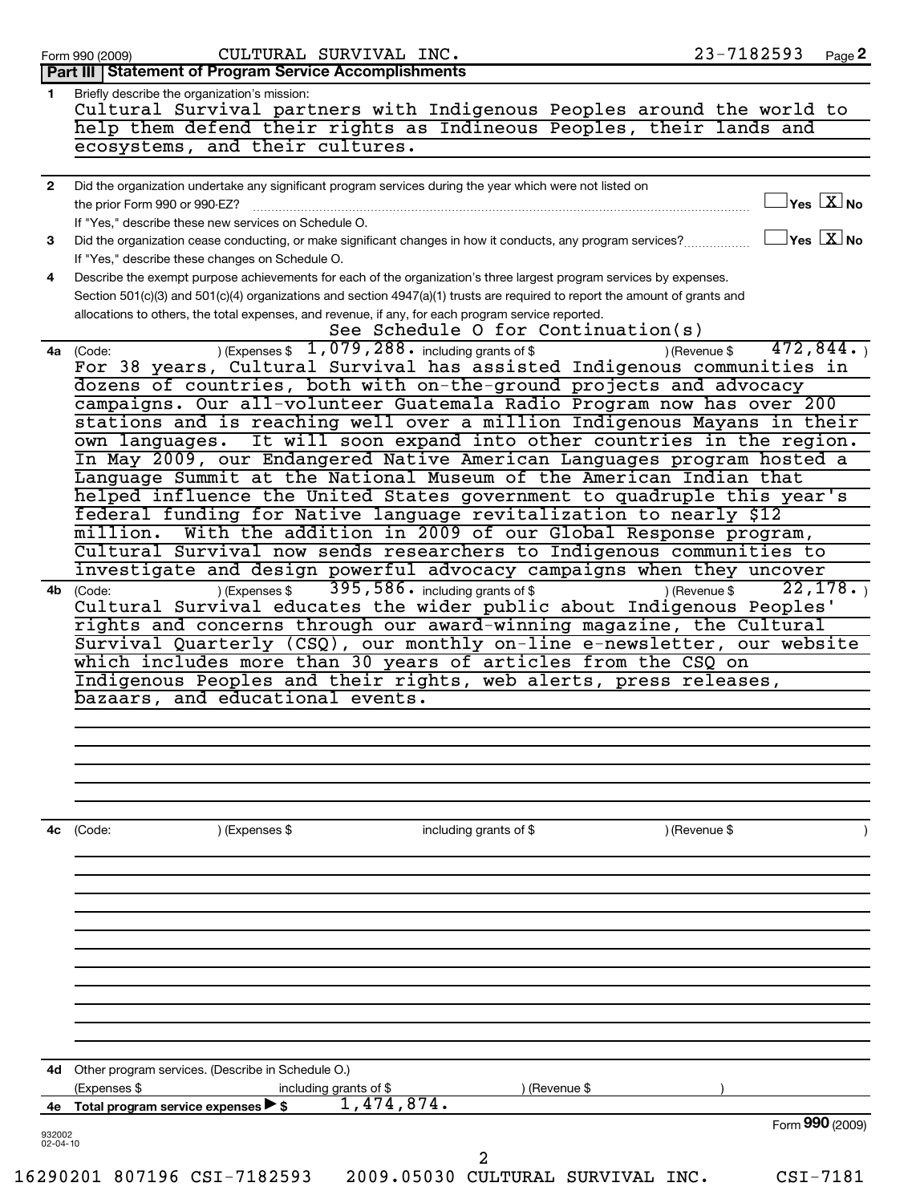Form 990 (2009) CULTURAL SURVIVAL INC. 23-7182593 Page **2**

## Part III | Statement of Program Service Accomplishments

**1** Briefly describe the organization's mission:

Cultural Survival partners with Indigenous Peoples around the world to help them defend their rights as Indineous Peoples, their lands and ecosystems, and their cultures.

**2** Did the organization undertake any significant program services during the year which were not listed on the prior Form 990 or 990-EZ? ☐ Yes ☒ No

If "Yes," describe these new services on Schedule O.

**3** Did the organization cease conducting, or make significant changes in how it conducts, any program services? ☐ Yes ☒ No

If "Yes," describe these changes on Schedule O.

**4** Describe the exempt purpose achievements for each of the organization's three largest program services by expenses. Section 501(c)(3) and 501(c)(4) organizations and section 4947(a)(1) trusts are required to report the amount of grants and allocations to others, the total expenses, and revenue, if any, for each program service reported.

See Schedule O for Continuation(s)

**4a** (Code: ) (Expenses $ 1,079,288. including grants of $ ) (Revenue $ 472,844. )

For 38 years, Cultural Survival has assisted Indigenous communities in dozens of countries, both with on-the-ground projects and advocacy campaigns. Our all-volunteer Guatemala Radio Program now has over 200 stations and is reaching well over a million Indigenous Mayans in their own languages. It will soon expand into other countries in the region. In May 2009, our Endangered Native American Languages program hosted a Language Summit at the National Museum of the American Indian that helped influence the United States government to quadruple this year's federal funding for Native language revitalization to nearly $12 million. With the addition in 2009 of our Global Response program, Cultural Survival now sends researchers to Indigenous communities to investigate and design powerful advocacy campaigns when they uncover

**4b** (Code: ) (Expenses $ 395,586. including grants of $ ) (Revenue $ 22,178. )

Cultural Survival educates the wider public about Indigenous Peoples' rights and concerns through our award-winning magazine, the Cultural Survival Quarterly (CSQ), our monthly on-line e-newsletter, our website which includes more than 30 years of articles from the CSQ on Indigenous Peoples and their rights, web alerts, press releases, bazaars, and educational events.

**4c** (Code: ) (Expenses $ including grants of $ ) (Revenue $ )

**4d** Other program services. (Describe in Schedule O.)

(Expenses $ including grants of $ ) (Revenue $ )

**4e** Total program service expenses ▶ $ 1,474,874.

Form **990** (2009)

932002 02-04-10

16290201 807196 CSI-7182593 2009.05030 CULTURAL SURVIVAL INC. CSI-7181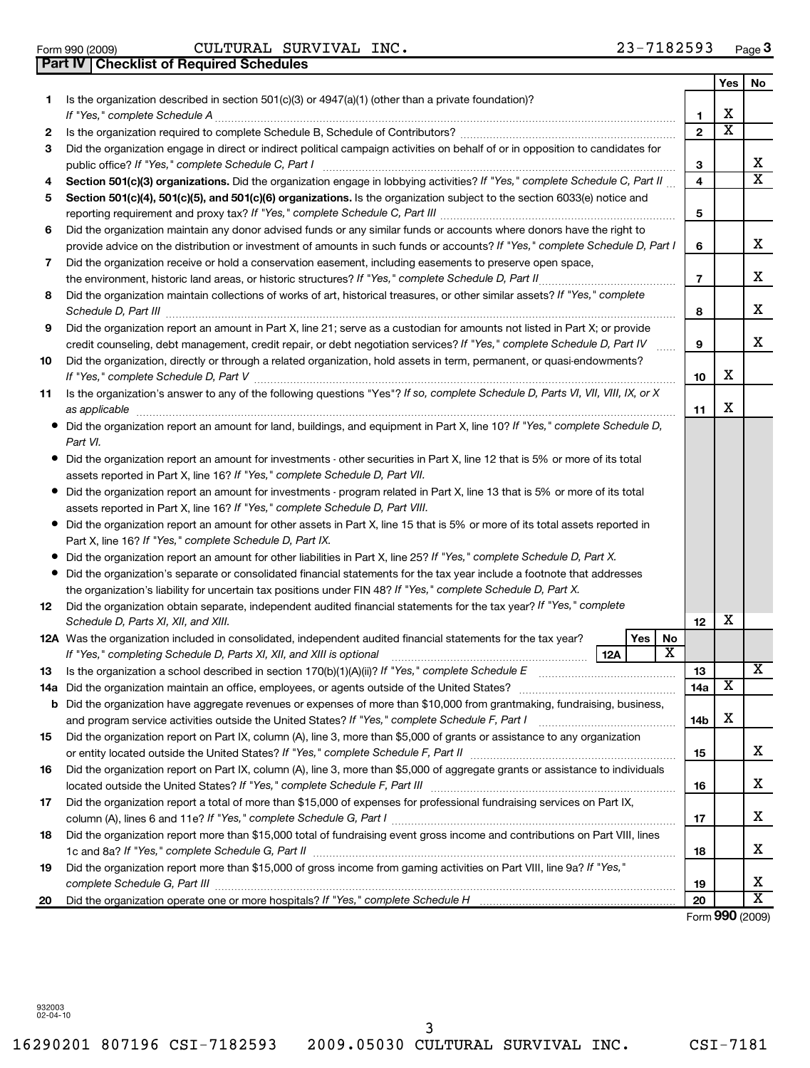Form 990 (2009) CULTURAL SURVIVAL INC. 23-7182593 Page **3**

## Part IV Checklist of Required Schedules

| | | | Yes | No |
|---|---|---|---|---|
| 1 | Is the organization described in section 501(c)(3) or 4947(a)(1) (other than a private foundation)? *If "Yes," complete Schedule A* | 1 | X | |
| 2 | Is the organization required to complete Schedule B, Schedule of Contributors? | 2 | X | |
| 3 | Did the organization engage in direct or indirect political campaign activities on behalf of or in opposition to candidates for public office? *If "Yes," complete Schedule C, Part I* | 3 | | X |
| 4 | **Section 501(c)(3) organizations.** Did the organization engage in lobbying activities? *If "Yes," complete Schedule C, Part II* | 4 | | X |
| 5 | **Section 501(c)(4), 501(c)(5), and 501(c)(6) organizations.** Is the organization subject to the section 6033(e) notice and reporting requirement and proxy tax? *If "Yes," complete Schedule C, Part III* | 5 | | |
| 6 | Did the organization maintain any donor advised funds or any similar funds or accounts where donors have the right to provide advice on the distribution or investment of amounts in such funds or accounts? *If "Yes," complete Schedule D, Part I* | 6 | | X |
| 7 | Did the organization receive or hold a conservation easement, including easements to preserve open space, the environment, historic land areas, or historic structures? *If "Yes," complete Schedule D, Part II* | 7 | | X |
| 8 | Did the organization maintain collections of works of art, historical treasures, or other similar assets? *If "Yes," complete Schedule D, Part III* | 8 | | X |
| 9 | Did the organization report an amount in Part X, line 21; serve as a custodian for amounts not listed in Part X; or provide credit counseling, debt management, credit repair, or debt negotiation services? *If "Yes," complete Schedule D, Part IV* | 9 | | X |
| 10 | Did the organization, directly or through a related organization, hold assets in term, permanent, or quasi-endowments? *If "Yes," complete Schedule D, Part V* | 10 | X | |
| 11 | Is the organization's answer to any of the following questions "Yes"? *If so, complete Schedule D, Parts VI, VII, VIII, IX, or X as applicable* | 11 | X | |
| • | Did the organization report an amount for land, buildings, and equipment in Part X, line 10? *If "Yes," complete Schedule D, Part VI.* | | | |
| • | Did the organization report an amount for investments - other securities in Part X, line 12 that is 5% or more of its total assets reported in Part X, line 16? *If "Yes," complete Schedule D, Part VII.* | | | |
| • | Did the organization report an amount for investments - program related in Part X, line 13 that is 5% or more of its total assets reported in Part X, line 16? *If "Yes," complete Schedule D, Part VIII.* | | | |
| • | Did the organization report an amount for other assets in Part X, line 15 that is 5% or more of its total assets reported in Part X, line 16? *If "Yes," complete Schedule D, Part IX.* | | | |
| • | Did the organization report an amount for other liabilities in Part X, line 25? *If "Yes," complete Schedule D, Part X.* | | | |
| • | Did the organization's separate or consolidated financial statements for the tax year include a footnote that addresses the organization's liability for uncertain tax positions under FIN 48? *If "Yes," complete Schedule D, Part X.* | | | |
| 12 | Did the organization obtain separate, independent audited financial statements for the tax year? *If "Yes," complete Schedule D, Parts XI, XII, and XIII.* | 12 | X | |
| 12A | Was the organization included in consolidated, independent audited financial statements for the tax year? *If "Yes," completing Schedule D, Parts XI, XII, and XIII is optional* — 12A Yes: ☐ No: X | | | |
| 13 | Is the organization a school described in section 170(b)(1)(A)(ii)? *If "Yes," complete Schedule E* | 13 | | X |
| 14a | Did the organization maintain an office, employees, or agents outside of the United States? | 14a | X | |
| b | Did the organization have aggregate revenues or expenses of more than $10,000 from grantmaking, fundraising, business, and program service activities outside the United States? *If "Yes," complete Schedule F, Part I* | 14b | X | |
| 15 | Did the organization report on Part IX, column (A), line 3, more than $5,000 of grants or assistance to any organization or entity located outside the United States? *If "Yes," complete Schedule F, Part II* | 15 | | X |
| 16 | Did the organization report on Part IX, column (A), line 3, more than $5,000 of aggregate grants or assistance to individuals located outside the United States? *If "Yes," complete Schedule F, Part III* | 16 | | X |
| 17 | Did the organization report a total of more than $15,000 of expenses for professional fundraising services on Part IX, column (A), lines 6 and 11e? *If "Yes," complete Schedule G, Part I* | 17 | | X |
| 18 | Did the organization report more than $15,000 total of fundraising event gross income and contributions on Part VIII, lines 1c and 8a? *If "Yes," complete Schedule G, Part II* | 18 | | X |
| 19 | Did the organization report more than $15,000 of gross income from gaming activities on Part VIII, line 9a? *If "Yes," complete Schedule G, Part III* | 19 | | X |
| 20 | Did the organization operate one or more hospitals? *If "Yes," complete Schedule H* | 20 | | X |

Form **990** (2009)

932003
02-04-10

16290201 807196 CSI-7182593 2009.05030 CULTURAL SURVIVAL INC. CSI-7181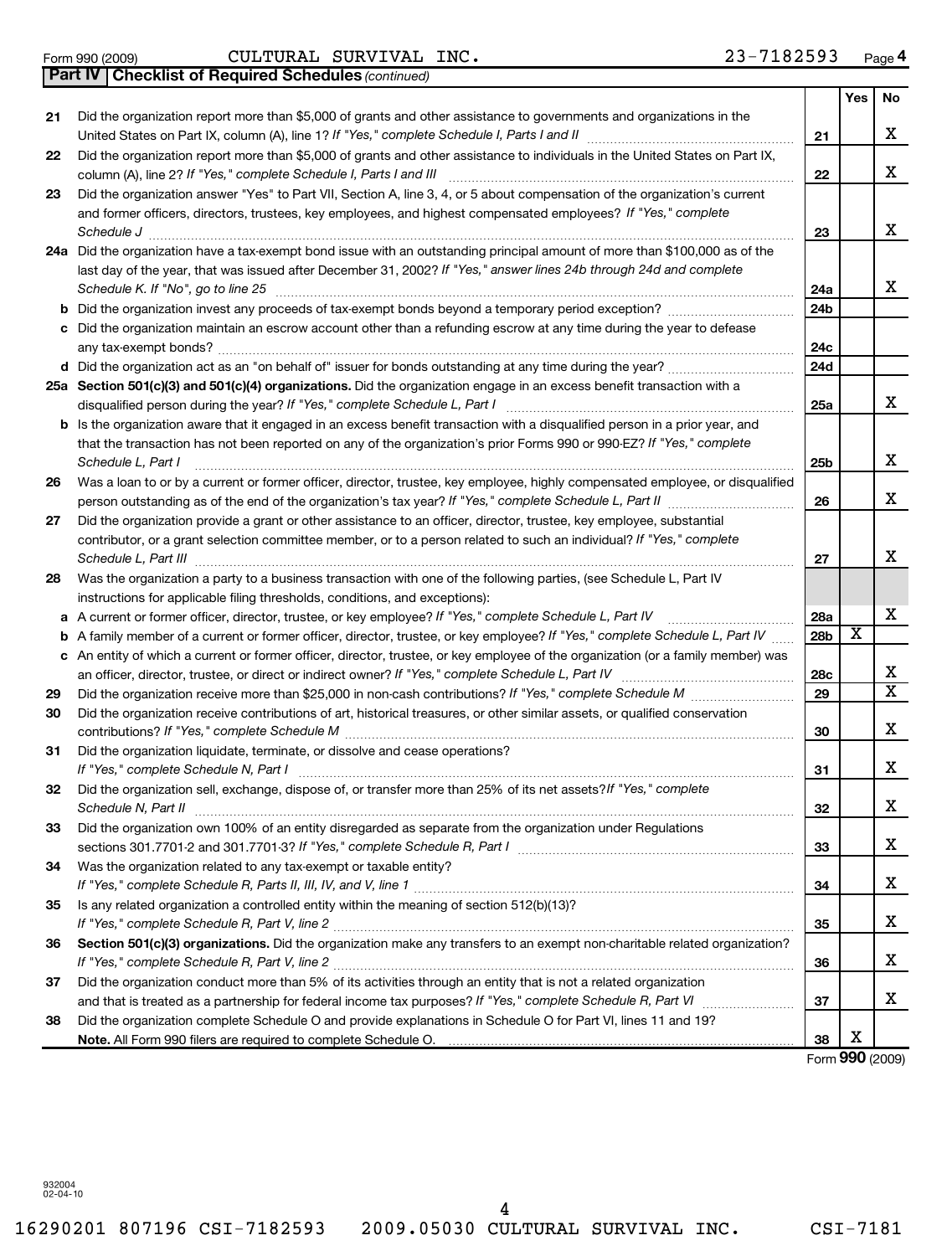Form 990 (2009) CULTURAL SURVIVAL INC. 23-7182593 Page 4

**Part IV | Checklist of Required Schedules** *(continued)*

| | | | Yes | No |
|---|---|---|---|---|
| 21 | Did the organization report more than $5,000 of grants and other assistance to governments and organizations in the United States on Part IX, column (A), line 1? *If "Yes," complete Schedule I, Parts I and II* | 21 | | X |
| 22 | Did the organization report more than $5,000 of grants and other assistance to individuals in the United States on Part IX, column (A), line 2? *If "Yes," complete Schedule I, Parts I and III* | 22 | | X |
| 23 | Did the organization answer "Yes" to Part VII, Section A, line 3, 4, or 5 about compensation of the organization's current and former officers, directors, trustees, key employees, and highest compensated employees? *If "Yes," complete Schedule J* | 23 | | X |
| 24a | Did the organization have a tax-exempt bond issue with an outstanding principal amount of more than $100,000 as of the last day of the year, that was issued after December 31, 2002? *If "Yes," answer lines 24b through 24d and complete Schedule K. If "No", go to line 25* | 24a | | X |
| b | Did the organization invest any proceeds of tax-exempt bonds beyond a temporary period exception? | 24b | | |
| c | Did the organization maintain an escrow account other than a refunding escrow at any time during the year to defease any tax-exempt bonds? | 24c | | |
| d | Did the organization act as an "on behalf of" issuer for bonds outstanding at any time during the year? | 24d | | |
| 25a | **Section 501(c)(3) and 501(c)(4) organizations.** Did the organization engage in an excess benefit transaction with a disqualified person during the year? *If "Yes," complete Schedule L, Part I* | 25a | | X |
| b | Is the organization aware that it engaged in an excess benefit transaction with a disqualified person in a prior year, and that the transaction has not been reported on any of the organization's prior Forms 990 or 990-EZ? *If "Yes," complete Schedule L, Part I* | 25b | | X |
| 26 | Was a loan to or by a current or former officer, director, trustee, key employee, highly compensated employee, or disqualified person outstanding as of the end of the organization's tax year? *If "Yes," complete Schedule L, Part II* | 26 | | X |
| 27 | Did the organization provide a grant or other assistance to an officer, director, trustee, key employee, substantial contributor, or a grant selection committee member, or to a person related to such an individual? *If "Yes," complete Schedule L, Part III* | 27 | | X |
| 28 | Was the organization a party to a business transaction with one of the following parties, (see Schedule L, Part IV instructions for applicable filing thresholds, conditions, and exceptions): | | | |
| a | A current or former officer, director, trustee, or key employee? *If "Yes," complete Schedule L, Part IV* | 28a | | X |
| b | A family member of a current or former officer, director, trustee, or key employee? *If "Yes," complete Schedule L, Part IV* | 28b | X | |
| c | An entity of which a current or former officer, director, trustee, or key employee of the organization (or a family member) was an officer, director, trustee, or direct or indirect owner? *If "Yes," complete Schedule L, Part IV* | 28c | | X |
| 29 | Did the organization receive more than $25,000 in non-cash contributions? *If "Yes," complete Schedule M* | 29 | | X |
| 30 | Did the organization receive contributions of art, historical treasures, or other similar assets, or qualified conservation contributions? *If "Yes," complete Schedule M* | 30 | | X |
| 31 | Did the organization liquidate, terminate, or dissolve and cease operations? *If "Yes," complete Schedule N, Part I* | 31 | | X |
| 32 | Did the organization sell, exchange, dispose of, or transfer more than 25% of its net assets? *If "Yes," complete Schedule N, Part II* | 32 | | X |
| 33 | Did the organization own 100% of an entity disregarded as separate from the organization under Regulations sections 301.7701-2 and 301.7701-3? *If "Yes," complete Schedule R, Part I* | 33 | | X |
| 34 | Was the organization related to any tax-exempt or taxable entity? *If "Yes," complete Schedule R, Parts II, III, IV, and V, line 1* | 34 | | X |
| 35 | Is any related organization a controlled entity within the meaning of section 512(b)(13)? *If "Yes," complete Schedule R, Part V, line 2* | 35 | | X |
| 36 | **Section 501(c)(3) organizations.** Did the organization make any transfers to an exempt non-charitable related organization? *If "Yes," complete Schedule R, Part V, line 2* | 36 | | X |
| 37 | Did the organization conduct more than 5% of its activities through an entity that is not a related organization and that is treated as a partnership for federal income tax purposes? *If "Yes," complete Schedule R, Part VI* | 37 | | X |
| 38 | Did the organization complete Schedule O and provide explanations in Schedule O for Part VI, lines 11 and 19? **Note.** All Form 990 filers are required to complete Schedule O. | 38 | X | |

Form **990** (2009)

932004 02-04-10

16290201 807196 CSI-7182593 2009.05030 CULTURAL SURVIVAL INC. CSI-7181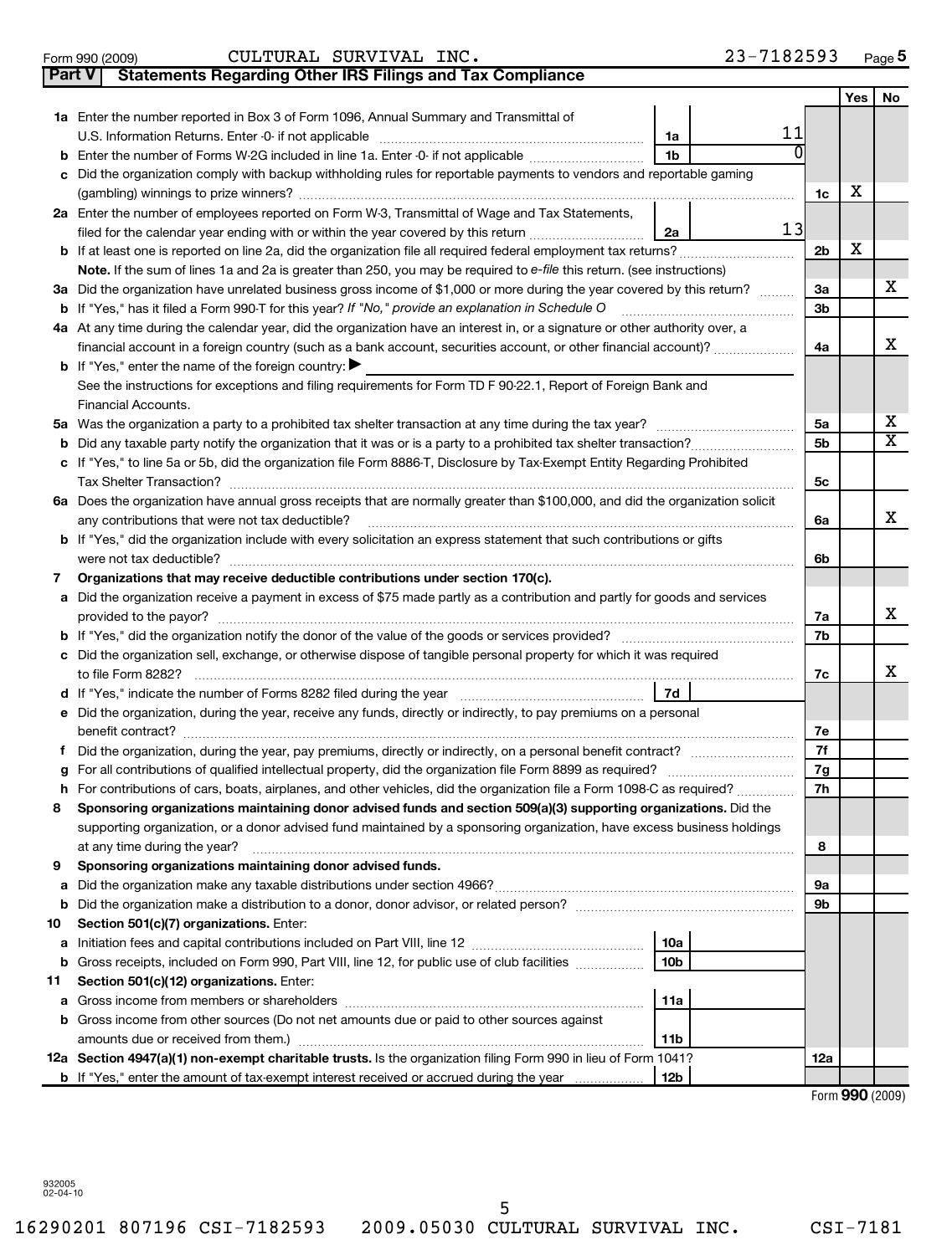Form 990 (2009) CULTURAL SURVIVAL INC. 23-7182593 Page 5

**Part V | Statements Regarding Other IRS Filings and Tax Compliance**

| | | | | | Yes | No |
|---|---|---|---|---|---|---|
| **1a** | Enter the number reported in Box 3 of Form 1096, Annual Summary and Transmittal of U.S. Information Returns. Enter -0- if not applicable | 1a | 11 | | | |
| **b** | Enter the number of Forms W-2G included in line 1a. Enter -0- if not applicable | 1b | 0 | | | |
| **c** | Did the organization comply with backup withholding rules for reportable payments to vendors and reportable gaming (gambling) winnings to prize winners? | | | 1c | X | |
| **2a** | Enter the number of employees reported on Form W-3, Transmittal of Wage and Tax Statements, filed for the calendar year ending with or within the year covered by this return | 2a | 13 | | | |
| **b** | If at least one is reported on line 2a, did the organization file all required federal employment tax returns? | | | 2b | X | |
| | **Note.** If the sum of lines 1a and 2a is greater than 250, you may be required to *e-file* this return. (see instructions) | | | | | |
| **3a** | Did the organization have unrelated business gross income of $1,000 or more during the year covered by this return? | | | 3a | | X |
| **b** | If "Yes," has it filed a Form 990-T for this year? *If "No," provide an explanation in Schedule O* | | | 3b | | |
| **4a** | At any time during the calendar year, did the organization have an interest in, or a signature or other authority over, a financial account in a foreign country (such as a bank account, securities account, or other financial account)? | | | 4a | | X |
| **b** | If "Yes," enter the name of the foreign country: ▶ See the instructions for exceptions and filing requirements for Form TD F 90-22.1, Report of Foreign Bank and Financial Accounts. | | | | | |
| **5a** | Was the organization a party to a prohibited tax shelter transaction at any time during the tax year? | | | 5a | | X |
| **b** | Did any taxable party notify the organization that it was or is a party to a prohibited tax shelter transaction? | | | 5b | | X |
| **c** | If "Yes," to line 5a or 5b, did the organization file Form 8886-T, Disclosure by Tax-Exempt Entity Regarding Prohibited Tax Shelter Transaction? | | | 5c | | |
| **6a** | Does the organization have annual gross receipts that are normally greater than $100,000, and did the organization solicit any contributions that were not tax deductible? | | | 6a | | X |
| **b** | If "Yes," did the organization include with every solicitation an express statement that such contributions or gifts were not tax deductible? | | | 6b | | |
| **7** | **Organizations that may receive deductible contributions under section 170(c).** | | | | | |
| **a** | Did the organization receive a payment in excess of $75 made partly as a contribution and partly for goods and services provided to the payor? | | | 7a | | X |
| **b** | If "Yes," did the organization notify the donor of the value of the goods or services provided? | | | 7b | | |
| **c** | Did the organization sell, exchange, or otherwise dispose of tangible personal property for which it was required to file Form 8282? | | | 7c | | X |
| **d** | If "Yes," indicate the number of Forms 8282 filed during the year | 7d | | | | |
| **e** | Did the organization, during the year, receive any funds, directly or indirectly, to pay premiums on a personal benefit contract? | | | 7e | | |
| **f** | Did the organization, during the year, pay premiums, directly or indirectly, on a personal benefit contract? | | | 7f | | |
| **g** | For all contributions of qualified intellectual property, did the organization file Form 8899 as required? | | | 7g | | |
| **h** | For contributions of cars, boats, airplanes, and other vehicles, did the organization file a Form 1098-C as required? | | | 7h | | |
| **8** | **Sponsoring organizations maintaining donor advised funds and section 509(a)(3) supporting organizations.** Did the supporting organization, or a donor advised fund maintained by a sponsoring organization, have excess business holdings at any time during the year? | | | 8 | | |
| **9** | **Sponsoring organizations maintaining donor advised funds.** | | | | | |
| **a** | Did the organization make any taxable distributions under section 4966? | | | 9a | | |
| **b** | Did the organization make a distribution to a donor, donor advisor, or related person? | | | 9b | | |
| **10** | **Section 501(c)(7) organizations.** Enter: | | | | | |
| **a** | Initiation fees and capital contributions included on Part VIII, line 12 | 10a | | | | |
| **b** | Gross receipts, included on Form 990, Part VIII, line 12, for public use of club facilities | 10b | | | | |
| **11** | **Section 501(c)(12) organizations.** Enter: | | | | | |
| **a** | Gross income from members or shareholders | 11a | | | | |
| **b** | Gross income from other sources (Do not net amounts due or paid to other sources against amounts due or received from them.) | 11b | | | | |
| **12a** | **Section 4947(a)(1) non-exempt charitable trusts.** Is the organization filing Form 990 in lieu of Form 1041? | | | 12a | | |
| **b** | If "Yes," enter the amount of tax-exempt interest received or accrued during the year | 12b | | | | |

Form **990** (2009)

932005
02-04-10

16290201 807196 CSI-7182593 2009.05030 CULTURAL SURVIVAL INC. CSI-7181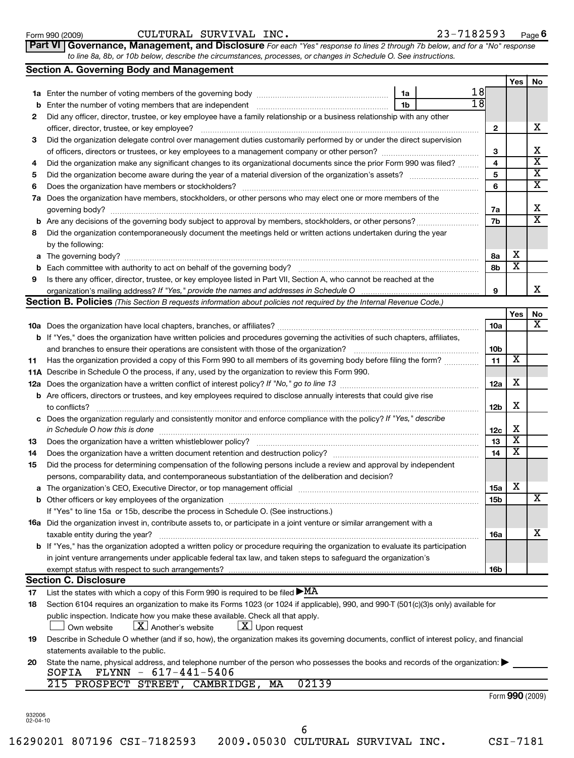Form 990 (2009) CULTURAL SURVIVAL INC. 23-7182593 Page 6

**Part VI | Governance, Management, and Disclosure** *For each "Yes" response to lines 2 through 7b below, and for a "No" response to line 8a, 8b, or 10b below, describe the circumstances, processes, or changes in Schedule O. See instructions.*

## Section A. Governing Body and Management

| | | | | Yes | No |
|---|---|---|---|---|---|
| **1a** | Enter the number of voting members of the governing body | 1a | 18 | | |
| **b** | Enter the number of voting members that are independent | 1b | 18 | | |
| **2** | Did any officer, director, trustee, or key employee have a family relationship or a business relationship with any other officer, director, trustee, or key employee? | 2 | | | X |
| **3** | Did the organization delegate control over management duties customarily performed by or under the direct supervision of officers, directors or trustees, or key employees to a management company or other person? | 3 | | | X |
| **4** | Did the organization make any significant changes to its organizational documents since the prior Form 990 was filed? | 4 | | | X |
| **5** | Did the organization become aware during the year of a material diversion of the organization's assets? | 5 | | | X |
| **6** | Does the organization have members or stockholders? | 6 | | | X |
| **7a** | Does the organization have members, stockholders, or other persons who may elect one or more members of the governing body? | 7a | | | X |
| **b** | Are any decisions of the governing body subject to approval by members, stockholders, or other persons? | 7b | | | X |
| **8** | Did the organization contemporaneously document the meetings held or written actions undertaken during the year by the following: | | | | |
| **a** | The governing body? | 8a | | X | |
| **b** | Each committee with authority to act on behalf of the governing body? | 8b | | X | |
| **9** | Is there any officer, director, trustee, or key employee listed in Part VII, Section A, who cannot be reached at the organization's mailing address? *If "Yes," provide the names and addresses in Schedule O* | 9 | | | X |

## Section B. Policies *(This Section B requests information about policies not required by the Internal Revenue Code.)*

| | | | Yes | No |
|---|---|---|---|---|
| **10a** | Does the organization have local chapters, branches, or affiliates? | 10a | | X |
| **b** | If "Yes," does the organization have written policies and procedures governing the activities of such chapters, affiliates, and branches to ensure their operations are consistent with those of the organization? | 10b | | |
| **11** | Has the organization provided a copy of this Form 990 to all members of its governing body before filing the form? | 11 | X | |
| **11A** | Describe in Schedule O the process, if any, used by the organization to review this Form 990. | | | |
| **12a** | Does the organization have a written conflict of interest policy? *If "No," go to line 13* | 12a | X | |
| **b** | Are officers, directors or trustees, and key employees required to disclose annually interests that could give rise to conflicts? | 12b | X | |
| **c** | Does the organization regularly and consistently monitor and enforce compliance with the policy? *If "Yes," describe in Schedule O how this is done* | 12c | X | |
| **13** | Does the organization have a written whistleblower policy? | 13 | X | |
| **14** | Does the organization have a written document retention and destruction policy? | 14 | X | |
| **15** | Did the process for determining compensation of the following persons include a review and approval by independent persons, comparability data, and contemporaneous substantiation of the deliberation and decision? | | | |
| **a** | The organization's CEO, Executive Director, or top management official | 15a | X | |
| **b** | Other officers or key employees of the organization | 15b | | X |
| | If "Yes" to line 15a or 15b, describe the process in Schedule O. (See instructions.) | | | |
| **16a** | Did the organization invest in, contribute assets to, or participate in a joint venture or similar arrangement with a taxable entity during the year? | 16a | | X |
| **b** | If "Yes," has the organization adopted a written policy or procedure requiring the organization to evaluate its participation in joint venture arrangements under applicable federal tax law, and taken steps to safeguard the organization's exempt status with respect to such arrangements? | 16b | | |

## Section C. Disclosure

**17** List the states with which a copy of this Form 990 is required to be filed ▶MA

**18** Section 6104 requires an organization to make its Forms 1023 (or 1024 if applicable), 990, and 990-T (501(c)(3)s only) available for public inspection. Indicate how you make these available. Check all that apply.

☐ Own website ☒ Another's website ☒ Upon request

**19** Describe in Schedule O whether (and if so, how), the organization makes its governing documents, conflict of interest policy, and financial statements available to the public.

**20** State the name, physical address, and telephone number of the person who possesses the books and records of the organization: ▶
SOFIA FLYNN - 617-441-5406
215 PROSPECT STREET, CAMBRIDGE, MA 02139

Form **990** (2009)

932006
02-04-10

16290201 807196 CSI-7182593 2009.05030 CULTURAL SURVIVAL INC. CSI-7181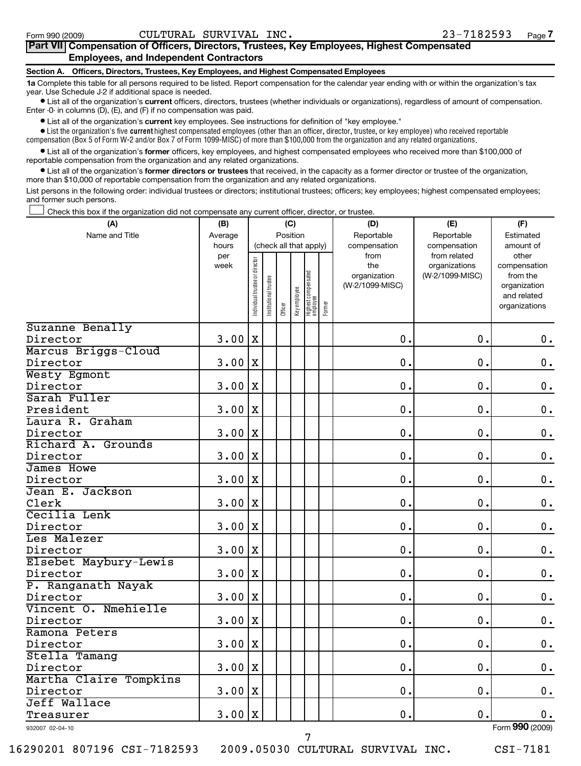Form 990 (2009) CULTURAL SURVIVAL INC. 23-7182593

## Part VII Compensation of Officers, Directors, Trustees, Key Employees, Highest Compensated Employees, and Independent Contractors

### Section A. Officers, Directors, Trustees, Key Employees, and Highest Compensated Employees

**1a** Complete this table for all persons required to be listed. Report compensation for the calendar year ending with or within the organization's tax year. Use Schedule J-2 if additional space is needed.

- List all of the organization's **current** officers, directors, trustees (whether individuals or organizations), regardless of amount of compensation. Enter -0- in columns (D), (E), and (F) if no compensation was paid.
- List all of the organization's **current** key employees. See instructions for definition of "key employee."
- List the organization's five **current** highest compensated employees (other than an officer, director, trustee, or key employee) who received reportable compensation (Box 5 of Form W-2 and/or Box 7 of Form 1099-MISC) of more than $100,000 from the organization and any related organizations.
- List all of the organization's **former** officers, key employees, and highest compensated employees who received more than $100,000 of reportable compensation from the organization and any related organizations.
- List all of the organization's **former directors or trustees** that received, in the capacity as a former director or trustee of the organization, more than $10,000 of reportable compensation from the organization and any related organizations.

List persons in the following order: individual trustees or directors; institutional trustees; officers; key employees; highest compensated employees; and former such persons.

☐ Check this box if the organization did not compensate any current officer, director, or trustee.

| (A) Name and Title | (B) Average hours per week | (C) Individual trustee or director | Institutional trustee | Officer | Key employee | Highest compensated employee | Former | (D) Reportable compensation from the organization (W-2/1099-MISC) | (E) Reportable compensation from related organizations (W-2/1099-MISC) | (F) Estimated amount of other compensation from the organization and related organizations |
|---|---|---|---|---|---|---|---|---|---|---|
| Suzanne Benally<br>Director | 3.00 | X | | | | | | 0. | 0. | 0. |
| Marcus Briggs-Cloud<br>Director | 3.00 | X | | | | | | 0. | 0. | 0. |
| Westy Egmont<br>Director | 3.00 | X | | | | | | 0. | 0. | 0. |
| Sarah Fuller<br>President | 3.00 | X | | | | | | 0. | 0. | 0. |
| Laura R. Graham<br>Director | 3.00 | X | | | | | | 0. | 0. | 0. |
| Richard A. Grounds<br>Director | 3.00 | X | | | | | | 0. | 0. | 0. |
| James Howe<br>Director | 3.00 | X | | | | | | 0. | 0. | 0. |
| Jean E. Jackson<br>Clerk | 3.00 | X | | | | | | 0. | 0. | 0. |
| Cecilia Lenk<br>Director | 3.00 | X | | | | | | 0. | 0. | 0. |
| Les Malezer<br>Director | 3.00 | X | | | | | | 0. | 0. | 0. |
| Elsebet Maybury-Lewis<br>Director | 3.00 | X | | | | | | 0. | 0. | 0. |
| P. Ranganath Nayak<br>Director | 3.00 | X | | | | | | 0. | 0. | 0. |
| Vincent O. Nmehielle<br>Director | 3.00 | X | | | | | | 0. | 0. | 0. |
| Ramona Peters<br>Director | 3.00 | X | | | | | | 0. | 0. | 0. |
| Stella Tamang<br>Director | 3.00 | X | | | | | | 0. | 0. | 0. |
| Martha Claire Tompkins<br>Director | 3.00 | X | | | | | | 0. | 0. | 0. |
| Jeff Wallace<br>Treasurer | 3.00 | X | | | | | | 0. | 0. | 0. |

932007 02-04-10 Form 990 (2009)

16290201 807196 CSI-7182593 2009.05030 CULTURAL SURVIVAL INC. CSI-7181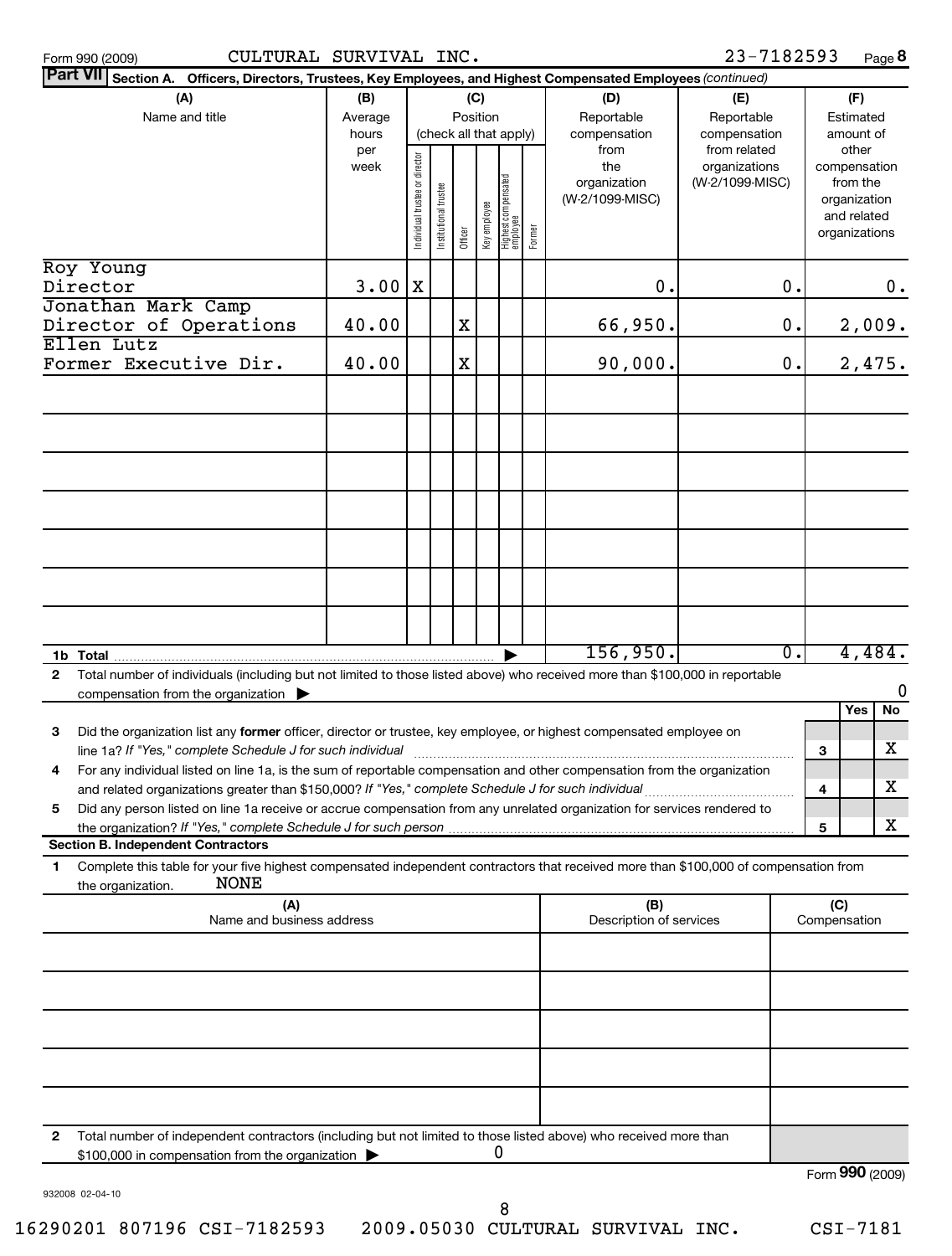Form 990 (2009) CULTURAL SURVIVAL INC. 23-7182593 Page 8

**Part VII** Section A. Officers, Directors, Trustees, Key Employees, and Highest Compensated Employees *(continued)*

| (A) Name and title | (B) Average hours per week | (C) Position (check all that apply): Individual trustee or director | Institutional trustee | Officer | Key employee | Highest compensated employee | Former | (D) Reportable compensation from the organization (W-2/1099-MISC) | (E) Reportable compensation from related organizations (W-2/1099-MISC) | (F) Estimated amount of other compensation from the organization and related organizations |
|---|---|---|---|---|---|---|---|---|---|---|
| Roy Young Director | 3.00 | X | | | | | | 0. | 0. | 0. |
| Jonathan Mark Camp Director of Operations | 40.00 | | | X | | | | 66,950. | 0. | 2,009. |
| Ellen Lutz Former Executive Dir. | 40.00 | | | X | | | | 90,000. | 0. | 2,475. |
| | | | | | | | | | | |
| | | | | | | | | | | |
| | | | | | | | | | | |
| | | | | | | | | | | |
| | | | | | | | | | | |
| | | | | | | | | | | |
| | | | | | | | | | | |
| **1b Total** | | | | | | | | 156,950. | 0. | 4,484. |

**2** Total number of individuals (including but not limited to those listed above) who received more than $100,000 in reportable compensation from the organization ▶ 0

| | | | Yes | No |
|---|---|---|---|---|
| **3** | Did the organization list any **former** officer, director or trustee, key employee, or highest compensated employee on line 1a? *If "Yes," complete Schedule J for such individual* | 3 | | X |
| **4** | For any individual listed on line 1a, is the sum of reportable compensation and other compensation from the organization and related organizations greater than $150,000? *If "Yes," complete Schedule J for such individual* | 4 | | X |
| **5** | Did any person listed on line 1a receive or accrue compensation from any unrelated organization for services rendered to the organization? *If "Yes," complete Schedule J for such person* | 5 | | X |

**Section B. Independent Contractors**

**1** Complete this table for your five highest compensated independent contractors that received more than $100,000 of compensation from the organization. NONE

| (A) Name and business address | (B) Description of services | (C) Compensation |
|---|---|---|
| | | |
| | | |
| | | |
| | | |
| | | |

**2** Total number of independent contractors (including but not limited to those listed above) who received more than $100,000 in compensation from the organization ▶ 0

Form **990** (2009)

932008 02-04-10

16290201 807196 CSI-7182593 2009.05030 CULTURAL SURVIVAL INC. CSI-7181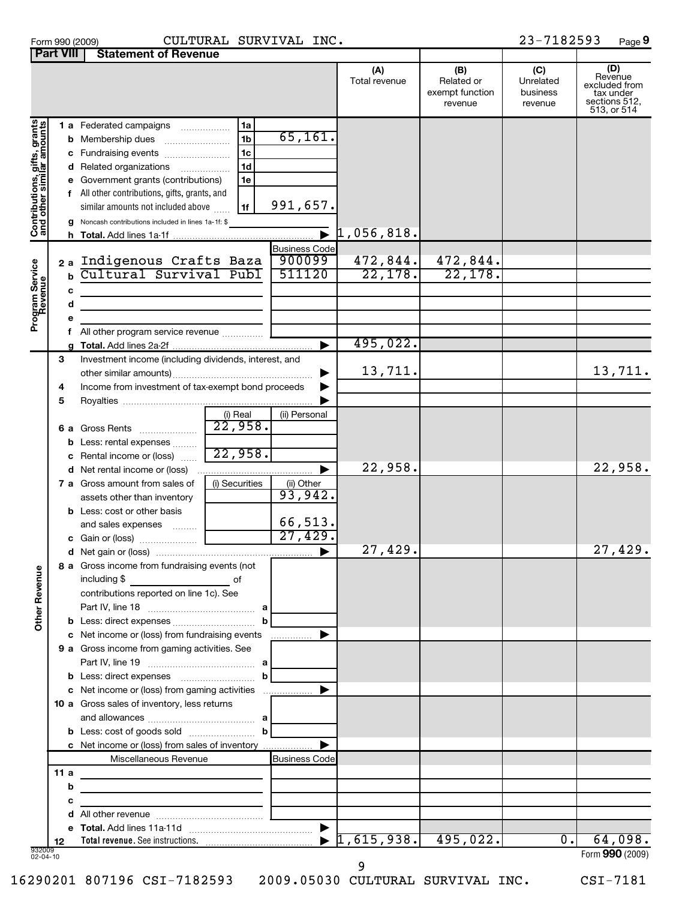Form 990 (2009) CULTURAL SURVIVAL INC. 23-7182593 Page 9

## Part VIII Statement of Revenue

| | | | | (A) Total revenue | (B) Related or exempt function revenue | (C) Unrelated business revenue | (D) Revenue excluded from tax under sections 512, 513, or 514 |
|---|---|---|---|---|---|---|---|
| **Contributions, gifts, grants and other similar amounts** | 1a Federated campaigns | 1a | | | | | |
| | b Membership dues | 1b | 65,161. | | | | |
| | c Fundraising events | 1c | | | | | |
| | d Related organizations | 1d | | | | | |
| | e Government grants (contributions) | 1e | | | | | |
| | f All other contributions, gifts, grants, and similar amounts not included above | 1f | 991,657. | | | | |
| | g Noncash contributions included in lines 1a-1f: $ | | | | | | |
| | h **Total.** Add lines 1a-1f | | ▶ | 1,056,818. | | | |
| **Program Service Revenue** | | | Business Code | | | | |
| | 2a Indigenous Crafts Baza | | 900099 | 472,844. | 472,844. | | |
| | b Cultural Survival Publ | | 511120 | 22,178. | 22,178. | | |
| | c | | | | | | |
| | d | | | | | | |
| | e | | | | | | |
| | f All other program service revenue | | | | | | |
| | g **Total.** Add lines 2a-2f | | ▶ | 495,022. | | | |
| **Other Revenue** | 3 Investment income (including dividends, interest, and other similar amounts) | | ▶ | 13,711. | | | 13,711. |
| | 4 Income from investment of tax-exempt bond proceeds | | ▶ | | | | |
| | 5 Royalties | | ▶ | | | | |
| | | (i) Real | (ii) Personal | | | | |
| | 6a Gross Rents | 22,958. | | | | | |
| | b Less: rental expenses | | | | | | |
| | c Rental income or (loss) | 22,958. | | | | | |
| | d Net rental income or (loss) | | ▶ | 22,958. | | | 22,958. |
| | 7a Gross amount from sales of assets other than inventory | (i) Securities | (ii) Other 93,942. | | | | |
| | b Less: cost or other basis and sales expenses | | 66,513. | | | | |
| | c Gain or (loss) | | 27,429. | | | | |
| | d Net gain or (loss) | | ▶ | 27,429. | | | 27,429. |
| | 8a Gross income from fundraising events (not including $ of contributions reported on line 1c). See Part IV, line 18 | a | | | | | |
| | b Less: direct expenses | b | | | | | |
| | c Net income or (loss) from fundraising events | | ▶ | | | | |
| | 9a Gross income from gaming activities. See Part IV, line 19 | a | | | | | |
| | b Less: direct expenses | b | | | | | |
| | c Net income or (loss) from gaming activities | | ▶ | | | | |
| | 10a Gross sales of inventory, less returns and allowances | a | | | | | |
| | b Less: cost of goods sold | b | | | | | |
| | c Net income or (loss) from sales of inventory | | ▶ | | | | |
| | Miscellaneous Revenue | | Business Code | | | | |
| | 11a | | | | | | |
| | b | | | | | | |
| | c | | | | | | |
| | d All other revenue | | | | | | |
| | e **Total.** Add lines 11a-11d | | ▶ | | | | |
| | 12 **Total revenue.** See instructions. | | ▶ | 1,615,938. | 495,022. | 0. | 64,098. |

932009 02-04-10

Form **990** (2009)

16290201 807196 CSI-7182593 2009.05030 CULTURAL SURVIVAL INC. CSI-7181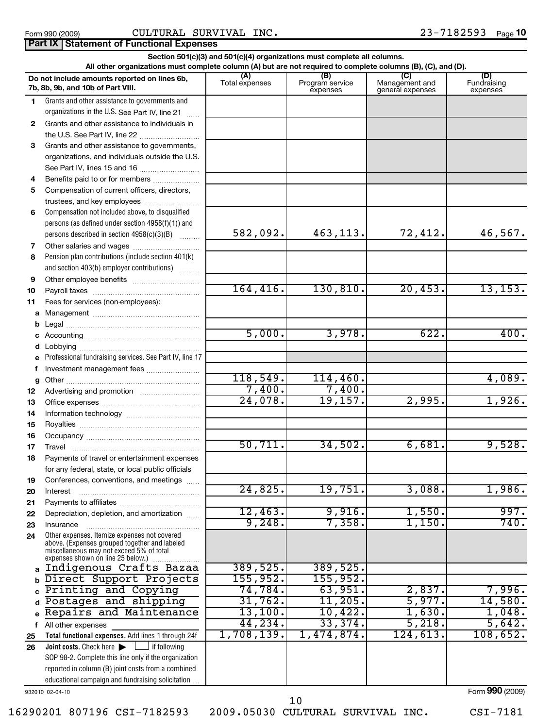Form 990 (2009) CULTURAL SURVIVAL INC. 23-7182593 Page 10

## Part IX | Statement of Functional Expenses

**Section 501(c)(3) and 501(c)(4) organizations must complete all columns.**
**All other organizations must complete column (A) but are not required to complete columns (B), (C), and (D).**

| | Do not include amounts reported on lines 6b, 7b, 8b, 9b, and 10b of Part VIII. | (A) Total expenses | (B) Program service expenses | (C) Management and general expenses | (D) Fundraising expenses |
|---|---|---|---|---|---|
| 1 | Grants and other assistance to governments and organizations in the U.S. See Part IV, line 21 | | | | |
| 2 | Grants and other assistance to individuals in the U.S. See Part IV, line 22 | | | | |
| 3 | Grants and other assistance to governments, organizations, and individuals outside the U.S. See Part IV, lines 15 and 16 | | | | |
| 4 | Benefits paid to or for members | | | | |
| 5 | Compensation of current officers, directors, trustees, and key employees | | | | |
| 6 | Compensation not included above, to disqualified persons (as defined under section 4958(f)(1)) and persons described in section 4958(c)(3)(B) | 582,092. | 463,113. | 72,412. | 46,567. |
| 7 | Other salaries and wages | | | | |
| 8 | Pension plan contributions (include section 401(k) and section 403(b) employer contributions) | | | | |
| 9 | Other employee benefits | | | | |
| 10 | Payroll taxes | 164,416. | 130,810. | 20,453. | 13,153. |
| 11 | Fees for services (non-employees): | | | | |
| a | Management | | | | |
| b | Legal | | | | |
| c | Accounting | 5,000. | 3,978. | 622. | 400. |
| d | Lobbying | | | | |
| e | Professional fundraising services. See Part IV, line 17 | | | | |
| f | Investment management fees | | | | |
| g | Other | 118,549. | 114,460. | | 4,089. |
| 12 | Advertising and promotion | 7,400. | 7,400. | | |
| 13 | Office expenses | 24,078. | 19,157. | 2,995. | 1,926. |
| 14 | Information technology | | | | |
| 15 | Royalties | | | | |
| 16 | Occupancy | | | | |
| 17 | Travel | 50,711. | 34,502. | 6,681. | 9,528. |
| 18 | Payments of travel or entertainment expenses for any federal, state, or local public officials | | | | |
| 19 | Conferences, conventions, and meetings | | | | |
| 20 | Interest | 24,825. | 19,751. | 3,088. | 1,986. |
| 21 | Payments to affiliates | | | | |
| 22 | Depreciation, depletion, and amortization | 12,463. | 9,916. | 1,550. | 997. |
| 23 | Insurance | 9,248. | 7,358. | 1,150. | 740. |
| 24 | Other expenses. Itemize expenses not covered above. (Expenses grouped together and labeled miscellaneous may not exceed 5% of total expenses shown on line 25 below.) | | | | |
| a | Indigenous Crafts Bazaa | 389,525. | 389,525. | | |
| b | Direct Support Projects | 155,952. | 155,952. | | |
| c | Printing and Copying | 74,784. | 63,951. | 2,837. | 7,996. |
| d | Postages and shipping | 31,762. | 11,205. | 5,977. | 14,580. |
| e | Repairs and Maintenance | 13,100. | 10,422. | 1,630. | 1,048. |
| f | All other expenses | 44,234. | 33,374. | 5,218. | 5,642. |
| 25 | **Total functional expenses.** Add lines 1 through 24f | 1,708,139. | 1,474,874. | 124,613. | 108,652. |
| 26 | **Joint costs.** Check here ☐ if following SOP 98-2. Complete this line only if the organization reported in column (B) joint costs from a combined educational campaign and fundraising solicitation | | | | |

932010 02-04-10

Form **990** (2009)

16290201 807196 CSI-7182593 2009.05030 CULTURAL SURVIVAL INC. CSI-7181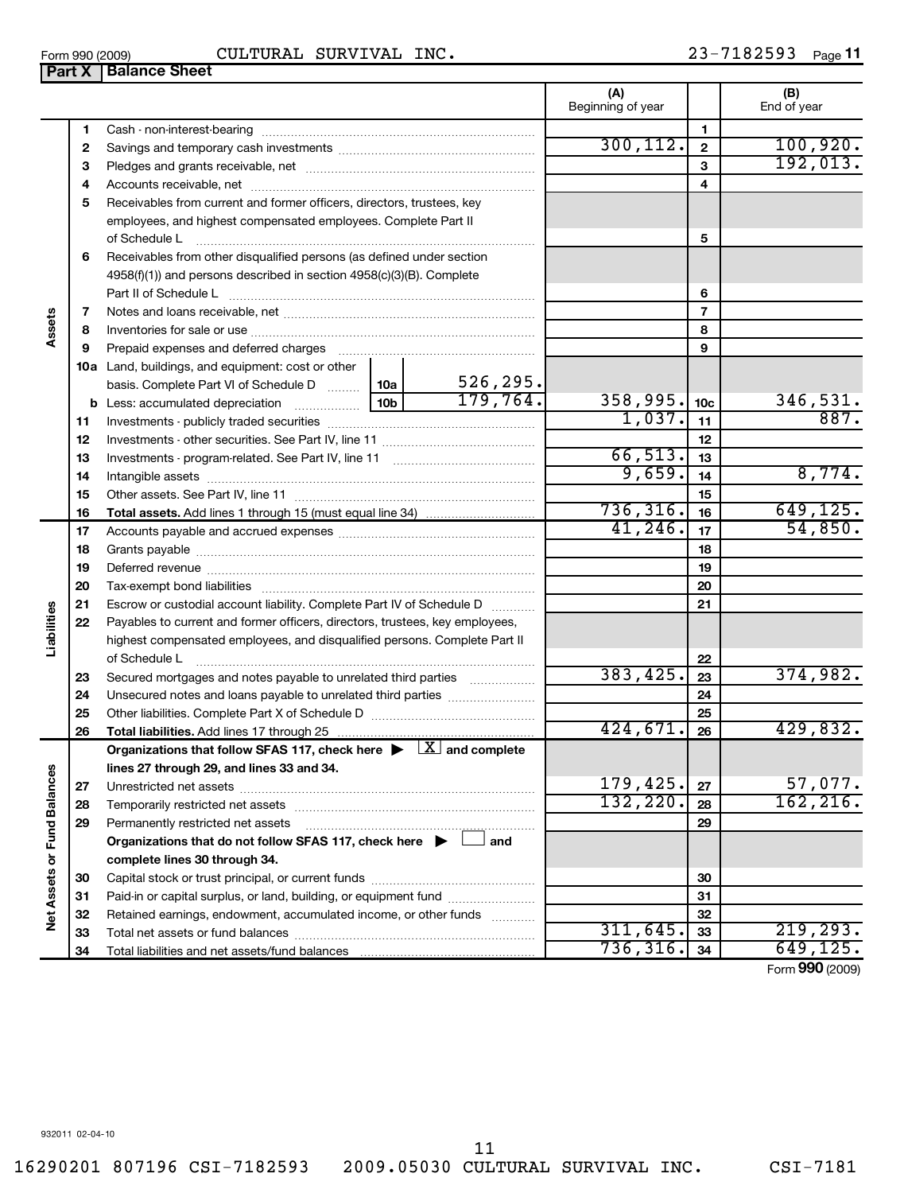Form 990 (2009) CULTURAL SURVIVAL INC. 23-7182593 Page 11

## Part X Balance Sheet

| | | | (A) Beginning of year | | (B) End of year |
|---|---|---|---|---|---|
| **Assets** | 1 | Cash - non-interest-bearing | | 1 | |
| | 2 | Savings and temporary cash investments | 300,112. | 2 | 100,920. |
| | 3 | Pledges and grants receivable, net | | 3 | 192,013. |
| | 4 | Accounts receivable, net | | 4 | |
| | 5 | Receivables from current and former officers, directors, trustees, key employees, and highest compensated employees. Complete Part II of Schedule L | | 5 | |
| | 6 | Receivables from other disqualified persons (as defined under section 4958(f)(1)) and persons described in section 4958(c)(3)(B). Complete Part II of Schedule L | | 6 | |
| | 7 | Notes and loans receivable, net | | 7 | |
| | 8 | Inventories for sale or use | | 8 | |
| | 9 | Prepaid expenses and deferred charges | | 9 | |
| | 10a | Land, buildings, and equipment: cost or other basis. Complete Part VI of Schedule D — 10a: 526,295. | | | |
| | b | Less: accumulated depreciation — 10b: 179,764. | 358,995. | 10c | 346,531. |
| | 11 | Investments - publicly traded securities | 1,037. | 11 | 887. |
| | 12 | Investments - other securities. See Part IV, line 11 | | 12 | |
| | 13 | Investments - program-related. See Part IV, line 11 | 66,513. | 13 | |
| | 14 | Intangible assets | 9,659. | 14 | 8,774. |
| | 15 | Other assets. See Part IV, line 11 | | 15 | |
| | 16 | **Total assets.** Add lines 1 through 15 (must equal line 34) | 736,316. | 16 | 649,125. |
| **Liabilities** | 17 | Accounts payable and accrued expenses | 41,246. | 17 | 54,850. |
| | 18 | Grants payable | | 18 | |
| | 19 | Deferred revenue | | 19 | |
| | 20 | Tax-exempt bond liabilities | | 20 | |
| | 21 | Escrow or custodial account liability. Complete Part IV of Schedule D | | 21 | |
| | 22 | Payables to current and former officers, directors, trustees, key employees, highest compensated employees, and disqualified persons. Complete Part II of Schedule L | | 22 | |
| | 23 | Secured mortgages and notes payable to unrelated third parties | 383,425. | 23 | 374,982. |
| | 24 | Unsecured notes and loans payable to unrelated third parties | | 24 | |
| | 25 | Other liabilities. Complete Part X of Schedule D | | 25 | |
| | 26 | **Total liabilities.** Add lines 17 through 25 | 424,671. | 26 | 429,832. |
| **Net Assets or Fund Balances** | | **Organizations that follow SFAS 117, check here ▶ [X] and complete lines 27 through 29, and lines 33 and 34.** | | | |
| | 27 | Unrestricted net assets | 179,425. | 27 | 57,077. |
| | 28 | Temporarily restricted net assets | 132,220. | 28 | 162,216. |
| | 29 | Permanently restricted net assets | | 29 | |
| | | **Organizations that do not follow SFAS 117, check here ▶ [ ] and complete lines 30 through 34.** | | | |
| | 30 | Capital stock or trust principal, or current funds | | 30 | |
| | 31 | Paid-in or capital surplus, or land, building, or equipment fund | | 31 | |
| | 32 | Retained earnings, endowment, accumulated income, or other funds | | 32 | |
| | 33 | Total net assets or fund balances | 311,645. | 33 | 219,293. |
| | 34 | Total liabilities and net assets/fund balances | 736,316. | 34 | 649,125. |

Form **990** (2009)

932011 02-04-10

16290201 807196 CSI-7182593 2009.05030 CULTURAL SURVIVAL INC. CSI-7181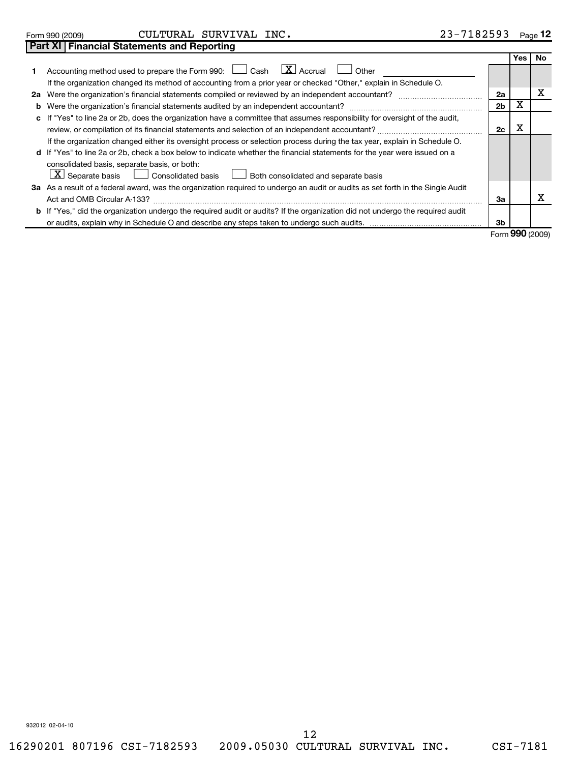Form 990 (2009) CULTURAL SURVIVAL INC. 23-7182593 Page 12

## Part XI Financial Statements and Reporting

| | | | Yes | No |
|---|---|---|---|---|
| 1 | Accounting method used to prepare the Form 990: [ ] Cash [X] Accrual [ ] Other<br>If the organization changed its method of accounting from a prior year or checked "Other," explain in Schedule O. | | | |
| 2a | Were the organization's financial statements compiled or reviewed by an independent accountant? | 2a | | X |
| b | Were the organization's financial statements audited by an independent accountant? | 2b | X | |
| c | If "Yes" to line 2a or 2b, does the organization have a committee that assumes responsibility for oversight of the audit, review, or compilation of its financial statements and selection of an independent accountant?<br>If the organization changed either its oversight process or selection process during the tax year, explain in Schedule O. | 2c | X | |
| d | If "Yes" to line 2a or 2b, check a box below to indicate whether the financial statements for the year were issued on a consolidated basis, separate basis, or both:<br>[X] Separate basis [ ] Consolidated basis [ ] Both consolidated and separate basis | | | |
| 3a | As a result of a federal award, was the organization required to undergo an audit or audits as set forth in the Single Audit Act and OMB Circular A-133? | 3a | | X |
| b | If "Yes," did the organization undergo the required audit or audits? If the organization did not undergo the required audit or audits, explain why in Schedule O and describe any steps taken to undergo such audits. | 3b | | |

Form 990 (2009)

932012 02-04-10

16290201 807196 CSI-7182593 2009.05030 CULTURAL SURVIVAL INC. CSI-7181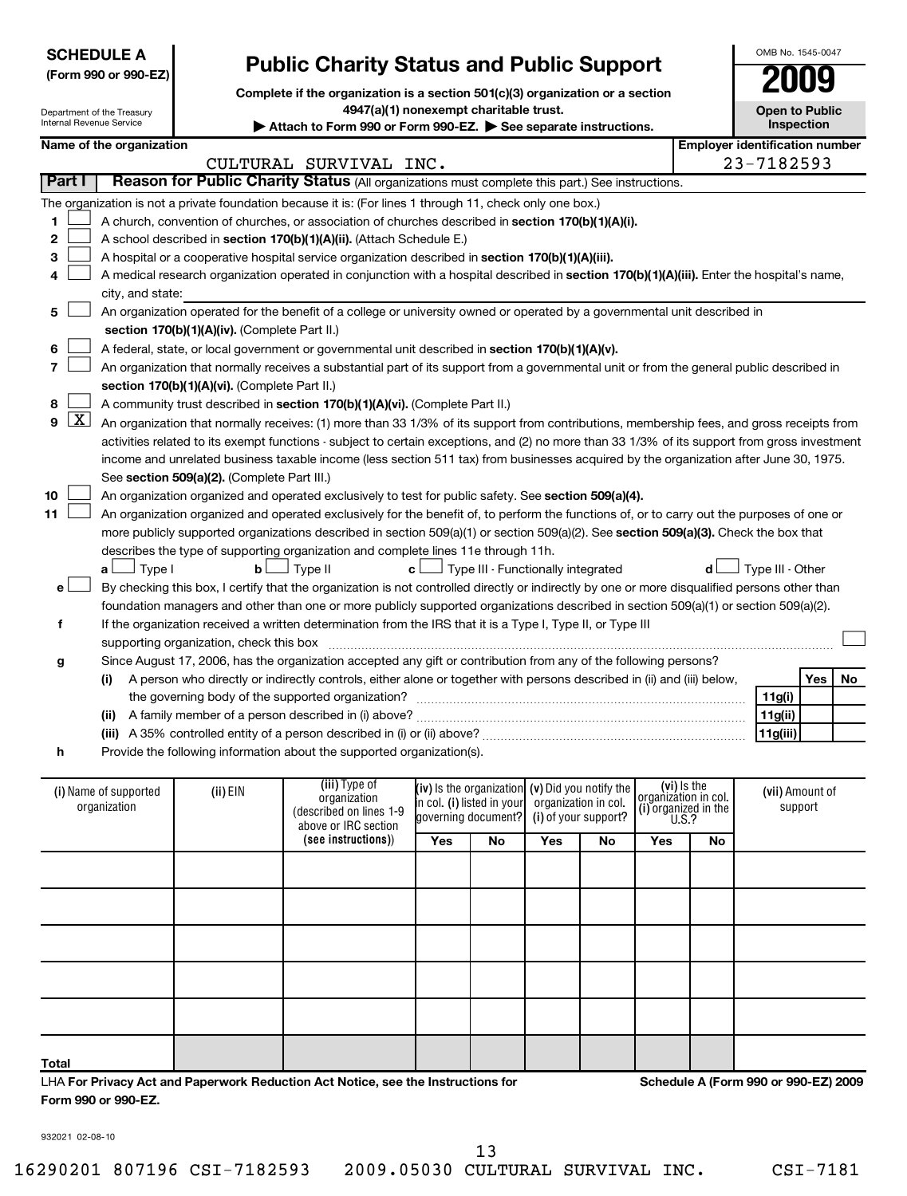**SCHEDULE A**
**(Form 990 or 990-EZ)**

Department of the Treasury
Internal Revenue Service

# Public Charity Status and Public Support

**Complete if the organization is a section 501(c)(3) organization or a section 4947(a)(1) nonexempt charitable trust.**
**▶ Attach to Form 990 or Form 990-EZ. ▶ See separate instructions.**

OMB No. 1545-0047
**2009**
**Open to Public Inspection**

**Name of the organization:** CULTURAL SURVIVAL INC.
**Employer identification number:** 23-7182593

## Part I Reason for Public Charity Status (All organizations must complete this part.) See instructions.

The organization is not a private foundation because it is: (For lines 1 through 11, check only one box.)

1. ☐ A church, convention of churches, or association of churches described in **section 170(b)(1)(A)(i).**
2. ☐ A school described in **section 170(b)(1)(A)(ii).** (Attach Schedule E.)
3. ☐ A hospital or a cooperative hospital service organization described in **section 170(b)(1)(A)(iii).**
4. ☐ A medical research organization operated in conjunction with a hospital described in **section 170(b)(1)(A)(iii).** Enter the hospital's name, city, and state:
5. ☐ An organization operated for the benefit of a college or university owned or operated by a governmental unit described in **section 170(b)(1)(A)(iv).** (Complete Part II.)
6. ☐ A federal, state, or local government or governmental unit described in **section 170(b)(1)(A)(v).**
7. ☐ An organization that normally receives a substantial part of its support from a governmental unit or from the general public described in **section 170(b)(1)(A)(vi).** (Complete Part II.)
8. ☐ A community trust described in **section 170(b)(1)(A)(vi).** (Complete Part II.)
9. ☒ An organization that normally receives: (1) more than 33 1/3% of its support from contributions, membership fees, and gross receipts from activities related to its exempt functions - subject to certain exceptions, and (2) no more than 33 1/3% of its support from gross investment income and unrelated business taxable income (less section 511 tax) from businesses acquired by the organization after June 30, 1975. See **section 509(a)(2).** (Complete Part III.)
10. ☐ An organization organized and operated exclusively to test for public safety. See **section 509(a)(4).**
11. ☐ An organization organized and operated exclusively for the benefit of, to perform the functions of, or to carry out the purposes of one or more publicly supported organizations described in section 509(a)(1) or section 509(a)(2). See **section 509(a)(3).** Check the box that describes the type of supporting organization and complete lines 11e through 11h.
   - **a** ☐ Type I  **b** ☐ Type II  **c** ☐ Type III - Functionally integrated  **d** ☐ Type III - Other
   - **e** ☐ By checking this box, I certify that the organization is not controlled directly or indirectly by one or more disqualified persons other than foundation managers and other than one or more publicly supported organizations described in section 509(a)(1) or section 509(a)(2).
   - **f** If the organization received a written determination from the IRS that it is a Type I, Type II, or Type III supporting organization, check this box ☐
   - **g** Since August 17, 2006, has the organization accepted any gift or contribution from any of the following persons?

| | | | Yes | No |
|---|---|---|---|---|
| (i) | A person who directly or indirectly controls, either alone or together with persons described in (ii) and (iii) below, the governing body of the supported organization? | 11g(i) | | |
| (ii) | A family member of a person described in (i) above? | 11g(ii) | | |
| (iii) | A 35% controlled entity of a person described in (i) or (ii) above? | 11g(iii) | | |

   - **h** Provide the following information about the supported organization(s).

| (i) Name of supported organization | (ii) EIN | (iii) Type of organization (described on lines 1-9 above or IRC section (see instructions)) | (iv) Is the organization in col. (i) listed in your governing document? | | (v) Did you notify the organization in col. (i) of your support? | | (vi) Is the organization in col. (i) organized in the U.S.? | | (vii) Amount of support |
|---|---|---|---|---|---|---|---|---|---|
| | | | Yes | No | Yes | No | Yes | No | |
| | | | | | | | | | |
| | | | | | | | | | |
| | | | | | | | | | |
| | | | | | | | | | |
| | | | | | | | | | |
| **Total** | | | | | | | | | |

LHA **For Privacy Act and Paperwork Reduction Act Notice, see the Instructions for Form 990 or 990-EZ.** **Schedule A (Form 990 or 990-EZ) 2009**

932021 02-08-10

16290201 807196 CSI-7182593 2009.05030 CULTURAL SURVIVAL INC. CSI-7181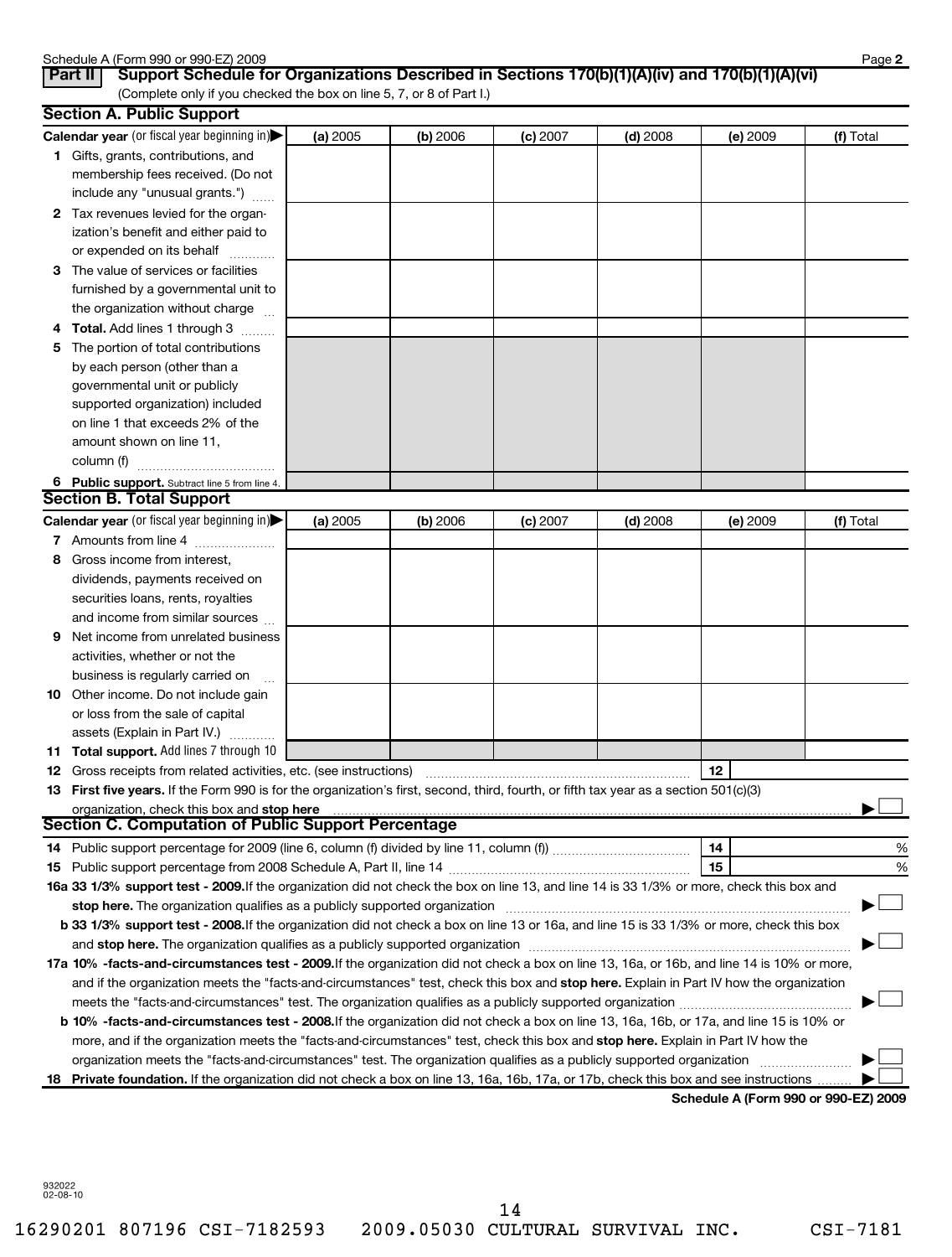Schedule A (Form 990 or 990-EZ) 2009

## Part II Support Schedule for Organizations Described in Sections 170(b)(1)(A)(iv) and 170(b)(1)(A)(vi)

(Complete only if you checked the box on line 5, 7, or 8 of Part I.)

### Section A. Public Support

| Calendar year (or fiscal year beginning in) | (a) 2005 | (b) 2006 | (c) 2007 | (d) 2008 | (e) 2009 | (f) Total |
|---|---|---|---|---|---|---|
| 1 Gifts, grants, contributions, and membership fees received. (Do not include any "unusual grants.") | | | | | | |
| 2 Tax revenues levied for the organization's benefit and either paid to or expended on its behalf | | | | | | |
| 3 The value of services or facilities furnished by a governmental unit to the organization without charge | | | | | | |
| 4 **Total.** Add lines 1 through 3 | | | | | | |
| 5 The portion of total contributions by each person (other than a governmental unit or publicly supported organization) included on line 1 that exceeds 2% of the amount shown on line 11, column (f) | | | | | | |
| 6 **Public support.** Subtract line 5 from line 4. | | | | | | |

### Section B. Total Support

| Calendar year (or fiscal year beginning in) | (a) 2005 | (b) 2006 | (c) 2007 | (d) 2008 | (e) 2009 | (f) Total |
|---|---|---|---|---|---|---|
| 7 Amounts from line 4 | | | | | | |
| 8 Gross income from interest, dividends, payments received on securities loans, rents, royalties and income from similar sources | | | | | | |
| 9 Net income from unrelated business activities, whether or not the business is regularly carried on | | | | | | |
| 10 Other income. Do not include gain or loss from the sale of capital assets (Explain in Part IV.) | | | | | | |
| 11 **Total support.** Add lines 7 through 10 | | | | | | |

12 Gross receipts from related activities, etc. (see instructions) | 12 |

13 **First five years.** If the Form 990 is for the organization's first, second, third, fourth, or fifth tax year as a section 501(c)(3) organization, check this box and **stop here** ☐

### Section C. Computation of Public Support Percentage

14 Public support percentage for 2009 (line 6, column (f) divided by line 11, column (f)) | 14 | %

15 Public support percentage from 2008 Schedule A, Part II, line 14 | 15 | %

16a **33 1/3% support test - 2009.** If the organization did not check the box on line 13, and line 14 is 33 1/3% or more, check this box and **stop here.** The organization qualifies as a publicly supported organization ☐

b **33 1/3% support test - 2008.** If the organization did not check a box on line 13 or 16a, and line 15 is 33 1/3% or more, check this box and **stop here.** The organization qualifies as a publicly supported organization ☐

17a **10% -facts-and-circumstances test - 2009.** If the organization did not check a box on line 13, 16a, or 16b, and line 14 is 10% or more, and if the organization meets the "facts-and-circumstances" test, check this box and **stop here.** Explain in Part IV how the organization meets the "facts-and-circumstances" test. The organization qualifies as a publicly supported organization ☐

b **10% -facts-and-circumstances test - 2008.** If the organization did not check a box on line 13, 16a, 16b, or 17a, and line 15 is 10% or more, and if the organization meets the "facts-and-circumstances" test, check this box and **stop here.** Explain in Part IV how the organization meets the "facts-and-circumstances" test. The organization qualifies as a publicly supported organization ☐

18 **Private foundation.** If the organization did not check a box on line 13, 16a, 16b, 17a, or 17b, check this box and see instructions ☐

**Schedule A (Form 990 or 990-EZ) 2009**

932022 02-08-10

16290201 807196 CSI-7182593 2009.05030 CULTURAL SURVIVAL INC. CSI-7181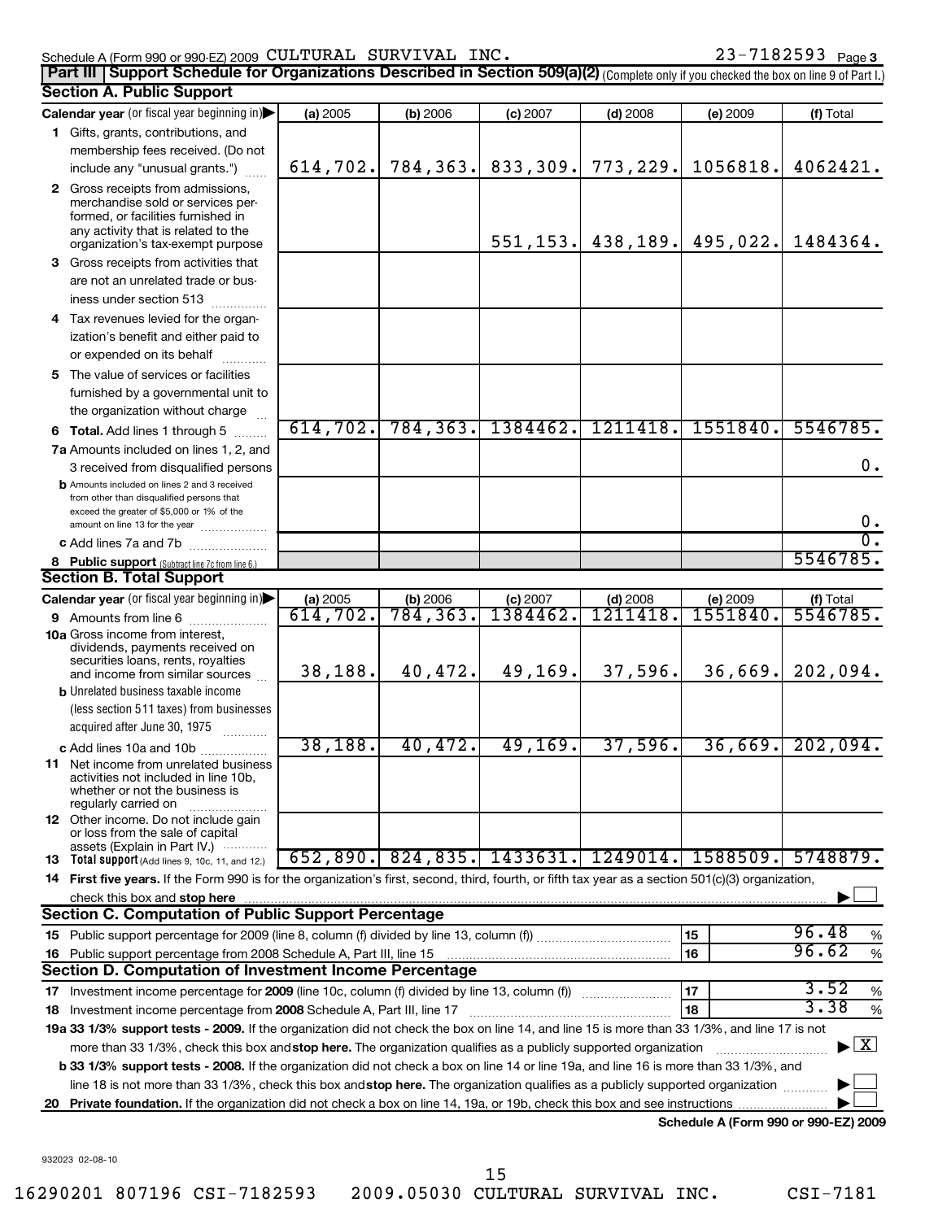Schedule A (Form 990 or 990-EZ) 2009 CULTURAL SURVIVAL INC. 23-7182593 Page 3

## Part III Support Schedule for Organizations Described in Section 509(a)(2) (Complete only if you checked the box on line 9 of Part I.)

### Section A. Public Support

| Calendar year (or fiscal year beginning in) | (a) 2005 | (b) 2006 | (c) 2007 | (d) 2008 | (e) 2009 | (f) Total |
|---|---|---|---|---|---|---|
| 1 Gifts, grants, contributions, and membership fees received. (Do not include any "unusual grants.") | 614,702. | 784,363. | 833,309. | 773,229. | 1056818. | 4062421. |
| 2 Gross receipts from admissions, merchandise sold or services performed, or facilities furnished in any activity that is related to the organization's tax-exempt purpose | | | 551,153. | 438,189. | 495,022. | 1484364. |
| 3 Gross receipts from activities that are not an unrelated trade or business under section 513 | | | | | | |
| 4 Tax revenues levied for the organization's benefit and either paid to or expended on its behalf | | | | | | |
| 5 The value of services or facilities furnished by a governmental unit to the organization without charge | | | | | | |
| 6 **Total.** Add lines 1 through 5 | 614,702. | 784,363. | 1384462. | 1211418. | 1551840. | 5546785. |
| 7a Amounts included on lines 1, 2, and 3 received from disqualified persons | | | | | | 0. |
| b Amounts included on lines 2 and 3 received from other than disqualified persons that exceed the greater of $5,000 or 1% of the amount on line 13 for the year | | | | | | 0. |
| c Add lines 7a and 7b | | | | | | 0. |
| 8 **Public support** (Subtract line 7c from line 6.) | | | | | | 5546785. |

### Section B. Total Support

| Calendar year (or fiscal year beginning in) | (a) 2005 | (b) 2006 | (c) 2007 | (d) 2008 | (e) 2009 | (f) Total |
|---|---|---|---|---|---|---|
| 9 Amounts from line 6 | 614,702. | 784,363. | 1384462. | 1211418. | 1551840. | 5546785. |
| 10a Gross income from interest, dividends, payments received on securities loans, rents, royalties and income from similar sources | 38,188. | 40,472. | 49,169. | 37,596. | 36,669. | 202,094. |
| b Unrelated business taxable income (less section 511 taxes) from businesses acquired after June 30, 1975 | | | | | | |
| c Add lines 10a and 10b | 38,188. | 40,472. | 49,169. | 37,596. | 36,669. | 202,094. |
| 11 Net income from unrelated business activities not included in line 10b, whether or not the business is regularly carried on | | | | | | |
| 12 Other income. Do not include gain or loss from the sale of capital assets (Explain in Part IV.) | | | | | | |
| 13 **Total support** (Add lines 9, 10c, 11, and 12.) | 652,890. | 824,835. | 1433631. | 1249014. | 1588509. | 5748879. |

14 **First five years.** If the Form 990 is for the organization's first, second, third, fourth, or fifth tax year as a section 501(c)(3) organization, check this box and **stop here** ☐

### Section C. Computation of Public Support Percentage

| | | |
|---|---|---|
| 15 Public support percentage for 2009 (line 8, column (f) divided by line 13, column (f)) | 15 | 96.48 % |
| 16 Public support percentage from 2008 Schedule A, Part III, line 15 | 16 | 96.62 % |

### Section D. Computation of Investment Income Percentage

| | | |
|---|---|---|
| 17 Investment income percentage for **2009** (line 10c, column (f) divided by line 13, column (f)) | 17 | 3.52 % |
| 18 Investment income percentage from **2008** Schedule A, Part III, line 17 | 18 | 3.38 % |

**19a 33 1/3% support tests - 2009.** If the organization did not check the box on line 14, and line 15 is more than 33 1/3%, and line 17 is not more than 33 1/3%, check this box and **stop here.** The organization qualifies as a publicly supported organization ☒

**b 33 1/3% support tests - 2008.** If the organization did not check a box on line 14 or line 19a, and line 16 is more than 33 1/3%, and line 18 is not more than 33 1/3%, check this box and **stop here.** The organization qualifies as a publicly supported organization ☐

**20 Private foundation.** If the organization did not check a box on line 14, 19a, or 19b, check this box and see instructions ☐

**Schedule A (Form 990 or 990-EZ) 2009**

932023 02-08-10

16290201 807196 CSI-7182593 2009.05030 CULTURAL SURVIVAL INC. CSI-7181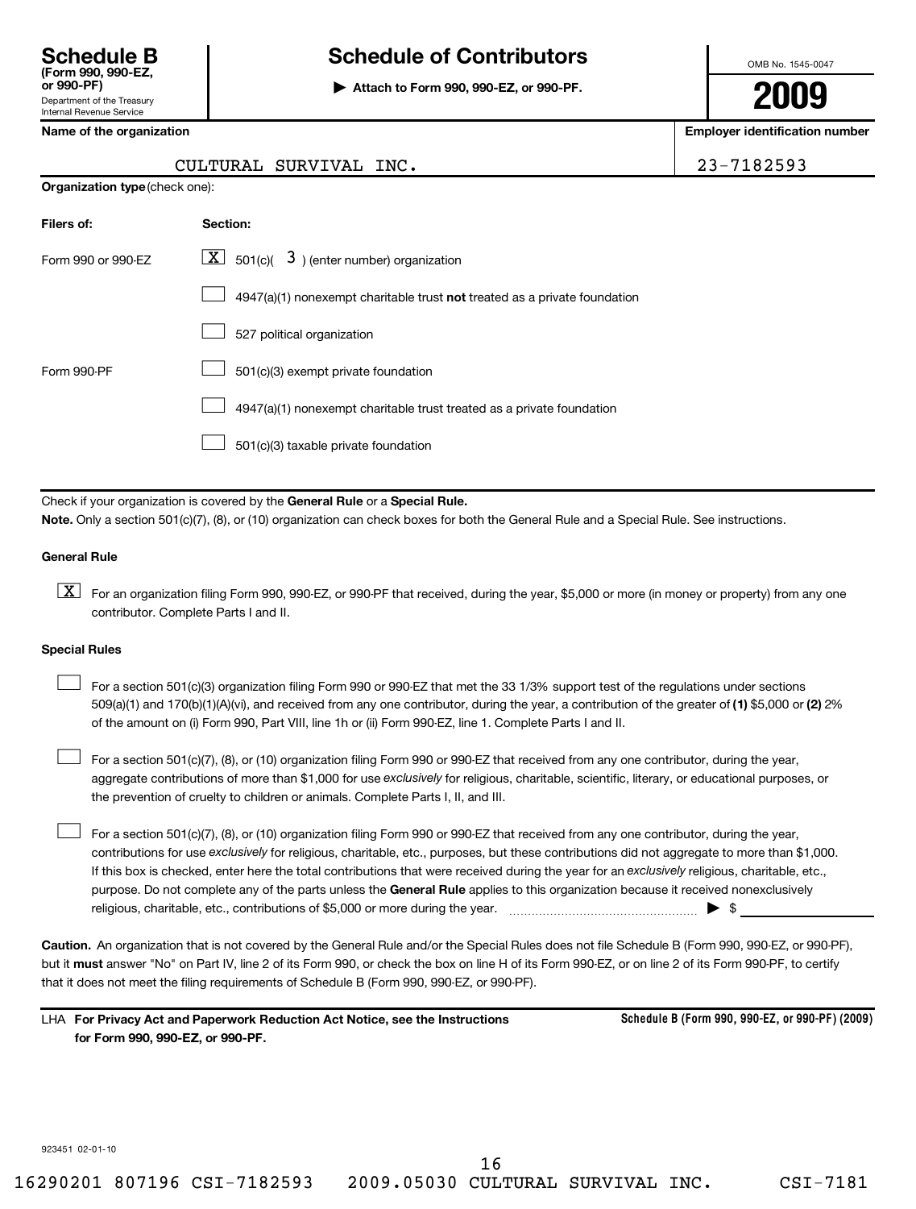# Schedule B
**(Form 990, 990-EZ, or 990-PF)**
Department of the Treasury
Internal Revenue Service

## Schedule of Contributors

▶ **Attach to Form 990, 990-EZ, or 990-PF.**

OMB No. 1545-0047

**2009**

**Name of the organization**

CULTURAL SURVIVAL INC.

**Employer identification number**

23-7182593

**Organization type** (check one):

| **Filers of:** | **Section:** |
|---|---|
| Form 990 or 990-EZ | [X] 501(c)( 3 ) (enter number) organization |
| | [ ] 4947(a)(1) nonexempt charitable trust **not** treated as a private foundation |
| | [ ] 527 political organization |
| Form 990-PF | [ ] 501(c)(3) exempt private foundation |
| | [ ] 4947(a)(1) nonexempt charitable trust treated as a private foundation |
| | [ ] 501(c)(3) taxable private foundation |

Check if your organization is covered by the **General Rule** or a **Special Rule.**

**Note.** Only a section 501(c)(7), (8), or (10) organization can check boxes for both the General Rule and a Special Rule. See instructions.

**General Rule**

[X] For an organization filing Form 990, 990-EZ, or 990-PF that received, during the year, $5,000 or more (in money or property) from any one contributor. Complete Parts I and II.

**Special Rules**

[ ] For a section 501(c)(3) organization filing Form 990 or 990-EZ that met the 33 1/3% support test of the regulations under sections 509(a)(1) and 170(b)(1)(A)(vi), and received from any one contributor, during the year, a contribution of the greater of **(1)** $5,000 or **(2)** 2% of the amount on (i) Form 990, Part VIII, line 1h or (ii) Form 990-EZ, line 1. Complete Parts I and II.

[ ] For a section 501(c)(7), (8), or (10) organization filing Form 990 or 990-EZ that received from any one contributor, during the year, aggregate contributions of more than $1,000 for use *exclusively* for religious, charitable, scientific, literary, or educational purposes, or the prevention of cruelty to children or animals. Complete Parts I, II, and III.

[ ] For a section 501(c)(7), (8), or (10) organization filing Form 990 or 990-EZ that received from any one contributor, during the year, contributions for use *exclusively* for religious, charitable, etc., purposes, but these contributions did not aggregate to more than $1,000. If this box is checked, enter here the total contributions that were received during the year for an *exclusively* religious, charitable, etc., purpose. Do not complete any of the parts unless the **General Rule** applies to this organization because it received nonexclusively religious, charitable, etc., contributions of $5,000 or more during the year. ▶ $

**Caution.** An organization that is not covered by the General Rule and/or the Special Rules does not file Schedule B (Form 990, 990-EZ, or 990-PF), but it **must** answer "No" on Part IV, line 2 of its Form 990, or check the box on line H of its Form 990-EZ, or on line 2 of its Form 990-PF, to certify that it does not meet the filing requirements of Schedule B (Form 990, 990-EZ, or 990-PF).

LHA **For Privacy Act and Paperwork Reduction Act Notice, see the Instructions for Form 990, 990-EZ, or 990-PF.**

**Schedule B (Form 990, 990-EZ, or 990-PF) (2009)**

923451 02-01-10

16290201 807196 CSI-7182593 2009.05030 CULTURAL SURVIVAL INC. CSI-7181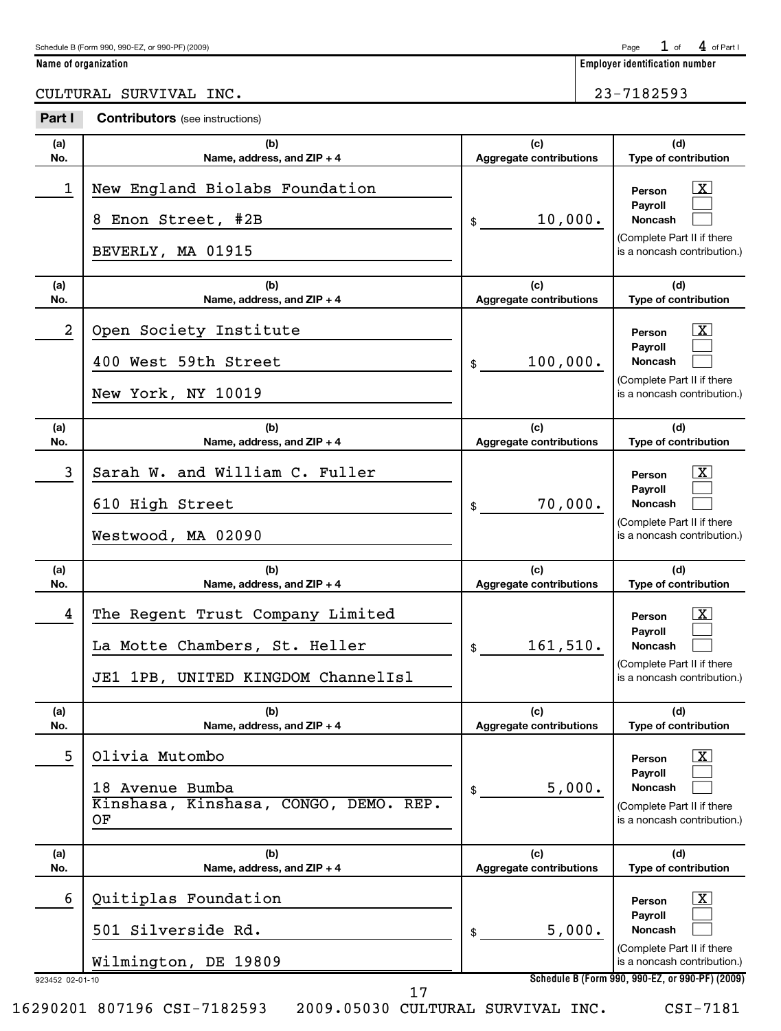Schedule B (Form 990, 990-EZ, or 990-PF) (2009)

**Name of organization**

CULTURAL SURVIVAL INC.

**Employer identification number**

23-7182593

## Part I Contributors (see instructions)

| (a) No. | (b) Name, address, and ZIP + 4 | (c) Aggregate contributions | (d) Type of contribution |
|---|---|---|---|
| 1 | New England Biolabs Foundation<br>8 Enon Street, #2B<br>BEVERLY, MA 01915 | $ 10,000. | Person [X]<br>Payroll [ ]<br>Noncash [ ]<br>(Complete Part II if there is a noncash contribution.) |
| 2 | Open Society Institute<br>400 West 59th Street<br>New York, NY 10019 | $ 100,000. | Person [X]<br>Payroll [ ]<br>Noncash [ ]<br>(Complete Part II if there is a noncash contribution.) |
| 3 | Sarah W. and William C. Fuller<br>610 High Street<br>Westwood, MA 02090 | $ 70,000. | Person [X]<br>Payroll [ ]<br>Noncash [ ]<br>(Complete Part II if there is a noncash contribution.) |
| 4 | The Regent Trust Company Limited<br>La Motte Chambers, St. Heller<br>JE1 1PB, UNITED KINGDOM ChannelIsl | $ 161,510. | Person [X]<br>Payroll [ ]<br>Noncash [ ]<br>(Complete Part II if there is a noncash contribution.) |
| 5 | Olivia Mutombo<br>18 Avenue Bumba<br>Kinshasa, Kinshasa, CONGO, DEMO. REP. OF | $ 5,000. | Person [X]<br>Payroll [ ]<br>Noncash [ ]<br>(Complete Part II if there is a noncash contribution.) |
| 6 | Quitiplas Foundation<br>501 Silverside Rd.<br>Wilmington, DE 19809 | $ 5,000. | Person [X]<br>Payroll [ ]<br>Noncash [ ]<br>(Complete Part II if there is a noncash contribution.) |

923452 02-01-10

Schedule B (Form 990, 990-EZ, or 990-PF) (2009)

16290201 807196 CSI-7182593 2009.05030 CULTURAL SURVIVAL INC. CSI-7181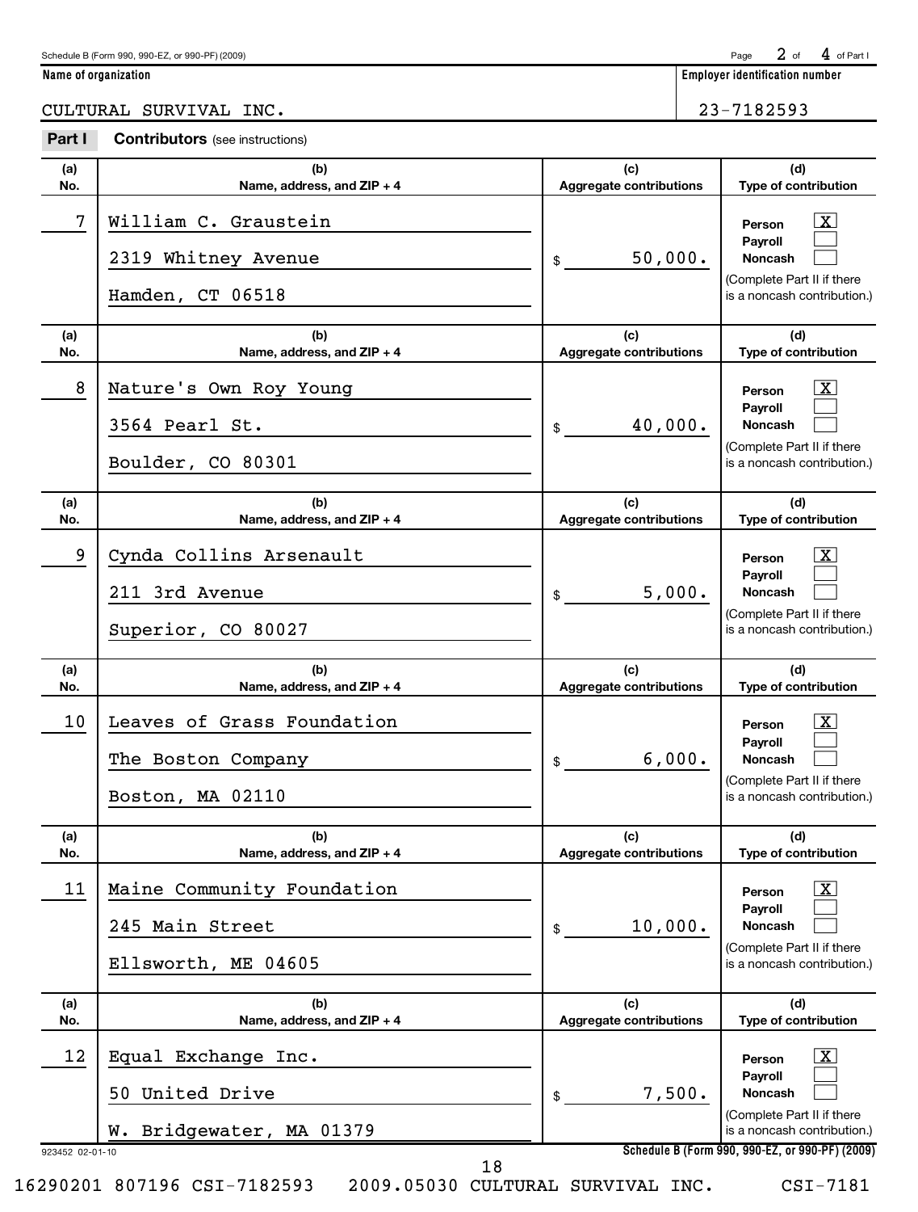Schedule B (Form 990, 990-EZ, or 990-PF) (2009) Page 2 of 4 of Part I

**Name of organization**: CULTURAL SURVIVAL INC.

**Employer identification number**: 23-7182593

**Part I Contributors** (see instructions)

| (a) No. | (b) Name, address, and ZIP + 4 | (c) Aggregate contributions | (d) Type of contribution |
|---|---|---|---|
| 7 | William C. Graustein<br>2319 Whitney Avenue<br>Hamden, CT 06518 | $ 50,000. | Person [X]<br>Payroll [ ]<br>Noncash [ ]<br>(Complete Part II if there is a noncash contribution.) |
| 8 | Nature's Own Roy Young<br>3564 Pearl St.<br>Boulder, CO 80301 | $ 40,000. | Person [X]<br>Payroll [ ]<br>Noncash [ ]<br>(Complete Part II if there is a noncash contribution.) |
| 9 | Cynda Collins Arsenault<br>211 3rd Avenue<br>Superior, CO 80027 | $ 5,000. | Person [X]<br>Payroll [ ]<br>Noncash [ ]<br>(Complete Part II if there is a noncash contribution.) |
| 10 | Leaves of Grass Foundation<br>The Boston Company<br>Boston, MA 02110 | $ 6,000. | Person [X]<br>Payroll [ ]<br>Noncash [ ]<br>(Complete Part II if there is a noncash contribution.) |
| 11 | Maine Community Foundation<br>245 Main Street<br>Ellsworth, ME 04605 | $ 10,000. | Person [X]<br>Payroll [ ]<br>Noncash [ ]<br>(Complete Part II if there is a noncash contribution.) |
| 12 | Equal Exchange Inc.<br>50 United Drive<br>W. Bridgewater, MA 01379 | $ 7,500. | Person [X]<br>Payroll [ ]<br>Noncash [ ]<br>(Complete Part II if there is a noncash contribution.) |

923452 02-01-10 Schedule B (Form 990, 990-EZ, or 990-PF) (2009)

16290201 807196 CSI-7182593 2009.05030 CULTURAL SURVIVAL INC. CSI-7181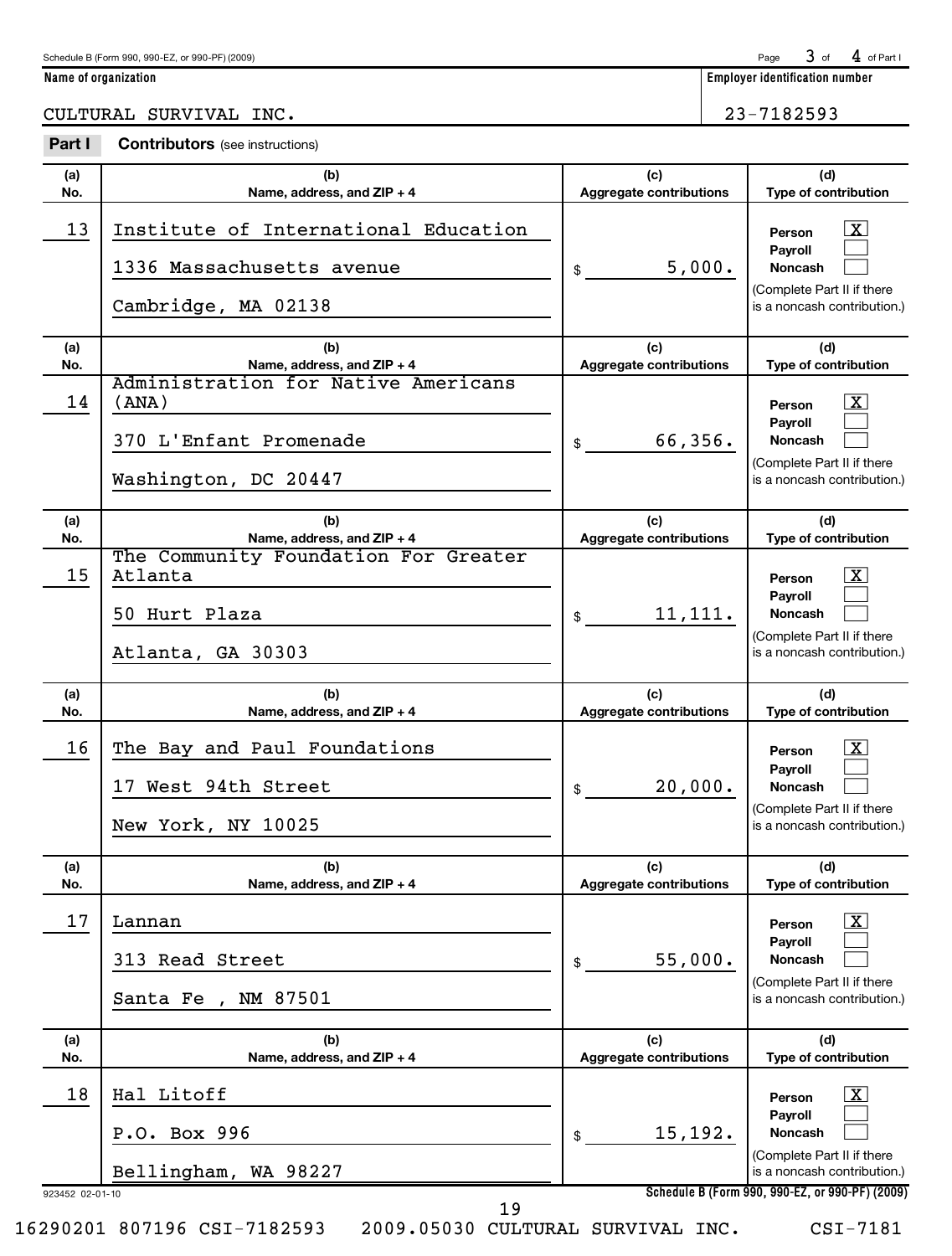Schedule B (Form 990, 990-EZ, or 990-PF) (2009)

**Name of organization**

CULTURAL SURVIVAL INC.

**Employer identification number**

23-7182593

**Part I** **Contributors** (see instructions)

| (a) No. | (b) Name, address, and ZIP + 4 | (c) Aggregate contributions | (d) Type of contribution |
|---|---|---|---|
| 13 | Institute of International Education<br>1336 Massachusetts avenue<br>Cambridge, MA 02138 | $ 5,000. | Person [X]<br>Payroll [ ]<br>Noncash [ ]<br>(Complete Part II if there is a noncash contribution.) |
| 14 | Administration for Native Americans (ANA)<br>370 L'Enfant Promenade<br>Washington, DC 20447 | $ 66,356. | Person [X]<br>Payroll [ ]<br>Noncash [ ]<br>(Complete Part II if there is a noncash contribution.) |
| 15 | The Community Foundation For Greater Atlanta<br>50 Hurt Plaza<br>Atlanta, GA 30303 | $ 11,111. | Person [X]<br>Payroll [ ]<br>Noncash [ ]<br>(Complete Part II if there is a noncash contribution.) |
| 16 | The Bay and Paul Foundations<br>17 West 94th Street<br>New York, NY 10025 | $ 20,000. | Person [X]<br>Payroll [ ]<br>Noncash [ ]<br>(Complete Part II if there is a noncash contribution.) |
| 17 | Lannan<br>313 Read Street<br>Santa Fe , NM 87501 | $ 55,000. | Person [X]<br>Payroll [ ]<br>Noncash [ ]<br>(Complete Part II if there is a noncash contribution.) |
| 18 | Hal Litoff<br>P.O. Box 996<br>Bellingham, WA 98227 | $ 15,192. | Person [X]<br>Payroll [ ]<br>Noncash [ ]<br>(Complete Part II if there is a noncash contribution.) |

923452 02-01-10

16290201 807196 CSI-7182593 2009.05030 CULTURAL SURVIVAL INC. CSI-7181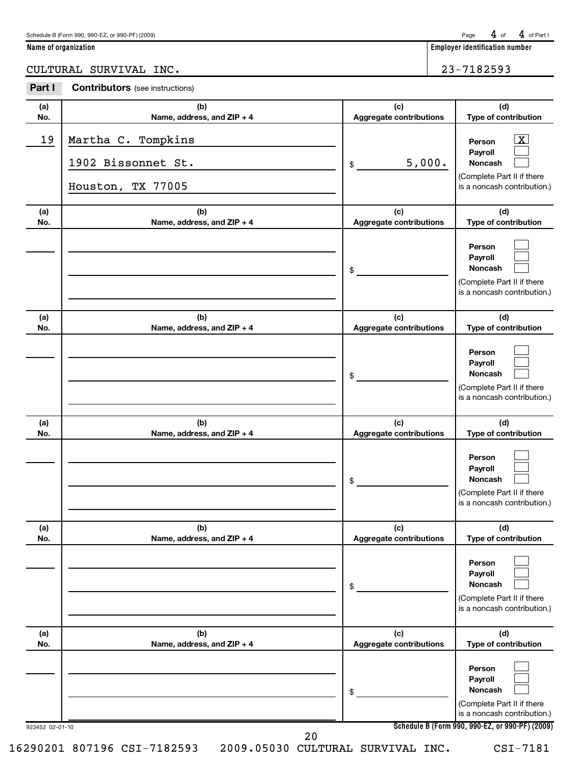Schedule B (Form 990, 990-EZ, or 990-PF) (2009)

**Name of organization**

CULTURAL SURVIVAL INC.

**Employer identification number**

23-7182593

## Part I Contributors (see instructions)

| (a) No. | (b) Name, address, and ZIP + 4 | (c) Aggregate contributions | (d) Type of contribution |
|---|---|---|---|
| 19 | Martha C. Tompkins<br>1902 Bissonnet St.<br>Houston, TX 77005 | $ 5,000. | Person [X]<br>Payroll [ ]<br>Noncash [ ]<br>(Complete Part II if there is a noncash contribution.) |
| | | $ | Person [ ]<br>Payroll [ ]<br>Noncash [ ]<br>(Complete Part II if there is a noncash contribution.) |
| | | $ | Person [ ]<br>Payroll [ ]<br>Noncash [ ]<br>(Complete Part II if there is a noncash contribution.) |
| | | $ | Person [ ]<br>Payroll [ ]<br>Noncash [ ]<br>(Complete Part II if there is a noncash contribution.) |
| | | $ | Person [ ]<br>Payroll [ ]<br>Noncash [ ]<br>(Complete Part II if there is a noncash contribution.) |
| | | $ | Person [ ]<br>Payroll [ ]<br>Noncash [ ]<br>(Complete Part II if there is a noncash contribution.) |

923452 02-01-10

**Schedule B (Form 990, 990-EZ, or 990-PF) (2009)**

16290201 807196 CSI-7182593 2009.05030 CULTURAL SURVIVAL INC. CSI-7181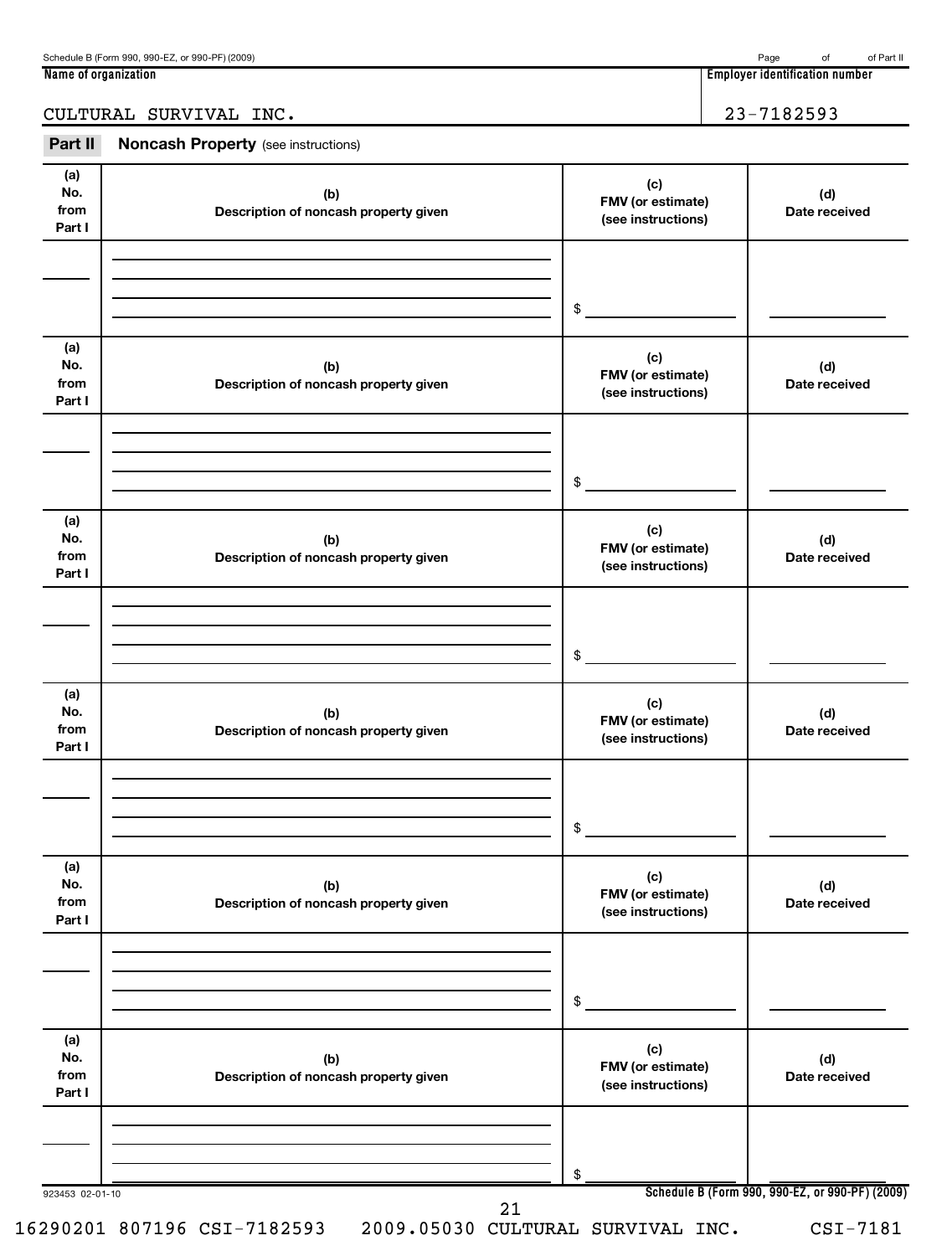Schedule B (Form 990, 990-EZ, or 990-PF) (2009) Page of of Part II

**Name of organization** | **Employer identification number**

CULTURAL SURVIVAL INC. | 23-7182593

## Part II Noncash Property (see instructions)

| (a) No. from Part I | (b) Description of noncash property given | (c) FMV (or estimate) (see instructions) | (d) Date received |
|---|---|---|---|
| | | $ | |

| (a) No. from Part I | (b) Description of noncash property given | (c) FMV (or estimate) (see instructions) | (d) Date received |
|---|---|---|---|
| | | $ | |

| (a) No. from Part I | (b) Description of noncash property given | (c) FMV (or estimate) (see instructions) | (d) Date received |
|---|---|---|---|
| | | $ | |

| (a) No. from Part I | (b) Description of noncash property given | (c) FMV (or estimate) (see instructions) | (d) Date received |
|---|---|---|---|
| | | $ | |

| (a) No. from Part I | (b) Description of noncash property given | (c) FMV (or estimate) (see instructions) | (d) Date received |
|---|---|---|---|
| | | $ | |

| (a) No. from Part I | (b) Description of noncash property given | (c) FMV (or estimate) (see instructions) | (d) Date received |
|---|---|---|---|
| | | $ | |

923453 02-01-10 **Schedule B (Form 990, 990-EZ, or 990-PF) (2009)**

16290201 807196 CSI-7182593 2009.05030 CULTURAL SURVIVAL INC. CSI-7181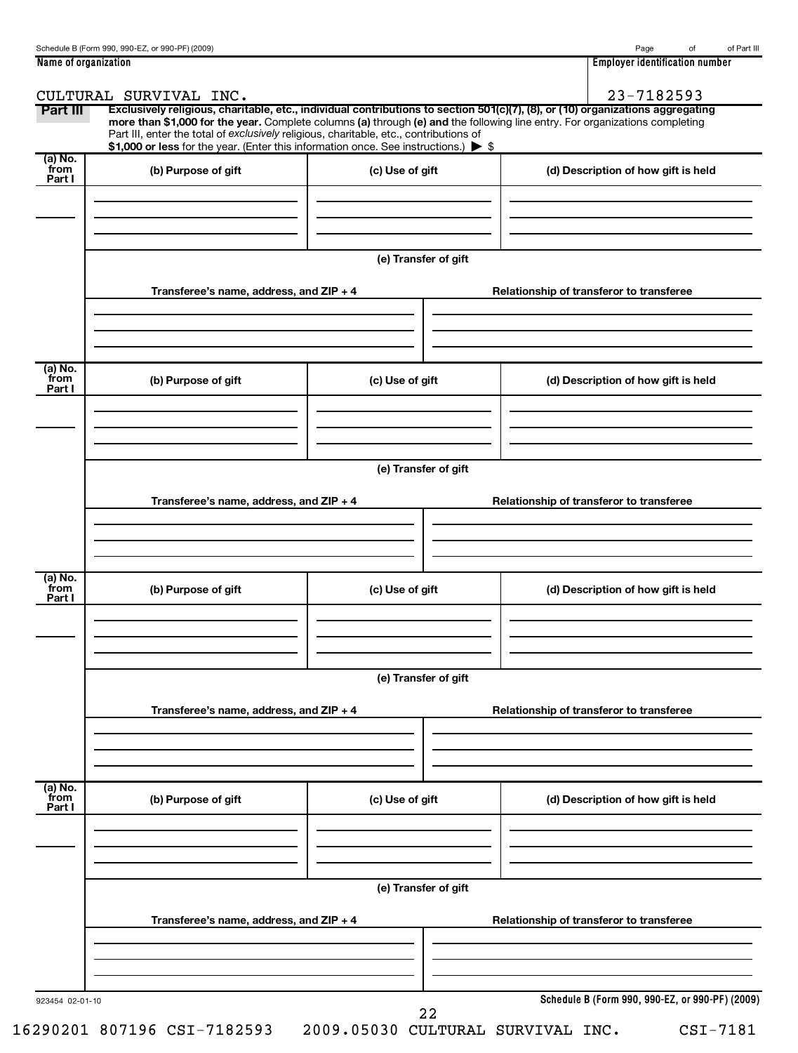Schedule B (Form 990, 990-EZ, or 990-PF) (2009)

| Name of organization | Employer identification number |
|---|---|
| CULTURAL SURVIVAL INC. | 23-7182593 |

**Part III** **Exclusively religious, charitable, etc., individual contributions to section 501(c)(7), (8), or (10) organizations aggregating more than $1,000 for the year.** Complete columns **(a)** through **(e) and** the following line entry. For organizations completing Part III, enter the total of *exclusively* religious, charitable, etc., contributions of **$1,000 or less** for the year. (Enter this information once. See instructions.) ▶ $

| (a) No. from Part I | (b) Purpose of gift | (c) Use of gift | (d) Description of how gift is held |
|---|---|---|---|
| | | | |

**(e) Transfer of gift**

| Transferee's name, address, and ZIP + 4 | Relationship of transferor to transferee |
|---|---|
| | |

| (a) No. from Part I | (b) Purpose of gift | (c) Use of gift | (d) Description of how gift is held |
|---|---|---|---|
| | | | |

**(e) Transfer of gift**

| Transferee's name, address, and ZIP + 4 | Relationship of transferor to transferee |
|---|---|
| | |

| (a) No. from Part I | (b) Purpose of gift | (c) Use of gift | (d) Description of how gift is held |
|---|---|---|---|
| | | | |

**(e) Transfer of gift**

| Transferee's name, address, and ZIP + 4 | Relationship of transferor to transferee |
|---|---|
| | |

| (a) No. from Part I | (b) Purpose of gift | (c) Use of gift | (d) Description of how gift is held |
|---|---|---|---|
| | | | |

**(e) Transfer of gift**

| Transferee's name, address, and ZIP + 4 | Relationship of transferor to transferee |
|---|---|
| | |

923454 02-01-10

**Schedule B (Form 990, 990-EZ, or 990-PF) (2009)**

16290201 807196 CSI-7182593 2009.05030 CULTURAL SURVIVAL INC. CSI-7181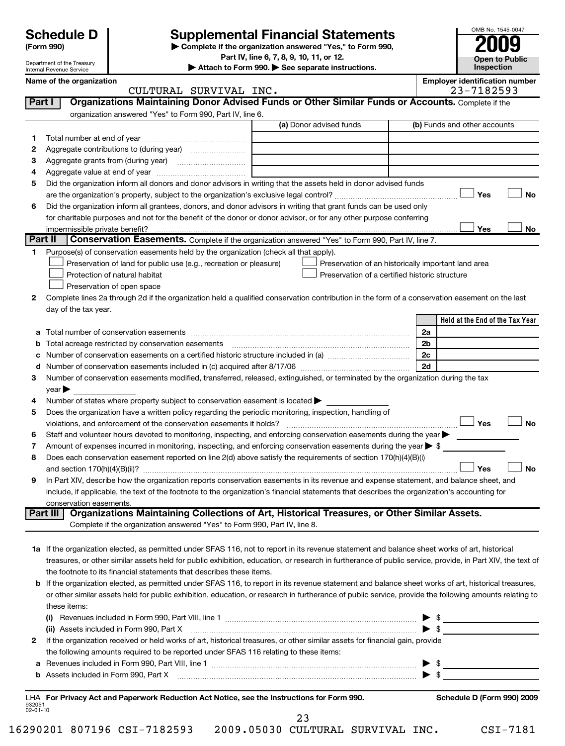# Schedule D (Form 990)

Department of the Treasury
Internal Revenue Service

## Supplemental Financial Statements

▶ Complete if the organization answered "Yes," to Form 990, Part IV, line 6, 7, 8, 9, 10, 11, or 12.

▶ Attach to Form 990. ▶ See separate instructions.

OMB No. 1545-0047

**2009**

**Open to Public Inspection**

**Name of the organization:** CULTURAL SURVIVAL INC.

**Employer identification number:** 23-7182593

## Part I — Organizations Maintaining Donor Advised Funds or Other Similar Funds or Accounts.

Complete if the organization answered "Yes" to Form 990, Part IV, line 6.

| | | (a) Donor advised funds | (b) Funds and other accounts |
|---|---|---|---|
| 1 | Total number at end of year | | |
| 2 | Aggregate contributions to (during year) | | |
| 3 | Aggregate grants from (during year) | | |
| 4 | Aggregate value at end of year | | |

5 Did the organization inform all donors and donor advisors in writing that the assets held in donor advised funds are the organization's property, subject to the organization's exclusive legal control? ☐ Yes ☐ No

6 Did the organization inform all grantees, donors, and donor advisors in writing that grant funds can be used only for charitable purposes and not for the benefit of the donor or donor advisor, or for any other purpose conferring impermissible private benefit? ☐ Yes ☐ No

## Part II — Conservation Easements.

Complete if the organization answered "Yes" to Form 990, Part IV, line 7.

1 Purpose(s) of conservation easements held by the organization (check all that apply).

- ☐ Preservation of land for public use (e.g., recreation or pleasure)
- ☐ Preservation of an historically important land area
- ☐ Protection of natural habitat
- ☐ Preservation of a certified historic structure
- ☐ Preservation of open space

2 Complete lines 2a through 2d if the organization held a qualified conservation contribution in the form of a conservation easement on the last day of the tax year.

| | | | Held at the End of the Tax Year |
|---|---|---|---|
| a | Total number of conservation easements | 2a | |
| b | Total acreage restricted by conservation easements | 2b | |
| c | Number of conservation easements on a certified historic structure included in (a) | 2c | |
| d | Number of conservation easements included in (c) acquired after 8/17/06 | 2d | |

3 Number of conservation easements modified, transferred, released, extinguished, or terminated by the organization during the tax year ▶

4 Number of states where property subject to conservation easement is located ▶

5 Does the organization have a written policy regarding the periodic monitoring, inspection, handling of violations, and enforcement of the conservation easements it holds? ☐ Yes ☐ No

6 Staff and volunteer hours devoted to monitoring, inspecting, and enforcing conservation easements during the year ▶

7 Amount of expenses incurred in monitoring, inspecting, and enforcing conservation easements during the year ▶ $

8 Does each conservation easement reported on line 2(d) above satisfy the requirements of section 170(h)(4)(B)(i) and section 170(h)(4)(B)(ii)? ☐ Yes ☐ No

9 In Part XIV, describe how the organization reports conservation easements in its revenue and expense statement, and balance sheet, and include, if applicable, the text of the footnote to the organization's financial statements that describes the organization's accounting for conservation easements.

## Part III — Organizations Maintaining Collections of Art, Historical Treasures, or Other Similar Assets.

Complete if the organization answered "Yes" to Form 990, Part IV, line 8.

1a If the organization elected, as permitted under SFAS 116, not to report in its revenue statement and balance sheet works of art, historical treasures, or other similar assets held for public exhibition, education, or research in furtherance of public service, provide, in Part XIV, the text of the footnote to its financial statements that describes these items.

b If the organization elected, as permitted under SFAS 116, to report in its revenue statement and balance sheet works of art, historical treasures, or other similar assets held for public exhibition, education, or research in furtherance of public service, provide the following amounts relating to these items:

(i) Revenues included in Form 990, Part VIII, line 1 ▶ $

(ii) Assets included in Form 990, Part X ▶ $

2 If the organization received or held works of art, historical treasures, or other similar assets for financial gain, provide the following amounts required to be reported under SFAS 116 relating to these items:

a Revenues included in Form 990, Part VIII, line 1 ▶ $

b Assets included in Form 990, Part X ▶ $

LHA For Privacy Act and Paperwork Reduction Act Notice, see the Instructions for Form 990. Schedule D (Form 990) 2009

932051 02-01-10

16290201 807196 CSI-7182593 2009.05030 CULTURAL SURVIVAL INC. CSI-7181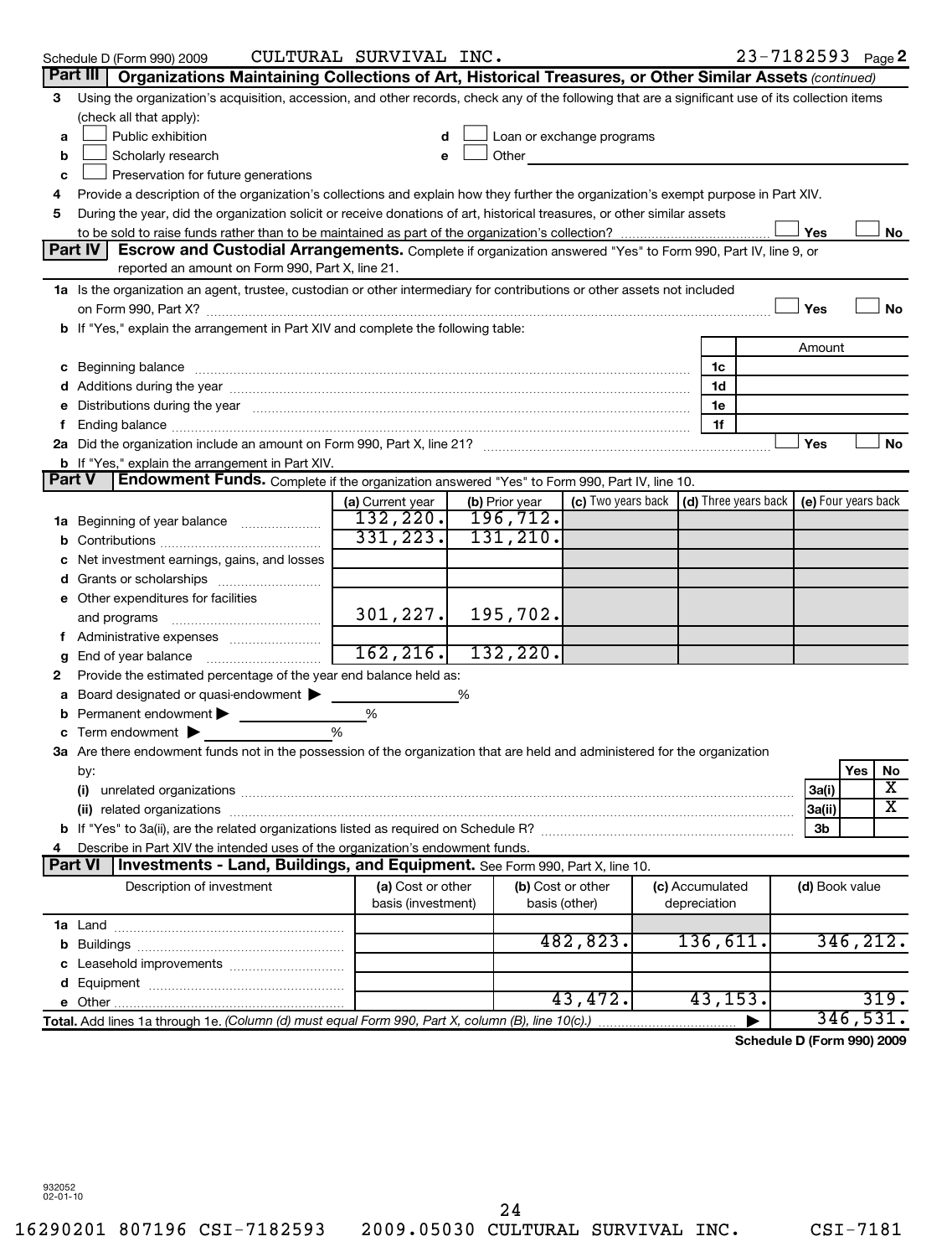Schedule D (Form 990) 2009 CULTURAL SURVIVAL INC. 23-7182593 Page 2

## Part III Organizations Maintaining Collections of Art, Historical Treasures, or Other Similar Assets *(continued)*

3 Using the organization's acquisition, accession, and other records, check any of the following that are a significant use of its collection items (check all that apply):

- a ☐ Public exhibition
- b ☐ Scholarly research
- c ☐ Preservation for future generations
- d ☐ Loan or exchange programs
- e ☐ Other

4 Provide a description of the organization's collections and explain how they further the organization's exempt purpose in Part XIV.

5 During the year, did the organization solicit or receive donations of art, historical treasures, or other similar assets to be sold to raise funds rather than to be maintained as part of the organization's collection? ☐ Yes ☐ No

## Part IV Escrow and Custodial Arrangements.

Complete if organization answered "Yes" to Form 990, Part IV, line 9, or reported an amount on Form 990, Part X, line 21.

1a Is the organization an agent, trustee, custodian or other intermediary for contributions or other assets not included on Form 990, Part X? ☐ Yes ☐ No

b If "Yes," explain the arrangement in Part XIV and complete the following table:

| | | Amount |
|---|---|---|
| c Beginning balance | 1c | |
| d Additions during the year | 1d | |
| e Distributions during the year | 1e | |
| f Ending balance | 1f | |

2a Did the organization include an amount on Form 990, Part X, line 21? ☐ Yes ☐ No

b If "Yes," explain the arrangement in Part XIV.

## Part V Endowment Funds.

Complete if the organization answered "Yes" to Form 990, Part IV, line 10.

| | (a) Current year | (b) Prior year | (c) Two years back | (d) Three years back | (e) Four years back |
|---|---|---|---|---|---|
| 1a Beginning of year balance | 132,220. | 196,712. | | | |
| b Contributions | 331,223. | 131,210. | | | |
| c Net investment earnings, gains, and losses | | | | | |
| d Grants or scholarships | | | | | |
| e Other expenditures for facilities and programs | 301,227. | 195,702. | | | |
| f Administrative expenses | | | | | |
| g End of year balance | 162,216. | 132,220. | | | |

2 Provide the estimated percentage of the year end balance held as:

- a Board designated or quasi-endowment ▶ ______ %
- b Permanent endowment ▶ ______ %
- c Term endowment ▶ ______ %

3a Are there endowment funds not in the possession of the organization that are held and administered for the organization by:

| | | Yes | No |
|---|---|---|---|
| (i) unrelated organizations | 3a(i) | | X |
| (ii) related organizations | 3a(ii) | | X |
| b If "Yes" to 3a(ii), are the related organizations listed as required on Schedule R? | 3b | | |

4 Describe in Part XIV the intended uses of the organization's endowment funds.

## Part VI Investments - Land, Buildings, and Equipment.

See Form 990, Part X, line 10.

| Description of investment | (a) Cost or other basis (investment) | (b) Cost or other basis (other) | (c) Accumulated depreciation | (d) Book value |
|---|---|---|---|---|
| 1a Land | | | | |
| b Buildings | | 482,823. | 136,611. | 346,212. |
| c Leasehold improvements | | | | |
| d Equipment | | | | |
| e Other | | 43,472. | 43,153. | 319. |
| **Total.** Add lines 1a through 1e. *(Column (d) must equal Form 990, Part X, column (B), line 10(c).)* | | | ▶ | 346,531. |

**Schedule D (Form 990) 2009**

932052 02-01-10

16290201 807196 CSI-7182593 2009.05030 CULTURAL SURVIVAL INC. CSI-7181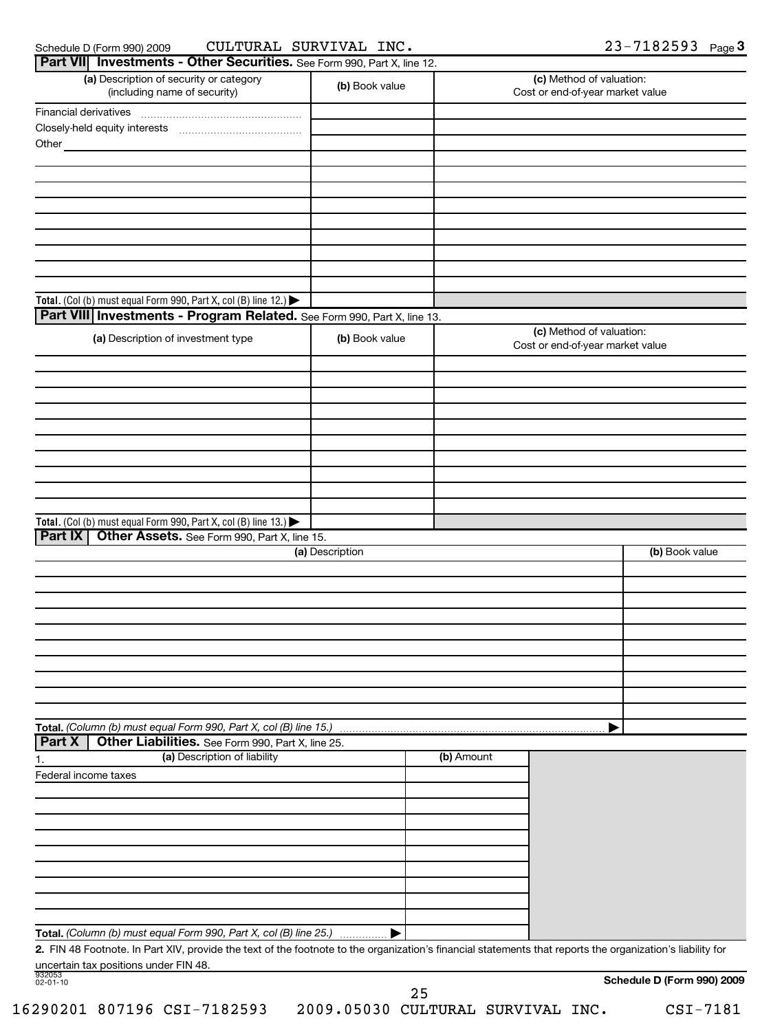Schedule D (Form 990) 2009 CULTURAL SURVIVAL INC. 23-7182593 Page 3

## Part VII Investments - Other Securities. See Form 990, Part X, line 12.

| (a) Description of security or category (including name of security) | (b) Book value | (c) Method of valuation: Cost or end-of-year market value |
|---|---|---|
| Financial derivatives | | |
| Closely-held equity interests | | |
| Other | | |
| | | |
| | | |
| | | |
| | | |
| | | |
| | | |
| | | |
| | | |
| **Total.** (Col (b) must equal Form 990, Part X, col (B) line 12.) ▶ | | |

## Part VIII Investments - Program Related. See Form 990, Part X, line 13.

| (a) Description of investment type | (b) Book value | (c) Method of valuation: Cost or end-of-year market value |
|---|---|---|
| | | |
| | | |
| | | |
| | | |
| | | |
| | | |
| | | |
| | | |
| | | |
| | | |
| **Total.** (Col (b) must equal Form 990, Part X, col (B) line 13.) ▶ | | |

## Part IX Other Assets. See Form 990, Part X, line 15.

| (a) Description | (b) Book value |
|---|---|
| | |
| | |
| | |
| | |
| | |
| | |
| | |
| | |
| | |
| | |
| **Total.** *(Column (b) must equal Form 990, Part X, col (B) line 15.)* ▶ | |

## Part X Other Liabilities. See Form 990, Part X, line 25.

| 1. (a) Description of liability | (b) Amount |
|---|---|
| Federal income taxes | |
| | |
| | |
| | |
| | |
| | |
| | |
| | |
| | |
| | |
| **Total.** *(Column (b) must equal Form 990, Part X, col (B) line 25.)* ▶ | |

**2.** FIN 48 Footnote. In Part XIV, provide the text of the footnote to the organization's financial statements that reports the organization's liability for uncertain tax positions under FIN 48.

932053 02-01-10

**Schedule D (Form 990) 2009**

16290201 807196 CSI-7182593 2009.05030 CULTURAL SURVIVAL INC. CSI-7181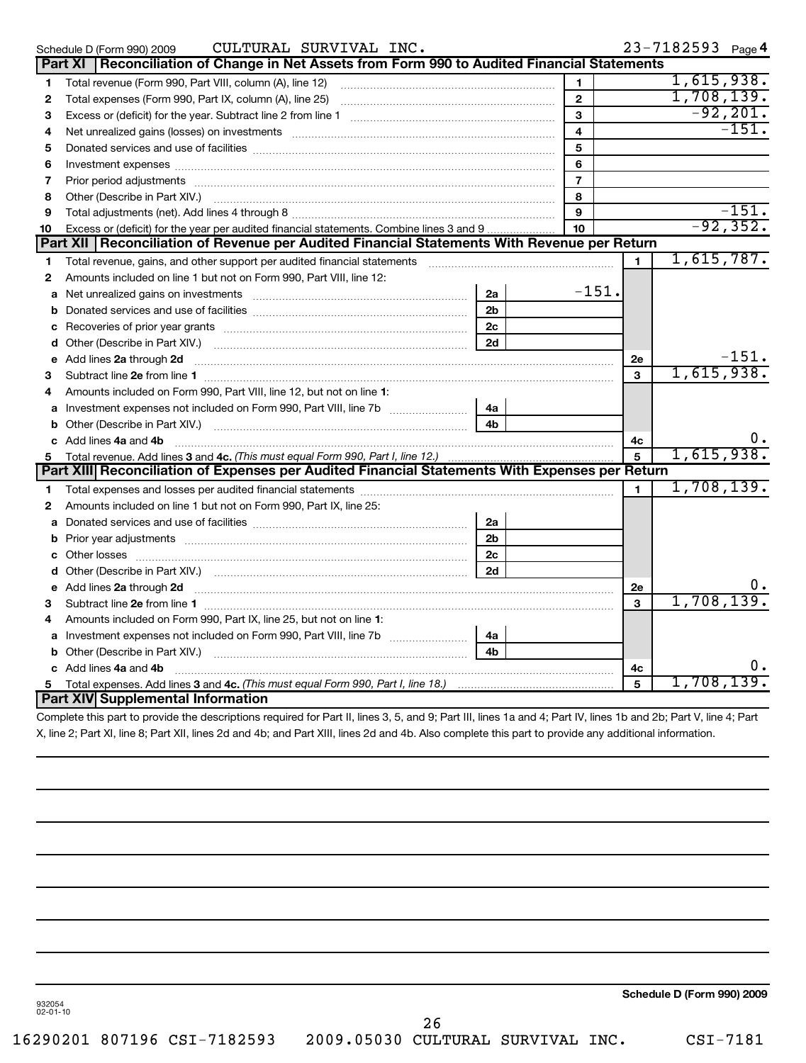Schedule D (Form 990) 2009 CULTURAL SURVIVAL INC. 23-7182593 Page 4

## Part XI Reconciliation of Change in Net Assets from Form 990 to Audited Financial Statements

| | | | |
|---|---|---|---|
| 1 | Total revenue (Form 990, Part VIII, column (A), line 12) | 1 | 1,615,938. |
| 2 | Total expenses (Form 990, Part IX, column (A), line 25) | 2 | 1,708,139. |
| 3 | Excess or (deficit) for the year. Subtract line 2 from line 1 | 3 | -92,201. |
| 4 | Net unrealized gains (losses) on investments | 4 | -151. |
| 5 | Donated services and use of facilities | 5 | |
| 6 | Investment expenses | 6 | |
| 7 | Prior period adjustments | 7 | |
| 8 | Other (Describe in Part XIV.) | 8 | |
| 9 | Total adjustments (net). Add lines 4 through 8 | 9 | -151. |
| 10 | Excess or (deficit) for the year per audited financial statements. Combine lines 3 and 9 | 10 | -92,352. |

## Part XII Reconciliation of Revenue per Audited Financial Statements With Revenue per Return

| | | | | | |
|---|---|---|---|---|---|
| 1 | Total revenue, gains, and other support per audited financial statements | | | 1 | 1,615,787. |
| 2 | Amounts included on line 1 but not on Form 990, Part VIII, line 12: | | | | |
| a | Net unrealized gains on investments | 2a | -151. | | |
| b | Donated services and use of facilities | 2b | | | |
| c | Recoveries of prior year grants | 2c | | | |
| d | Other (Describe in Part XIV.) | 2d | | | |
| e | Add lines **2a** through **2d** | | | 2e | -151. |
| 3 | Subtract line **2e** from line **1** | | | 3 | 1,615,938. |
| 4 | Amounts included on Form 990, Part VIII, line 12, but not on line **1**: | | | | |
| a | Investment expenses not included on Form 990, Part VIII, line 7b | 4a | | | |
| b | Other (Describe in Part XIV.) | 4b | | | |
| c | Add lines **4a** and **4b** | | | 4c | 0. |
| 5 | Total revenue. Add lines **3** and **4c.** *(This must equal Form 990, Part I, line 12.)* | | | 5 | 1,615,938. |

## Part XIII Reconciliation of Expenses per Audited Financial Statements With Expenses per Return

| | | | | | |
|---|---|---|---|---|---|
| 1 | Total expenses and losses per audited financial statements | | | 1 | 1,708,139. |
| 2 | Amounts included on line 1 but not on Form 990, Part IX, line 25: | | | | |
| a | Donated services and use of facilities | 2a | | | |
| b | Prior year adjustments | 2b | | | |
| c | Other losses | 2c | | | |
| d | Other (Describe in Part XIV.) | 2d | | | |
| e | Add lines **2a** through **2d** | | | 2e | 0. |
| 3 | Subtract line **2e** from line **1** | | | 3 | 1,708,139. |
| 4 | Amounts included on Form 990, Part IX, line 25, but not on line **1**: | | | | |
| a | Investment expenses not included on Form 990, Part VIII, line 7b | 4a | | | |
| b | Other (Describe in Part XIV.) | 4b | | | |
| c | Add lines **4a** and **4b** | | | 4c | 0. |
| 5 | Total expenses. Add lines **3** and **4c.** *(This must equal Form 990, Part I, line 18.)* | | | 5 | 1,708,139. |

## Part XIV Supplemental Information

Complete this part to provide the descriptions required for Part II, lines 3, 5, and 9; Part III, lines 1a and 4; Part IV, lines 1b and 2b; Part V, line 4; Part X, line 2; Part XI, line 8; Part XII, lines 2d and 4b; and Part XIII, lines 2d and 4b. Also complete this part to provide any additional information.

**Schedule D (Form 990) 2009**

932054 02-01-10

16290201 807196 CSI-7182593 2009.05030 CULTURAL SURVIVAL INC. CSI-7181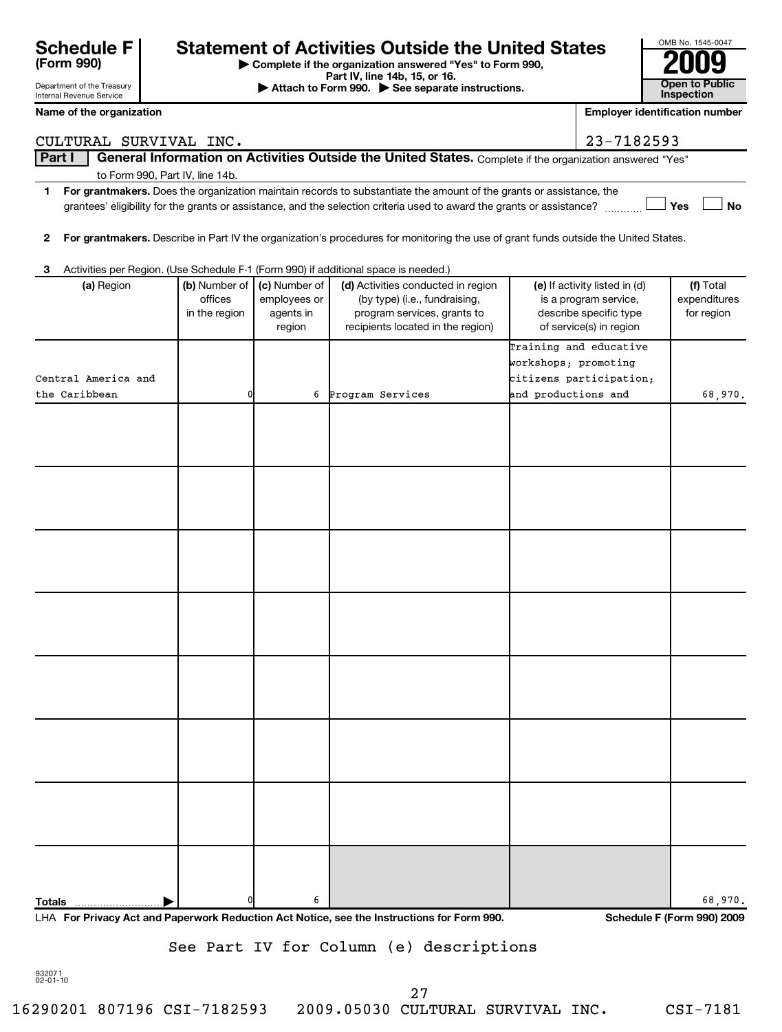**Schedule F (Form 990)**

Department of the Treasury
Internal Revenue Service

# Statement of Activities Outside the United States

▶ Complete if the organization answered "Yes" to Form 990, Part IV, line 14b, 15, or 16.
▶ Attach to Form 990. ▶ See separate instructions.

OMB No. 1545-0047

**2009**

**Open to Public Inspection**

**Name of the organization**: CULTURAL SURVIVAL INC.

**Employer identification number**: 23-7182593

**Part I** **General Information on Activities Outside the United States.** Complete if the organization answered "Yes" to Form 990, Part IV, line 14b.

1 **For grantmakers.** Does the organization maintain records to substantiate the amount of the grants or assistance, the grantees' eligibility for the grants or assistance, and the selection criteria used to award the grants or assistance? ☐ Yes ☐ No

2 **For grantmakers.** Describe in Part IV the organization's procedures for monitoring the use of grant funds outside the United States.

3 Activities per Region. (Use Schedule F-1 (Form 990) if additional space is needed.)

| (a) Region | (b) Number of offices in the region | (c) Number of employees or agents in region | (d) Activities conducted in region (by type) (i.e., fundraising, program services, grants to recipients located in the region) | (e) If activity listed in (d) is a program service, describe specific type of service(s) in region | (f) Total expenditures for region |
|---|---|---|---|---|---|
| Central America and the Caribbean | 0 | 6 | Program Services | Training and educative workshops; promoting citizens participation; and productions and | 68,970. |
| | | | | | |
| | | | | | |
| | | | | | |
| | | | | | |
| | | | | | |
| | | | | | |
| | | | | | |
| **Totals** | 0 | 6 | | | 68,970. |

LHA **For Privacy Act and Paperwork Reduction Act Notice, see the Instructions for Form 990.** **Schedule F (Form 990) 2009**

See Part IV for Column (e) descriptions

932071
02-01-10

16290201 807196 CSI-7182593 2009.05030 CULTURAL SURVIVAL INC. CSI-7181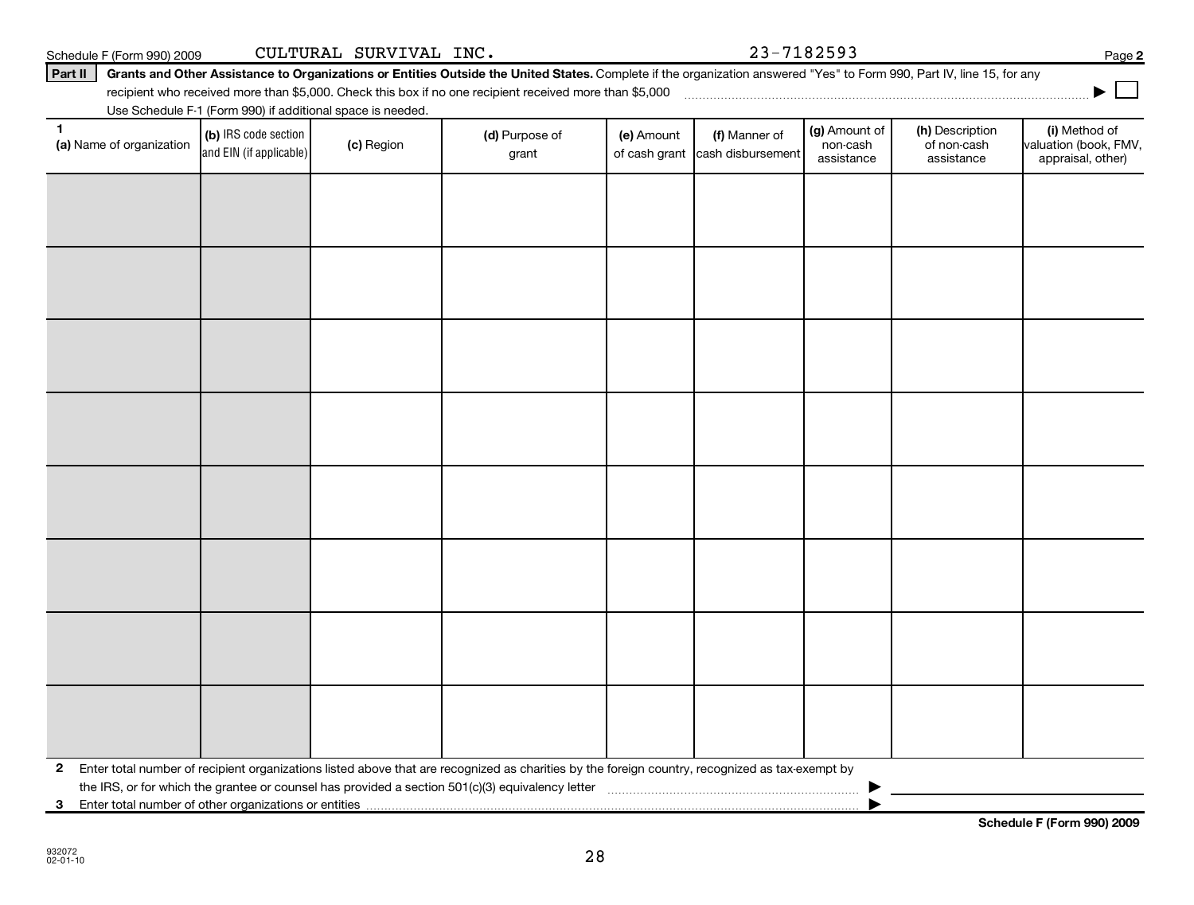Schedule F (Form 990) 2009 CULTURAL SURVIVAL INC. 23-7182593

**Part II** **Grants and Other Assistance to Organizations or Entities Outside the United States.** Complete if the organization answered "Yes" to Form 990, Part IV, line 15, for any recipient who received more than $5,000. Check this box if no one recipient received more than $5,000 ☐

Use Schedule F-1 (Form 990) if additional space is needed.

| 1 (a) Name of organization | (b) IRS code section and EIN (if applicable) | (c) Region | (d) Purpose of grant | (e) Amount of cash grant | (f) Manner of cash disbursement | (g) Amount of non-cash assistance | (h) Description of non-cash assistance | (i) Method of valuation (book, FMV, appraisal, other) |
|---|---|---|---|---|---|---|---|---|
| | | | | | | | | |
| | | | | | | | | |
| | | | | | | | | |
| | | | | | | | | |
| | | | | | | | | |
| | | | | | | | | |
| | | | | | | | | |
| | | | | | | | | |

**2** Enter total number of recipient organizations listed above that are recognized as charities by the foreign country, recognized as tax-exempt by the IRS, or for which the grantee or counsel has provided a section 501(c)(3) equivalency letter ▶

**3** Enter total number of other organizations or entities ▶

**Schedule F (Form 990) 2009**

932072
02-01-10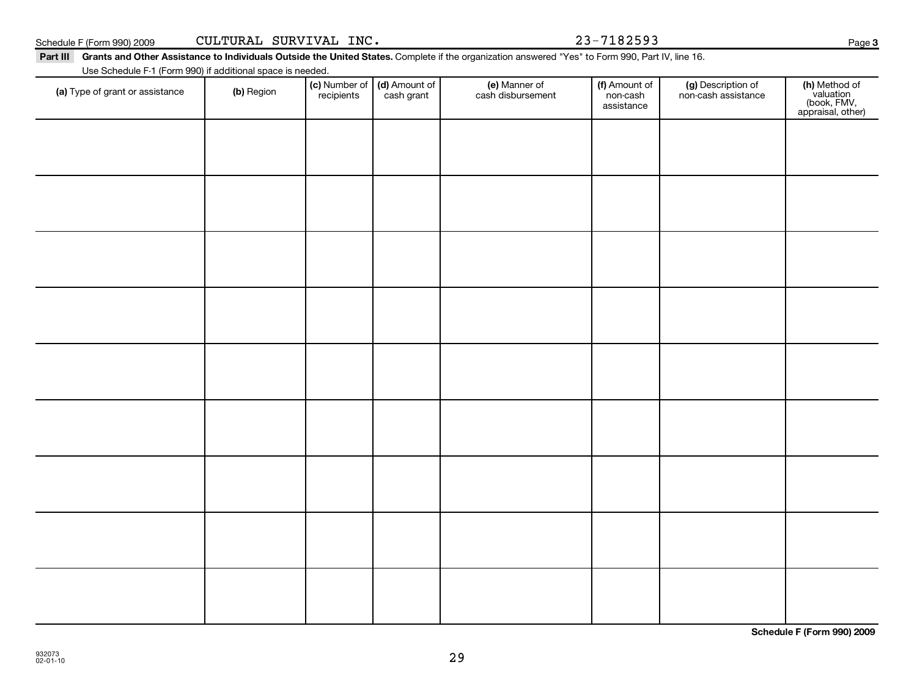Schedule F (Form 990) 2009 CULTURAL SURVIVAL INC. 23-7182593 Page **3**

**Part III** **Grants and Other Assistance to Individuals Outside the United States.** Complete if the organization answered "Yes" to Form 990, Part IV, line 16.

Use Schedule F-1 (Form 990) if additional space is needed.

| **(a)** Type of grant or assistance | **(b)** Region | **(c)** Number of recipients | **(d)** Amount of cash grant | **(e)** Manner of cash disbursement | **(f)** Amount of non-cash assistance | **(g)** Description of non-cash assistance | **(h)** Method of valuation (book, FMV, appraisal, other) |
|---|---|---|---|---|---|---|---|
| | | | | | | | |
| | | | | | | | |
| | | | | | | | |
| | | | | | | | |
| | | | | | | | |
| | | | | | | | |
| | | | | | | | |
| | | | | | | | |
| | | | | | | | |

**Schedule F (Form 990) 2009**

932073
02-01-10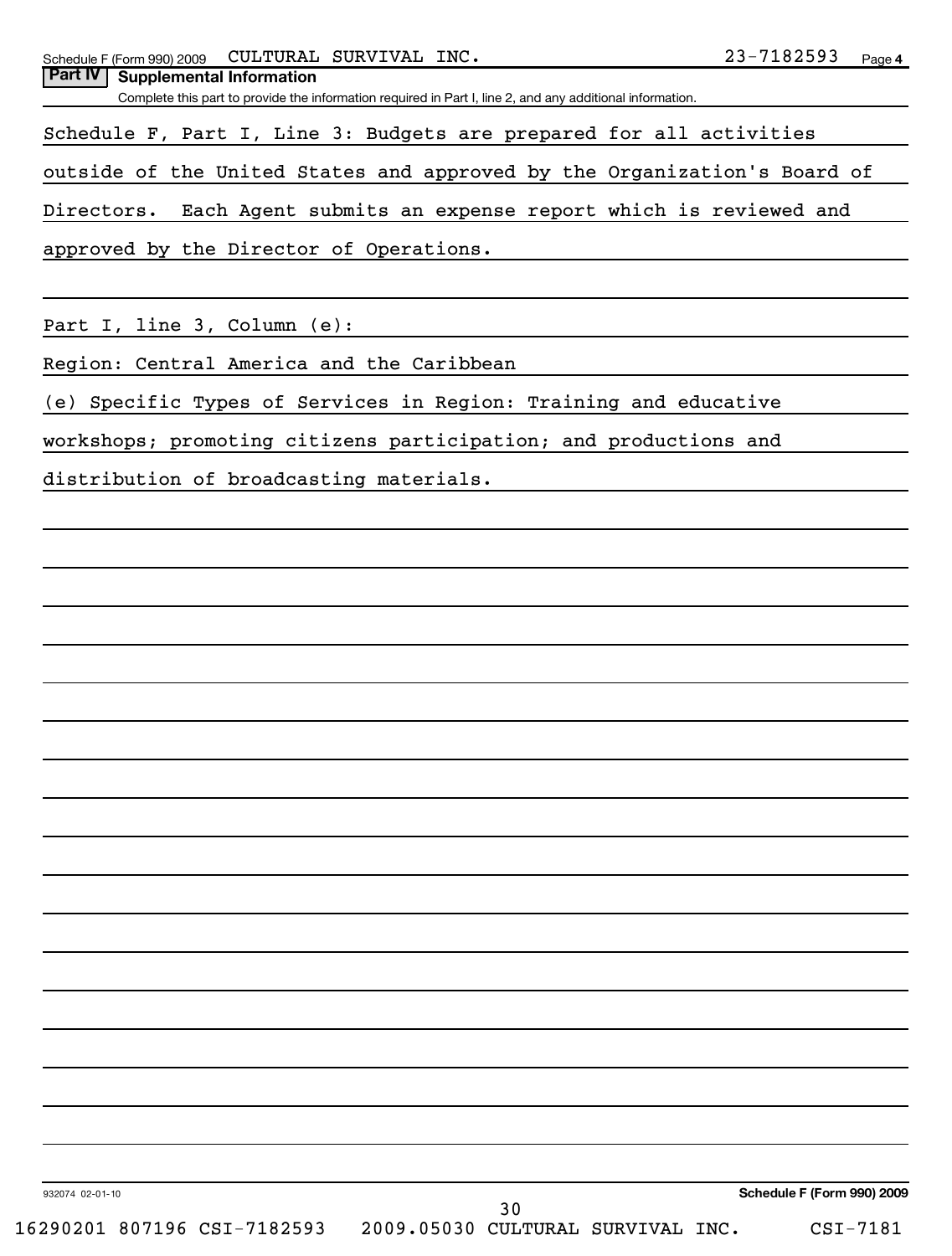Schedule F (Form 990) 2009 CULTURAL SURVIVAL INC. 23-7182593 Page 4

**Part IV Supplemental Information**

Complete this part to provide the information required in Part I, line 2, and any additional information.

Schedule F, Part I, Line 3: Budgets are prepared for all activities outside of the United States and approved by the Organization's Board of Directors. Each Agent submits an expense report which is reviewed and approved by the Director of Operations.

Part I, line 3, Column (e):

Region: Central America and the Caribbean

(e) Specific Types of Services in Region: Training and educative workshops; promoting citizens participation; and productions and distribution of broadcasting materials.

932074 02-01-10 **Schedule F (Form 990) 2009**

16290201 807196 CSI-7182593 2009.05030 CULTURAL SURVIVAL INC. CSI-7181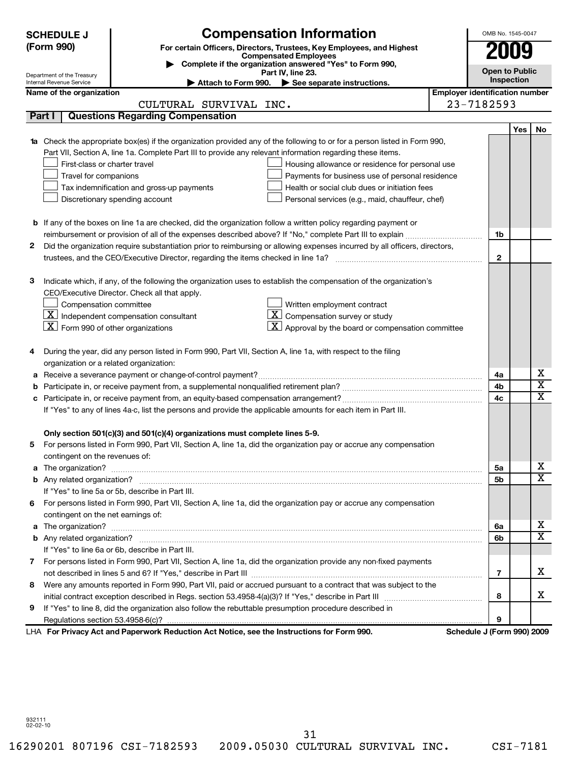**SCHEDULE J (Form 990)**

Department of the Treasury
Internal Revenue Service

# Compensation Information

**For certain Officers, Directors, Trustees, Key Employees, and Highest Compensated Employees**

▶ **Complete if the organization answered "Yes" to Form 990, Part IV, line 23.**

▶ **Attach to Form 990.** ▶ **See separate instructions.**

OMB No. 1545-0047

**2009**

**Open to Public Inspection**

**Name of the organization:** CULTURAL SURVIVAL INC.

**Employer identification number:** 23-7182593

## Part I | Questions Regarding Compensation

| | | | Yes | No |
|---|---|---|---|---|
| **1a** | Check the appropriate box(es) if the organization provided any of the following to or for a person listed in Form 990, Part VII, Section A, line 1a. Complete Part III to provide any relevant information regarding these items.<br>☐ First-class or charter travel ☐ Housing allowance or residence for personal use<br>☐ Travel for companions ☐ Payments for business use of personal residence<br>☐ Tax indemnification and gross-up payments ☐ Health or social club dues or initiation fees<br>☐ Discretionary spending account ☐ Personal services (e.g., maid, chauffeur, chef) | | | |
| **b** | If any of the boxes on line 1a are checked, did the organization follow a written policy regarding payment or reimbursement or provision of all of the expenses described above? If "No," complete Part III to explain | 1b | | |
| **2** | Did the organization require substantiation prior to reimbursing or allowing expenses incurred by all officers, directors, trustees, and the CEO/Executive Director, regarding the items checked in line 1a? | 2 | | |
| **3** | Indicate which, if any, of the following the organization uses to establish the compensation of the organization's CEO/Executive Director. Check all that apply.<br>☐ Compensation committee ☐ Written employment contract<br>☒ Independent compensation consultant ☒ Compensation survey or study<br>☒ Form 990 of other organizations ☒ Approval by the board or compensation committee | | | |
| **4** | During the year, did any person listed in Form 990, Part VII, Section A, line 1a, with respect to the filing organization or a related organization: | | | |
| **a** | Receive a severance payment or change-of-control payment? | 4a | | X |
| **b** | Participate in, or receive payment from, a supplemental nonqualified retirement plan? | 4b | | X |
| **c** | Participate in, or receive payment from, an equity-based compensation arrangement? | 4c | | X |
| | If "Yes" to any of lines 4a-c, list the persons and provide the applicable amounts for each item in Part III. | | | |
| | **Only section 501(c)(3) and 501(c)(4) organizations must complete lines 5-9.** | | | |
| **5** | For persons listed in Form 990, Part VII, Section A, line 1a, did the organization pay or accrue any compensation contingent on the revenues of: | | | |
| **a** | The organization? | 5a | | X |
| **b** | Any related organization? | 5b | | X |
| | If "Yes" to line 5a or 5b, describe in Part III. | | | |
| **6** | For persons listed in Form 990, Part VII, Section A, line 1a, did the organization pay or accrue any compensation contingent on the net earnings of: | | | |
| **a** | The organization? | 6a | | X |
| **b** | Any related organization? | 6b | | X |
| | If "Yes" to line 6a or 6b, describe in Part III. | | | |
| **7** | For persons listed in Form 990, Part VII, Section A, line 1a, did the organization provide any non-fixed payments not described in lines 5 and 6? If "Yes," describe in Part III | 7 | | X |
| **8** | Were any amounts reported in Form 990, Part VII, paid or accrued pursuant to a contract that was subject to the initial contract exception described in Regs. section 53.4958-4(a)(3)? If "Yes," describe in Part III | 8 | | X |
| **9** | If "Yes" to line 8, did the organization also follow the rebuttable presumption procedure described in Regulations section 53.4958-6(c)? | 9 | | |

LHA **For Privacy Act and Paperwork Reduction Act Notice, see the Instructions for Form 990.** **Schedule J (Form 990) 2009**

932111
02-02-10

16290201 807196 CSI-7182593 2009.05030 CULTURAL SURVIVAL INC. CSI-7181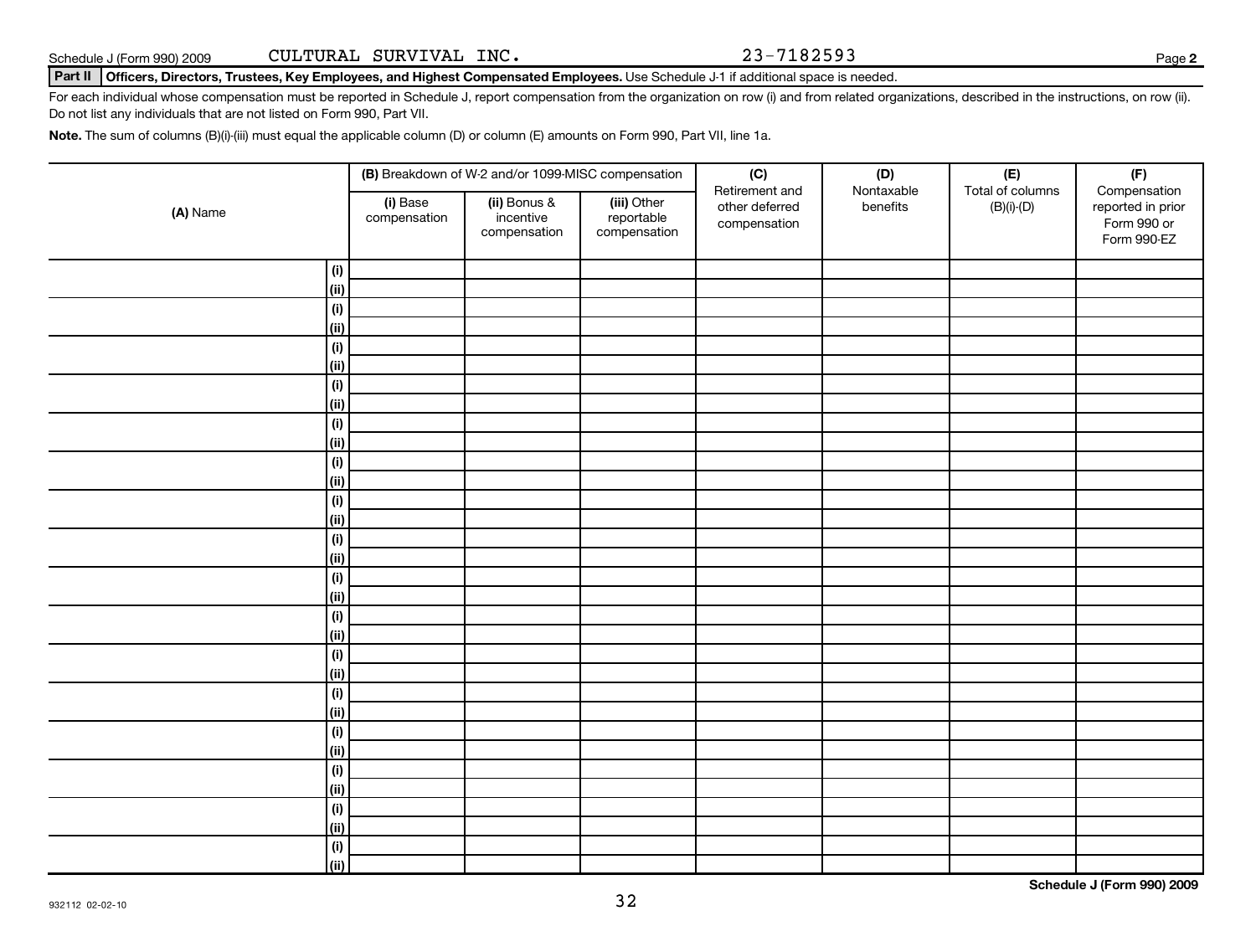Schedule J (Form 990) 2009 CULTURAL SURVIVAL INC. 23-7182593

**Part II Officers, Directors, Trustees, Key Employees, and Highest Compensated Employees.** Use Schedule J-1 if additional space is needed.

For each individual whose compensation must be reported in Schedule J, report compensation from the organization on row (i) and from related organizations, described in the instructions, on row (ii). Do not list any individuals that are not listed on Form 990, Part VII.

**Note.** The sum of columns (B)(i)-(iii) must equal the applicable column (D) or column (E) amounts on Form 990, Part VII, line 1a.

| (A) Name | | (B) Breakdown of W-2 and/or 1099-MISC compensation | | | (C) Retirement and other deferred compensation | (D) Nontaxable benefits | (E) Total of columns (B)(i)-(D) | (F) Compensation reported in prior Form 990 or Form 990-EZ |
|---|---|---|---|---|---|---|---|---|
| | | (i) Base compensation | (ii) Bonus & incentive compensation | (iii) Other reportable compensation | | | | |
| | (i) | | | | | | | |
| | (ii) | | | | | | | |
| | (i) | | | | | | | |
| | (ii) | | | | | | | |
| | (i) | | | | | | | |
| | (ii) | | | | | | | |
| | (i) | | | | | | | |
| | (ii) | | | | | | | |
| | (i) | | | | | | | |
| | (ii) | | | | | | | |
| | (i) | | | | | | | |
| | (ii) | | | | | | | |
| | (i) | | | | | | | |
| | (ii) | | | | | | | |
| | (i) | | | | | | | |
| | (ii) | | | | | | | |
| | (i) | | | | | | | |
| | (ii) | | | | | | | |
| | (i) | | | | | | | |
| | (ii) | | | | | | | |
| | (i) | | | | | | | |
| | (ii) | | | | | | | |
| | (i) | | | | | | | |
| | (ii) | | | | | | | |
| | (i) | | | | | | | |
| | (ii) | | | | | | | |
| | (i) | | | | | | | |
| | (ii) | | | | | | | |
| | (i) | | | | | | | |
| | (ii) | | | | | | | |
| | (i) | | | | | | | |
| | (ii) | | | | | | | |

Schedule J (Form 990) 2009

932112 02-02-10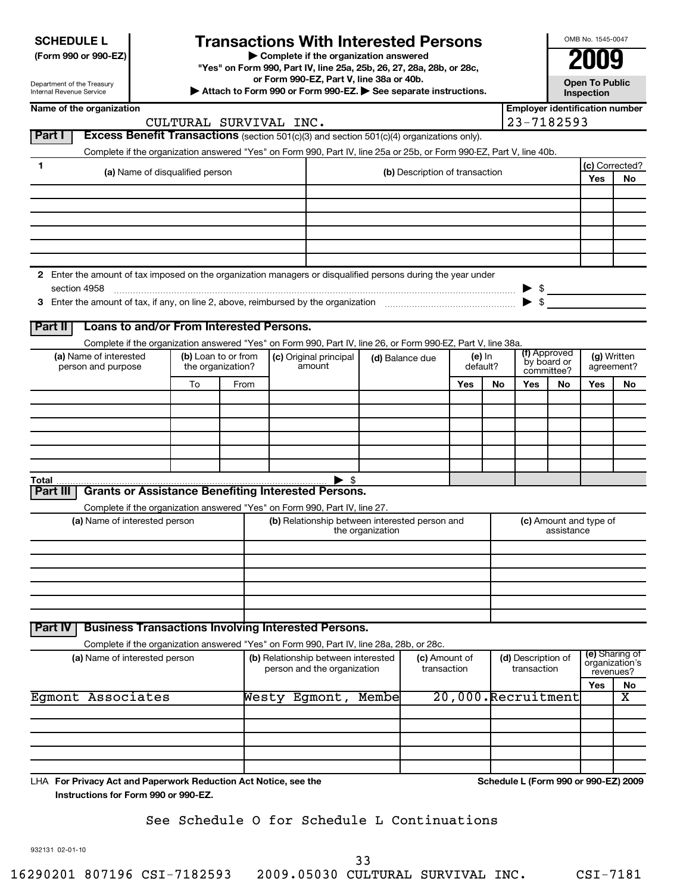**SCHEDULE L (Form 990 or 990-EZ)**

Department of the Treasury
Internal Revenue Service

# Transactions With Interested Persons

▶ Complete if the organization answered "Yes" on Form 990, Part IV, line 25a, 25b, 26, 27, 28a, 28b, or 28c, or Form 990-EZ, Part V, line 38a or 40b.

▶ Attach to Form 990 or Form 990-EZ. ▶ See separate instructions.

OMB No. 1545-0047

**2009**

**Open To Public Inspection**

**Name of the organization:** CULTURAL SURVIVAL INC.

**Employer identification number:** 23-7182593

## Part I Excess Benefit Transactions (section 501(c)(3) and section 501(c)(4) organizations only).

Complete if the organization answered "Yes" on Form 990, Part IV, line 25a or 25b, or Form 990-EZ, Part V, line 40b.

| 1 (a) Name of disqualified person | (b) Description of transaction | (c) Corrected? Yes | No |
|---|---|---|---|
| | | | |
| | | | |
| | | | |
| | | | |
| | | | |

2 Enter the amount of tax imposed on the organization managers or disqualified persons during the year under section 4958 ▶ $

3 Enter the amount of tax, if any, on line 2, above, reimbursed by the organization ▶ $

## Part II Loans to and/or From Interested Persons.

Complete if the organization answered "Yes" on Form 990, Part IV, line 26, or Form 990-EZ, Part V, line 38a.

| (a) Name of interested person and purpose | (b) Loan to or from the organization? To | From | (c) Original principal amount | (d) Balance due | (e) In default? Yes | No | (f) Approved by board or committee? Yes | No | (g) Written agreement? Yes | No |
|---|---|---|---|---|---|---|---|---|---|---|
| | | | | | | | | | | |
| | | | | | | | | | | |
| | | | | | | | | | | |
| | | | | | | | | | | |
| | | | | | | | | | | |
| | | | | | | | | | | |
| **Total** | | | ▶ $ | | | | | | | |

## Part III Grants or Assistance Benefiting Interested Persons.

Complete if the organization answered "Yes" on Form 990, Part IV, line 27.

| (a) Name of interested person | (b) Relationship between interested person and the organization | (c) Amount and type of assistance |
|---|---|---|
| | | |
| | | |
| | | |
| | | |
| | | |
| | | |

## Part IV Business Transactions Involving Interested Persons.

Complete if the organization answered "Yes" on Form 990, Part IV, line 28a, 28b, or 28c.

| (a) Name of interested person | (b) Relationship between interested person and the organization | (c) Amount of transaction | (d) Description of transaction | (e) Sharing of organization's revenues? Yes | No |
|---|---|---|---|---|---|
| Egmont Associates | Westy Egmont, Membe | 20,000. | Recruitment | | X |
| | | | | | |
| | | | | | |
| | | | | | |
| | | | | | |

LHA **For Privacy Act and Paperwork Reduction Act Notice, see the Instructions for Form 990 or 990-EZ.**

**Schedule L (Form 990 or 990-EZ) 2009**

See Schedule O for Schedule L Continuations

932131 02-01-10

16290201 807196 CSI-7182593 2009.05030 CULTURAL SURVIVAL INC. CSI-7181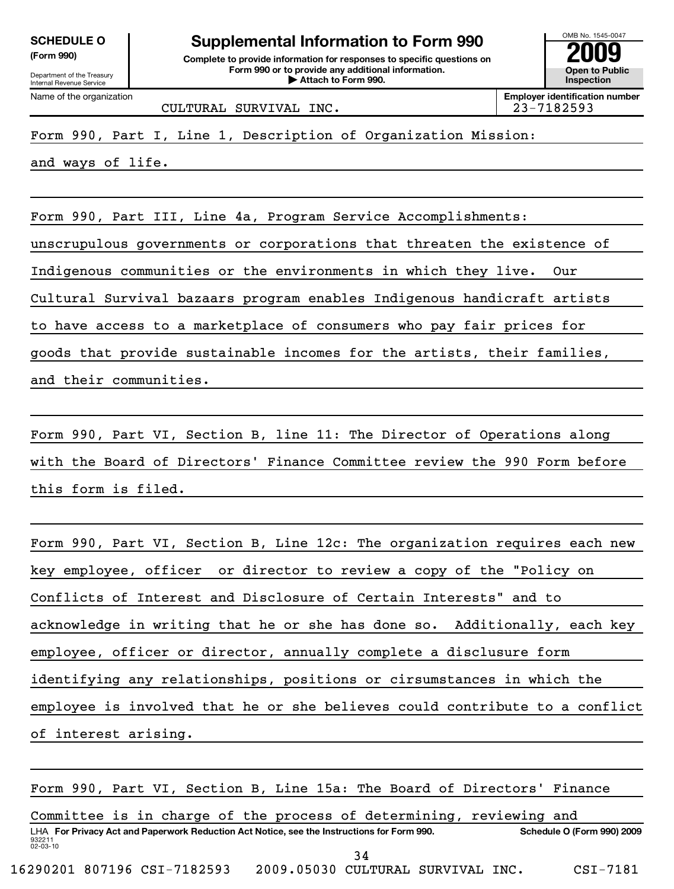**SCHEDULE O (Form 990)**

Department of the Treasury
Internal Revenue Service

# Supplemental Information to Form 990

**Complete to provide information for responses to specific questions on Form 990 or to provide any additional information.**
**▶ Attach to Form 990.**

OMB No. 1545-0047

**2009**

**Open to Public Inspection**

Name of the organization: CULTURAL SURVIVAL INC.

**Employer identification number:** 23-7182593

Form 990, Part I, Line 1, Description of Organization Mission:

and ways of life.

Form 990, Part III, Line 4a, Program Service Accomplishments:

unscrupulous governments or corporations that threaten the existence of Indigenous communities or the environments in which they live. Our Cultural Survival bazaars program enables Indigenous handicraft artists to have access to a marketplace of consumers who pay fair prices for goods that provide sustainable incomes for the artists, their families, and their communities.

Form 990, Part VI, Section B, line 11: The Director of Operations along with the Board of Directors' Finance Committee review the 990 Form before this form is filed.

Form 990, Part VI, Section B, Line 12c: The organization requires each new key employee, officer or director to review a copy of the "Policy on Conflicts of Interest and Disclosure of Certain Interests" and to acknowledge in writing that he or she has done so. Additionally, each key employee, officer or director, annually complete a disclusure form identifying any relationships, positions or cirsumstances in which the employee is involved that he or she believes could contribute to a conflict of interest arising.

Form 990, Part VI, Section B, Line 15a: The Board of Directors' Finance Committee is in charge of the process of determining, reviewing and

LHA **For Privacy Act and Paperwork Reduction Act Notice, see the Instructions for Form 990.** **Schedule O (Form 990) 2009**

932211
02-03-10

16290201 807196 CSI-7182593 2009.05030 CULTURAL SURVIVAL INC. CSI-7181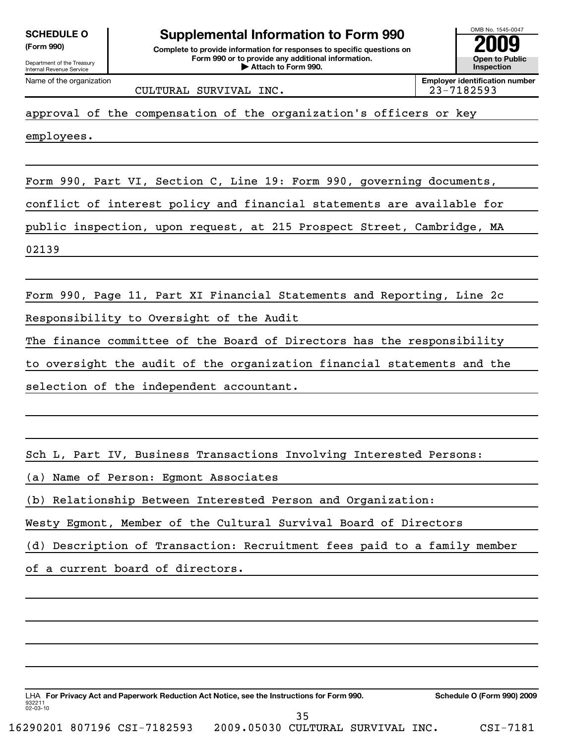**SCHEDULE O**
**(Form 990)**

Department of the Treasury
Internal Revenue Service

# Supplemental Information to Form 990

**Complete to provide information for responses to specific questions on Form 990 or to provide any additional information.**
**▶ Attach to Form 990.**

OMB No. 1545-0047
**2009**
**Open to Public Inspection**

Name of the organization: CULTURAL SURVIVAL INC.
**Employer identification number**: 23-7182593

approval of the compensation of the organization's officers or key employees.

Form 990, Part VI, Section C, Line 19: Form 990, governing documents, conflict of interest policy and financial statements are available for public inspection, upon request, at 215 Prospect Street, Cambridge, MA 02139

Form 990, Page 11, Part XI Financial Statements and Reporting, Line 2c Responsibility to Oversight of the Audit
The finance committee of the Board of Directors has the responsibility to oversight the audit of the organization financial statements and the selection of the independent accountant.

Sch L, Part IV, Business Transactions Involving Interested Persons:
(a) Name of Person: Egmont Associates
(b) Relationship Between Interested Person and Organization:
Westy Egmont, Member of the Cultural Survival Board of Directors
(d) Description of Transaction: Recruitment fees paid to a family member of a current board of directors.

LHA **For Privacy Act and Paperwork Reduction Act Notice, see the Instructions for Form 990.** **Schedule O (Form 990) 2009**
932211
02-03-10

16290201 807196 CSI-7182593 2009.05030 CULTURAL SURVIVAL INC. CSI-7181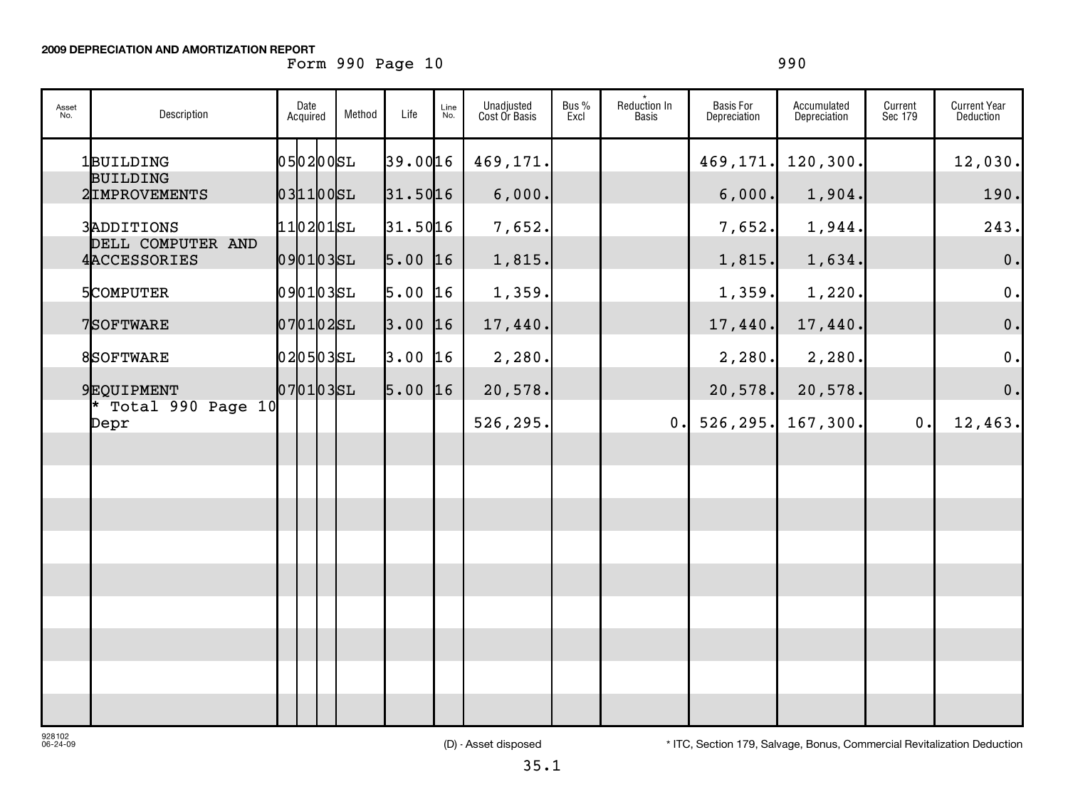**2009 DEPRECIATION AND AMORTIZATION REPORT**

Form 990 Page 10 — 990

| Asset No. | Description | Date Acquired | Method | Life | Line No. | Unadjusted Cost Or Basis | Bus % Excl | * Reduction In Basis | Basis For Depreciation | Accumulated Depreciation | Current Sec 179 | Current Year Deduction |
|---|---|---|---|---|---|---|---|---|---|---|---|---|
| 1 | BUILDING | 050200 | SL | 39.00 | 16 | 469,171. | | | 469,171. | 120,300. | | 12,030. |
| 2 | BUILDING IMPROVEMENTS | 031100 | SL | 31.50 | 16 | 6,000. | | | 6,000. | 1,904. | | 190. |
| 3 | ADDITIONS | 110201 | SL | 31.50 | 16 | 7,652. | | | 7,652. | 1,944. | | 243. |
| 4 | DELL COMPUTER AND ACCESSORIES | 090103 | SL | 5.00 | 16 | 1,815. | | | 1,815. | 1,634. | | 0. |
| 5 | COMPUTER | 090103 | SL | 5.00 | 16 | 1,359. | | | 1,359. | 1,220. | | 0. |
| 7 | SOFTWARE | 070102 | SL | 3.00 | 16 | 17,440. | | | 17,440. | 17,440. | | 0. |
| 8 | SOFTWARE | 020503 | SL | 3.00 | 16 | 2,280. | | | 2,280. | 2,280. | | 0. |
| 9 | EQUIPMENT | 070103 | SL | 5.00 | 16 | 20,578. | | | 20,578. | 20,578. | | 0. |
| | * Total 990 Page 10 Depr | | | | | 526,295. | | 0. | 526,295. | 167,300. | 0. | 12,463. |

928102 06-24-09

(D) - Asset disposed

* ITC, Section 179, Salvage, Bonus, Commercial Revitalization Deduction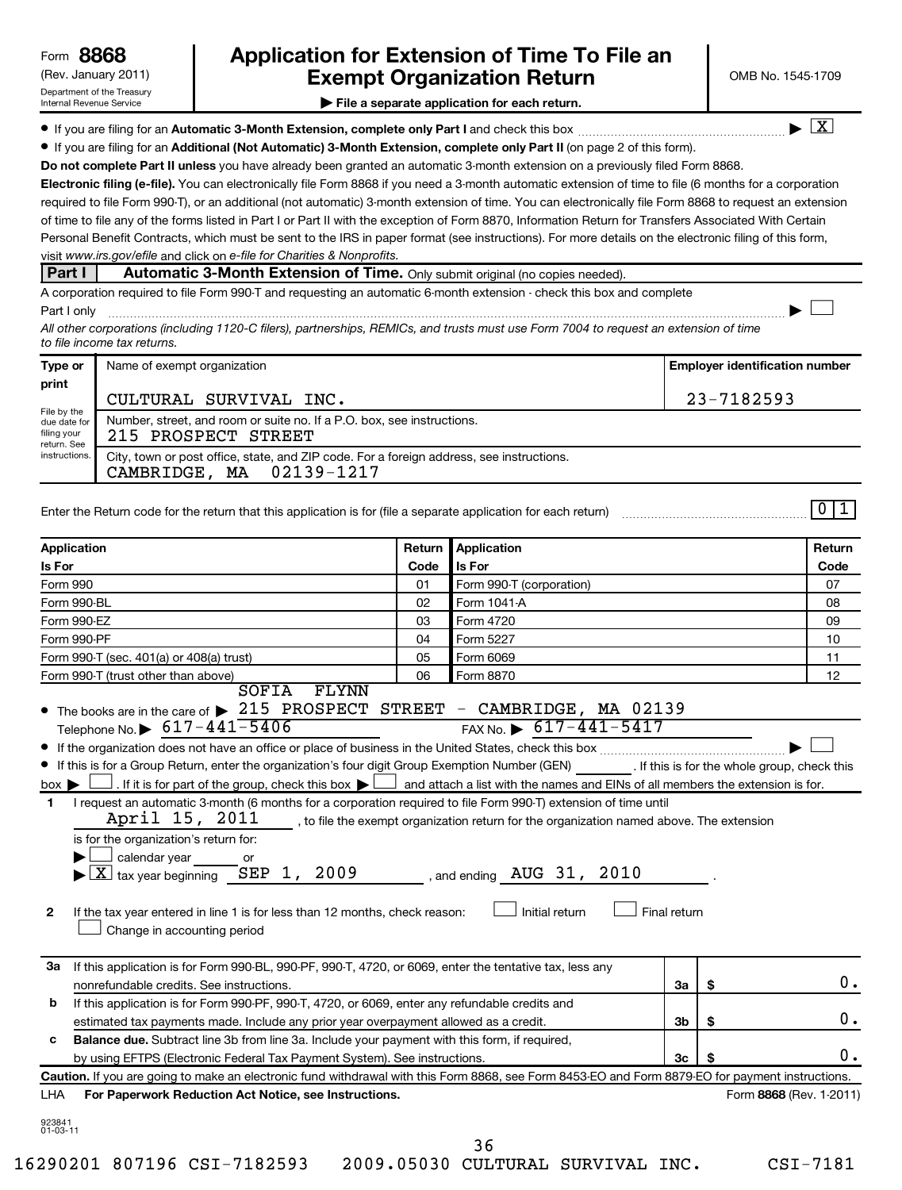Form **8868** (Rev. January 2011)
Department of the Treasury
Internal Revenue Service

# Application for Extension of Time To File an Exempt Organization Return

OMB No. 1545-1709

**▶ File a separate application for each return.**

- If you are filing for an **Automatic 3-Month Extension, complete only Part I** and check this box ▶ [X]
- If you are filing for an **Additional (Not Automatic) 3-Month Extension, complete only Part II** (on page 2 of this form).

**Do not complete Part II unless** you have already been granted an automatic 3-month extension on a previously filed Form 8868.

**Electronic filing (e-file).** You can electronically file Form 8868 if you need a 3-month automatic extension of time to file (6 months for a corporation required to file Form 990-T), or an additional (not automatic) 3-month extension of time. You can electronically file Form 8868 to request an extension of time to file any of the forms listed in Part I or Part II with the exception of Form 8870, Information Return for Transfers Associated With Certain Personal Benefit Contracts, which must be sent to the IRS in paper format (see instructions). For more details on the electronic filing of this form, visit *www.irs.gov/efile* and click on *e-file for Charities & Nonprofits.*

## Part I — Automatic 3-Month Extension of Time. Only submit original (no copies needed).

A corporation required to file Form 990-T and requesting an automatic 6-month extension - check this box and complete Part I only ▶ [ ]

*All other corporations (including 1120-C filers), partnerships, REMICs, and trusts must use Form 7004 to request an extension of time to file income tax returns.*

| Type or print | Name of exempt organization | Employer identification number |
|---|---|---|
| File by the due date for filing your return. See instructions. | CULTURAL SURVIVAL INC. | 23-7182593 |
| | Number, street, and room or suite no. If a P.O. box, see instructions. 215 PROSPECT STREET | |
| | City, town or post office, state, and ZIP code. For a foreign address, see instructions. CAMBRIDGE, MA 02139-1217 | |

Enter the Return code for the return that this application is for (file a separate application for each return) 0 1

| Application Is For | Return Code | Application Is For | Return Code |
|---|---|---|---|
| Form 990 | 01 | Form 990-T (corporation) | 07 |
| Form 990-BL | 02 | Form 1041-A | 08 |
| Form 990-EZ | 03 | Form 4720 | 09 |
| Form 990-PF | 04 | Form 5227 | 10 |
| Form 990-T (sec. 401(a) or 408(a) trust) | 05 | Form 6069 | 11 |
| Form 990-T (trust other than above) | 06 | Form 8870 | 12 |

- The books are in the care of ▶ SOFIA FLYNN 215 PROSPECT STREET - CAMBRIDGE, MA 02139
  Telephone No. ▶ 617-441-5406 FAX No. ▶ 617-441-5417
- If the organization does not have an office or place of business in the United States, check this box ▶ [ ]
- If this is for a Group Return, enter the organization's four digit Group Exemption Number (GEN) ______ . If this is for the whole group, check this box ▶ [ ] . If it is for part of the group, check this box ▶ [ ] and attach a list with the names and EINs of all members the extension is for.

**1** I request an automatic 3-month (6 months for a corporation required to file Form 990-T) extension of time until April 15, 2011 , to file the exempt organization return for the organization named above. The extension is for the organization's return for:
▶ [ ] calendar year ______ or
▶ [X] tax year beginning SEP 1, 2009 , and ending AUG 31, 2010 .

**2** If the tax year entered in line 1 is for less than 12 months, check reason: [ ] Initial return [ ] Final return
[ ] Change in accounting period

| | | | |
|---|---|---|---|
| **3a** | If this application is for Form 990-BL, 990-PF, 990-T, 4720, or 6069, enter the tentative tax, less any nonrefundable credits. See instructions. | 3a | $ 0. |
| **b** | If this application is for Form 990-PF, 990-T, 4720, or 6069, enter any refundable credits and estimated tax payments made. Include any prior year overpayment allowed as a credit. | 3b | $ 0. |
| **c** | **Balance due.** Subtract line 3b from line 3a. Include your payment with this form, if required, by using EFTPS (Electronic Federal Tax Payment System). See instructions. | 3c | $ 0. |

**Caution.** If you are going to make an electronic fund withdrawal with this Form 8868, see Form 8453-EO and Form 8879-EO for payment instructions.

LHA **For Paperwork Reduction Act Notice, see Instructions.** Form **8868** (Rev. 1-2011)

923841 01-03-11

16290201 807196 CSI-7182593 2009.05030 CULTURAL SURVIVAL INC. CSI-7181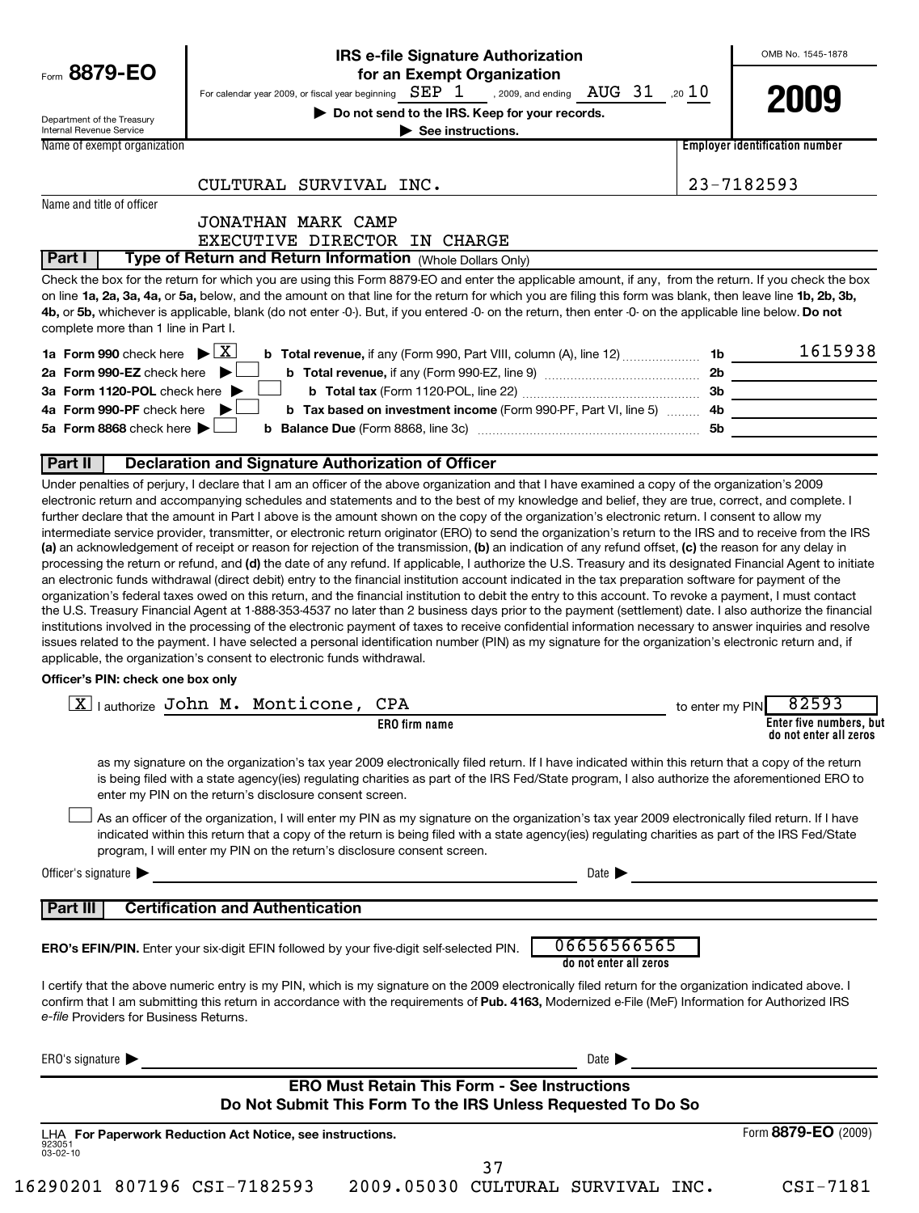Form **8879-EO**

Department of the Treasury
Internal Revenue Service

# IRS e-file Signature Authorization for an Exempt Organization

For calendar year 2009, or fiscal year beginning SEP 1 , 2009, and ending AUG 31 ,20 10

▶ **Do not send to the IRS. Keep for your records.**

▶ **See instructions.**

OMB No. 1545-1878

**2009**

Name of exempt organization: CULTURAL SURVIVAL INC.

Employer identification number: 23-7182593

Name and title of officer: JONATHAN MARK CAMP
EXECUTIVE DIRECTOR IN CHARGE

## Part I — Type of Return and Return Information (Whole Dollars Only)

Check the box for the return for which you are using this Form 8879-EO and enter the applicable amount, if any, from the return. If you check the box on line **1a, 2a, 3a, 4a,** or **5a,** below, and the amount on that line for the return for which you are filing this form was blank, then leave line **1b, 2b, 3b, 4b,** or **5b,** whichever is applicable, blank (do not enter -0-). But, if you entered -0- on the return, then enter -0- on the applicable line below. **Do not** complete more than 1 line in Part I.

| | | | |
|---|---|---|---|
| **1a Form 990** check here ▶ [X] | **b Total revenue,** if any (Form 990, Part VIII, column (A), line 12) | **1b** | 1615938 |
| **2a Form 990-EZ** check here ▶ [ ] | **b Total revenue,** if any (Form 990-EZ, line 9) | **2b** | |
| **3a Form 1120-POL** check here ▶ [ ] | **b Total tax** (Form 1120-POL, line 22) | **3b** | |
| **4a Form 990-PF** check here ▶ [ ] | **b Tax based on investment income** (Form 990-PF, Part VI, line 5) | **4b** | |
| **5a Form 8868** check here ▶ [ ] | **b Balance Due** (Form 8868, line 3c) | **5b** | |

## Part II — Declaration and Signature Authorization of Officer

Under penalties of perjury, I declare that I am an officer of the above organization and that I have examined a copy of the organization's 2009 electronic return and accompanying schedules and statements and to the best of my knowledge and belief, they are true, correct, and complete. I further declare that the amount in Part I above is the amount shown on the copy of the organization's electronic return. I consent to allow my intermediate service provider, transmitter, or electronic return originator (ERO) to send the organization's return to the IRS and to receive from the IRS **(a)** an acknowledgement of receipt or reason for rejection of the transmission, **(b)** an indication of any refund offset, **(c)** the reason for any delay in processing the return or refund, and **(d)** the date of any refund. If applicable, I authorize the U.S. Treasury and its designated Financial Agent to initiate an electronic funds withdrawal (direct debit) entry to the financial institution account indicated in the tax preparation software for payment of the organization's federal taxes owed on this return, and the financial institution to debit the entry to this account. To revoke a payment, I must contact the U.S. Treasury Financial Agent at 1-888-353-4537 no later than 2 business days prior to the payment (settlement) date. I also authorize the financial institutions involved in the processing of the electronic payment of taxes to receive confidential information necessary to answer inquiries and resolve issues related to the payment. I have selected a personal identification number (PIN) as my signature for the organization's electronic return and, if applicable, the organization's consent to electronic funds withdrawal.

**Officer's PIN: check one box only**

[X] I authorize John M. Monticone, CPA (ERO firm name) to enter my PIN 82593 (Enter five numbers, but do not enter all zeros)

as my signature on the organization's tax year 2009 electronically filed return. If I have indicated within this return that a copy of the return is being filed with a state agency(ies) regulating charities as part of the IRS Fed/State program, I also authorize the aforementioned ERO to enter my PIN on the return's disclosure consent screen.

[ ] As an officer of the organization, I will enter my PIN as my signature on the organization's tax year 2009 electronically filed return. If I have indicated within this return that a copy of the return is being filed with a state agency(ies) regulating charities as part of the IRS Fed/State program, I will enter my PIN on the return's disclosure consent screen.

Officer's signature ▶ ______________________ Date ▶ ______________

## Part III — Certification and Authentication

**ERO's EFIN/PIN.** Enter your six-digit EFIN followed by your five-digit self-selected PIN. 06656566565 (do not enter all zeros)

I certify that the above numeric entry is my PIN, which is my signature on the 2009 electronically filed return for the organization indicated above. I confirm that I am submitting this return in accordance with the requirements of **Pub. 4163,** Modernized e-File (MeF) Information for Authorized IRS *e-file* Providers for Business Returns.

ERO's signature ▶ ______________________ Date ▶ ______________

**ERO Must Retain This Form - See Instructions**
**Do Not Submit This Form To the IRS Unless Requested To Do So**

LHA **For Paperwork Reduction Act Notice, see instructions.** Form **8879-EO** (2009)

923051
03-02-10

16290201 807196 CSI-7182593 2009.05030 CULTURAL SURVIVAL INC. CSI-7181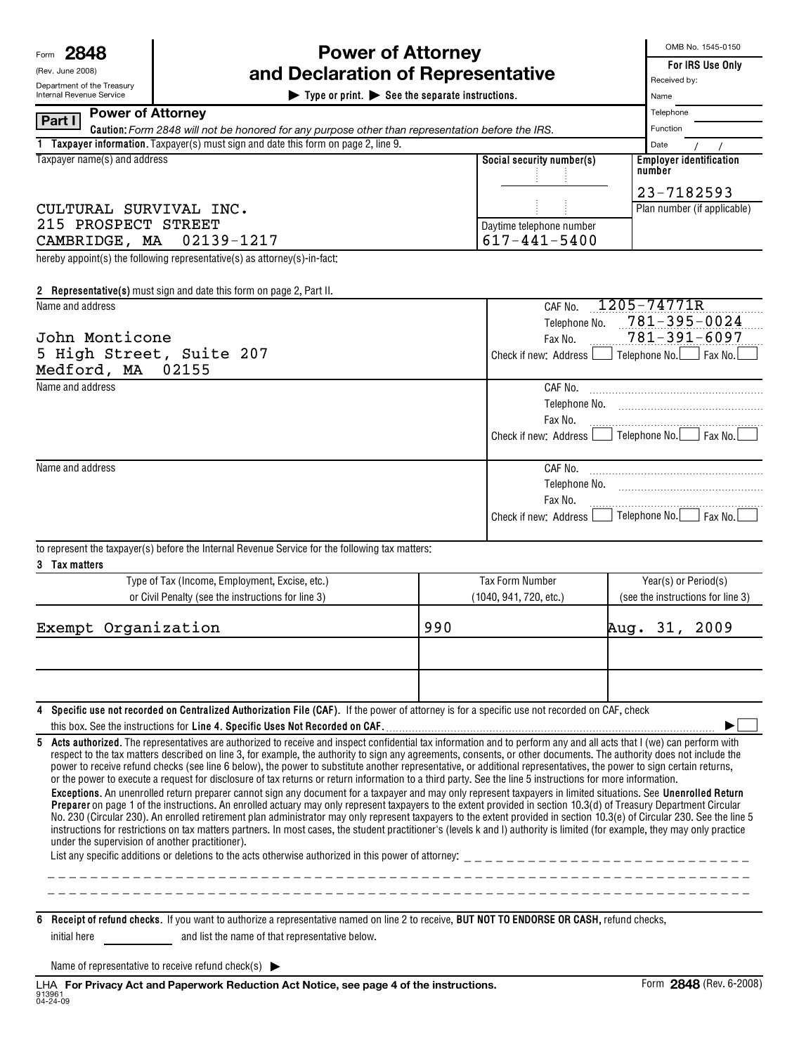Form **2848** (Rev. June 2008) Department of the Treasury Internal Revenue Service

# Power of Attorney and Declaration of Representative

▶ Type or print. ▶ See the separate instructions.

OMB No. 1545-0150

**For IRS Use Only**
Received by:
Name
Telephone
Function
Date / /

## Part I Power of Attorney

**Caution:** *Form 2848 will not be honored for any purpose other than representation before the IRS.*

**1 Taxpayer information.** Taxpayer(s) must sign and date this form on page 2, line 9.

| Taxpayer name(s) and address | Social security number(s) | Employer identification number |
|---|---|---|
| CULTURAL SURVIVAL INC.<br>215 PROSPECT STREET<br>CAMBRIDGE, MA 02139-1217 | | 23-7182593 |
| | Daytime telephone number<br>617-441-5400 | Plan number (if applicable) |

hereby appoint(s) the following representative(s) as attorney(s)-in-fact:

**2 Representative(s)** must sign and date this form on page 2, Part II.

| Name and address | |
|---|---|
| John Monticone<br>5 High Street, Suite 207<br>Medford, MA 02155 | CAF No. 1205-74771R<br>Telephone No. 781-395-0024<br>Fax No. 781-391-6097<br>Check if new: Address ☐ Telephone No. ☐ Fax No. ☐ |
| Name and address | CAF No.<br>Telephone No.<br>Fax No.<br>Check if new: Address ☐ Telephone No. ☐ Fax No. ☐ |
| Name and address | CAF No.<br>Telephone No.<br>Fax No.<br>Check if new: Address ☐ Telephone No. ☐ Fax No. ☐ |

to represent the taxpayer(s) before the Internal Revenue Service for the following tax matters:

**3 Tax matters**

| Type of Tax (Income, Employment, Excise, etc.) or Civil Penalty (see the instructions for line 3) | Tax Form Number (1040, 941, 720, etc.) | Year(s) or Period(s) (see the instructions for line 3) |
|---|---|---|
| Exempt Organization | 990 | Aug. 31, 2009 |
| | | |
| | | |

**4 Specific use not recorded on Centralized Authorization File (CAF).** If the power of attorney is for a specific use not recorded on CAF, check this box. See the instructions for **Line 4. Specific Uses Not Recorded on CAF.** ▶ ☐

**5 Acts authorized.** The representatives are authorized to receive and inspect confidential tax information and to perform any and all acts that I (we) can perform with respect to the tax matters described on line 3, for example, the authority to sign any agreements, consents, or other documents. The authority does not include the power to receive refund checks (see line 6 below), the power to substitute another representative, or additional representatives, the power to sign certain returns, or the power to execute a request for disclosure of tax returns or return information to a third party. See the line 5 instructions for more information.

**Exceptions.** An unenrolled return preparer cannot sign any document for a taxpayer and may only represent taxpayers in limited situations. See **Unenrolled Return Preparer** on page 1 of the instructions. An enrolled actuary may only represent taxpayers to the extent provided in section 10.3(d) of Treasury Department Circular No. 230 (Circular 230). An enrolled retirement plan administrator may only represent taxpayers to the extent provided in section 10.3(e) of Circular 230. See the line 5 instructions for restrictions on tax matters partners. In most cases, the student practitioner's (levels k and l) authority is limited (for example, they may only practice under the supervision of another practitioner).

List any specific additions or deletions to the acts otherwise authorized in this power of attorney: ______________________________

**6 Receipt of refund checks.** If you want to authorize a representative named on line 2 to receive, **BUT NOT TO ENDORSE OR CASH,** refund checks, initial here __________ and list the name of that representative below.

Name of representative to receive refund check(s) ▶

LHA **For Privacy Act and Paperwork Reduction Act Notice, see page 4 of the instructions.** Form **2848** (Rev. 6-2008)

913961 04-24-09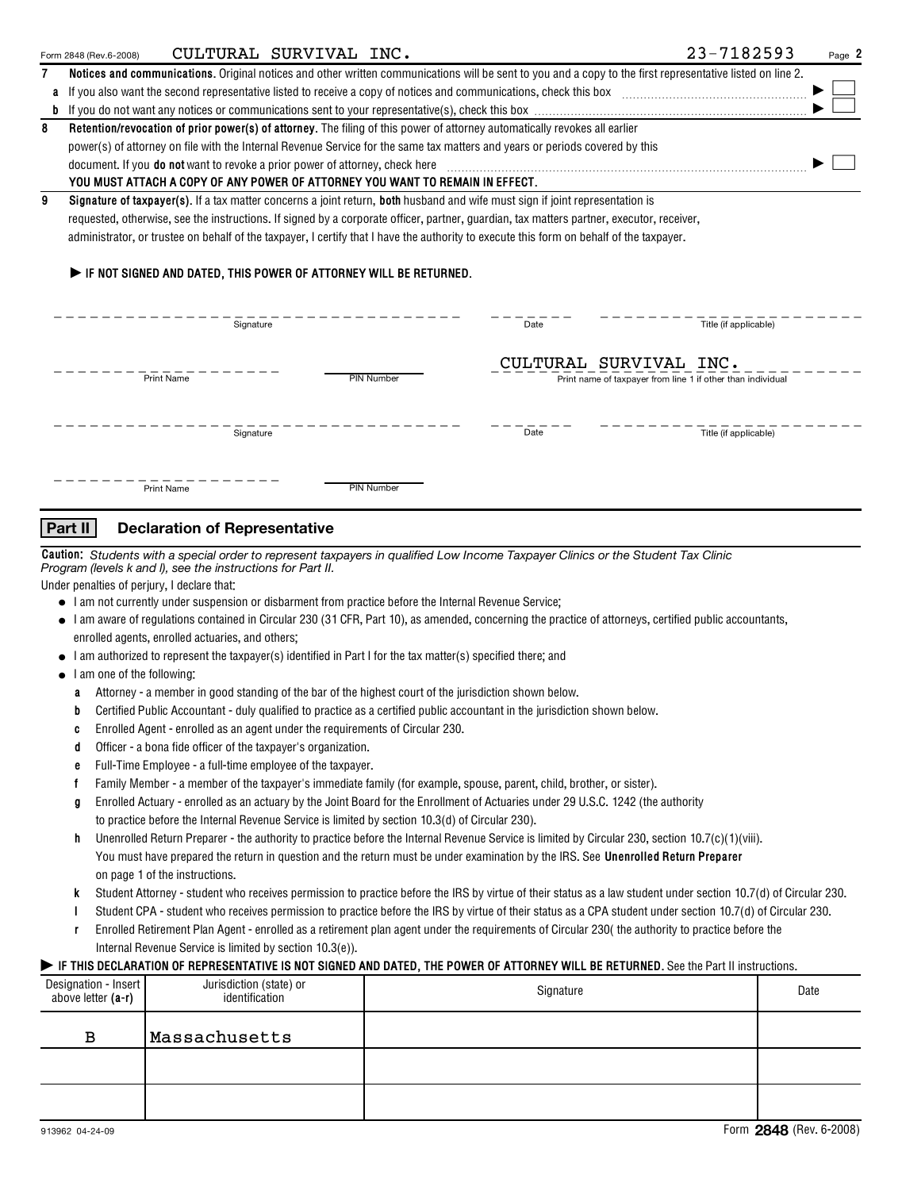CULTURAL SURVIVAL INC. 23-7182593

**7 Notices and communications.** Original notices and other written communications will be sent to you and a copy to the first representative listed on line 2.

**a** If you also want the second representative listed to receive a copy of notices and communications, check this box ▶ ☐

**b** If you do not want any notices or communications sent to your representative(s), check this box ▶ ☐

**8 Retention/revocation of prior power(s) of attorney.** The filing of this power of attorney automatically revokes all earlier power(s) of attorney on file with the Internal Revenue Service for the same tax matters and years or periods covered by this document. If you **do not** want to revoke a prior power of attorney, check here ▶ ☐

**YOU MUST ATTACH A COPY OF ANY POWER OF ATTORNEY YOU WANT TO REMAIN IN EFFECT.**

**9 Signature of taxpayer(s).** If a tax matter concerns a joint return, **both** husband and wife must sign if joint representation is requested, otherwise, see the instructions. If signed by a corporate officer, partner, guardian, tax matters partner, executor, receiver, administrator, or trustee on behalf of the taxpayer, I certify that I have the authority to execute this form on behalf of the taxpayer.

▶ **IF NOT SIGNED AND DATED, THIS POWER OF ATTORNEY WILL BE RETURNED.**

Signature ______ Date ______ Title (if applicable) ______

Print Name ______ PIN Number ______ CULTURAL SURVIVAL INC. — Print name of taxpayer from line 1 if other than individual

Signature ______ Date ______ Title (if applicable) ______

Print Name ______ PIN Number ______

## Part II Declaration of Representative

**Caution:** *Students with a special order to represent taxpayers in qualified Low Income Taxpayer Clinics or the Student Tax Clinic Program (levels k and l), see the instructions for Part II.*

Under penalties of perjury, I declare that:

- I am not currently under suspension or disbarment from practice before the Internal Revenue Service;
- I am aware of regulations contained in Circular 230 (31 CFR, Part 10), as amended, concerning the practice of attorneys, certified public accountants, enrolled agents, enrolled actuaries, and others;
- I am authorized to represent the taxpayer(s) identified in Part I for the tax matter(s) specified there; and
- I am one of the following:
  - **a** Attorney - a member in good standing of the bar of the highest court of the jurisdiction shown below.
  - **b** Certified Public Accountant - duly qualified to practice as a certified public accountant in the jurisdiction shown below.
  - **c** Enrolled Agent - enrolled as an agent under the requirements of Circular 230.
  - **d** Officer - a bona fide officer of the taxpayer's organization.
  - **e** Full-Time Employee - a full-time employee of the taxpayer.
  - **f** Family Member - a member of the taxpayer's immediate family (for example, spouse, parent, child, brother, or sister).
  - **g** Enrolled Actuary - enrolled as an actuary by the Joint Board for the Enrollment of Actuaries under 29 U.S.C. 1242 (the authority to practice before the Internal Revenue Service is limited by section 10.3(d) of Circular 230).
  - **h** Unenrolled Return Preparer - the authority to practice before the Internal Revenue Service is limited by Circular 230, section 10.7(c)(1)(viii). You must have prepared the return in question and the return must be under examination by the IRS. See **Unenrolled Return Preparer** on page 1 of the instructions.
  - **k** Student Attorney - student who receives permission to practice before the IRS by virtue of their status as a law student under section 10.7(d) of Circular 230.
  - **l** Student CPA - student who receives permission to practice before the IRS by virtue of their status as a CPA student under section 10.7(d) of Circular 230.
  - **r** Enrolled Retirement Plan Agent - enrolled as a retirement plan agent under the requirements of Circular 230( the authority to practice before the Internal Revenue Service is limited by section 10.3(e)).

▶ **IF THIS DECLARATION OF REPRESENTATIVE IS NOT SIGNED AND DATED, THE POWER OF ATTORNEY WILL BE RETURNED.** See the Part II instructions.

| Designation - Insert above letter (a-r) | Jurisdiction (state) or identification | Signature | Date |
|---|---|---|---|
| B | Massachusetts | | |
| | | | |
| | | | |

913962 04-24-09 Form **2848** (Rev. 6-2008)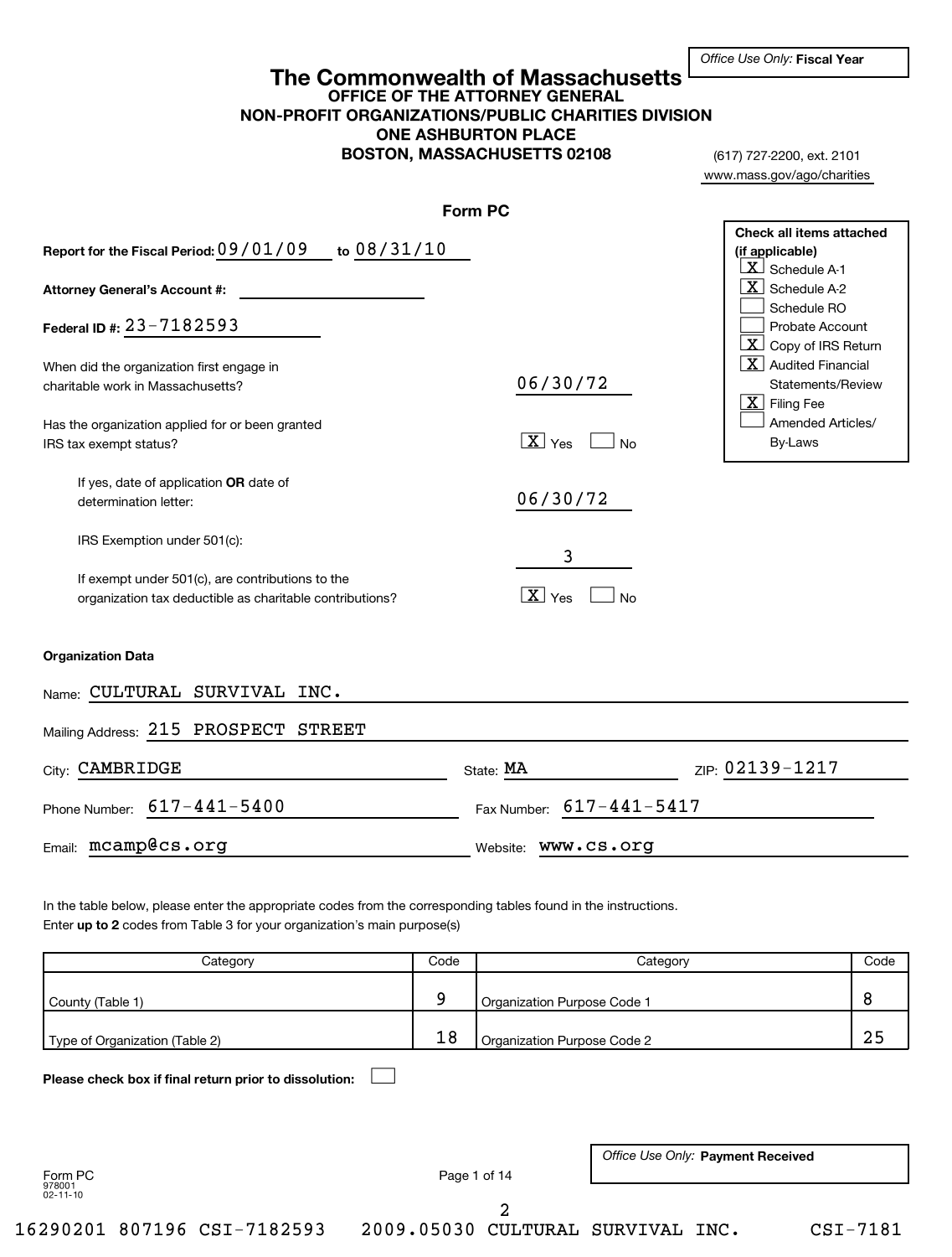*Office Use Only:* **Fiscal Year**

# The Commonwealth of Massachusetts

**OFFICE OF THE ATTORNEY GENERAL**
**NON-PROFIT ORGANIZATIONS/PUBLIC CHARITIES DIVISION**
**ONE ASHBURTON PLACE**
**BOSTON, MASSACHUSETTS 02108**

(617) 727-2200, ext. 2101
www.mass.gov/ago/charities

## Form PC

**Report for the Fiscal Period:** 09/01/09 **to** 08/31/10

**Attorney General's Account #:**

**Federal ID #:** 23-7182593

When did the organization first engage in charitable work in Massachusetts? 06/30/72

Has the organization applied for or been granted IRS tax exempt status? [X] Yes [ ] No

If yes, date of application **OR** date of determination letter: 06/30/72

IRS Exemption under 501(c): 3

If exempt under 501(c), are contributions to the organization tax deductible as charitable contributions? [X] Yes [ ] No

**Check all items attached (if applicable)**

- [X] Schedule A-1
- [X] Schedule A-2
- [ ] Schedule RO
- [ ] Probate Account
- [X] Copy of IRS Return
- [X] Audited Financial Statements/Review
- [X] Filing Fee
- [ ] Amended Articles/ By-Laws

**Organization Data**

Name: CULTURAL SURVIVAL INC.

Mailing Address: 215 PROSPECT STREET

City: CAMBRIDGE State: MA ZIP: 02139-1217

Phone Number: 617-441-5400 Fax Number: 617-441-5417

Email: mcamp@cs.org Website: www.cs.org

In the table below, please enter the appropriate codes from the corresponding tables found in the instructions.
Enter **up to 2** codes from Table 3 for your organization's main purpose(s)

| Category | Code | Category | Code |
|---|---|---|---|
| County (Table 1) | 9 | Organization Purpose Code 1 | 8 |
| Type of Organization (Table 2) | 18 | Organization Purpose Code 2 | 25 |

**Please check box if final return prior to dissolution:** [ ]

*Office Use Only:* **Payment Received**

Form PC
978001
02-11-10

16290201 807196 CSI-7182593 2009.05030 CULTURAL SURVIVAL INC. CSI-7181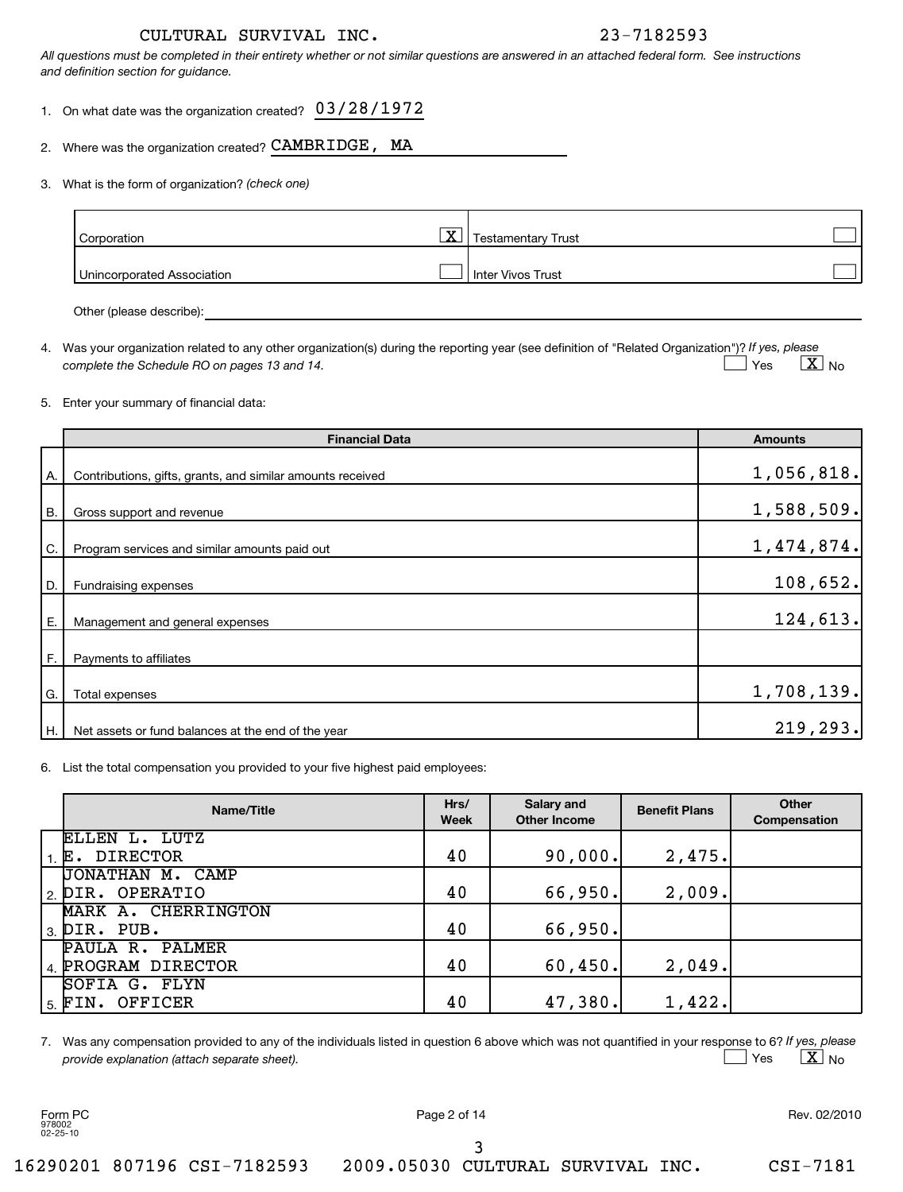CULTURAL SURVIVAL INC. 23-7182593

*All questions must be completed in their entirety whether or not similar questions are answered in an attached federal form. See instructions and definition section for guidance.*

1. On what date was the organization created? 03/28/1972

2. Where was the organization created? CAMBRIDGE, MA

3. What is the form of organization? *(check one)*

| | | | |
|---|---|---|---|
| Corporation | X | Testamentary Trust | |
| Unincorporated Association | | Inter Vivos Trust | |

Other (please describe):

4. Was your organization related to any other organization(s) during the reporting year (see definition of "Related Organization")? *If yes, please complete the Schedule RO on pages 13 and 14.* [ ] Yes [X] No

5. Enter your summary of financial data:

| | Financial Data | Amounts |
|---|---|---|
| A. | Contributions, gifts, grants, and similar amounts received | 1,056,818. |
| B. | Gross support and revenue | 1,588,509. |
| C. | Program services and similar amounts paid out | 1,474,874. |
| D. | Fundraising expenses | 108,652. |
| E. | Management and general expenses | 124,613. |
| F. | Payments to affiliates | |
| G. | Total expenses | 1,708,139. |
| H. | Net assets or fund balances at the end of the year | 219,293. |

6. List the total compensation you provided to your five highest paid employees:

| | Name/Title | Hrs/ Week | Salary and Other Income | Benefit Plans | Other Compensation |
|---|---|---|---|---|---|
| 1. | ELLEN L. LUTZ E. DIRECTOR | 40 | 90,000. | 2,475. | |
| 2. | JONATHAN M. CAMP DIR. OPERATIO | 40 | 66,950. | 2,009. | |
| 3. | MARK A. CHERRINGTON DIR. PUB. | 40 | 66,950. | | |
| 4. | PAULA R. PALMER PROGRAM DIRECTOR | 40 | 60,450. | 2,049. | |
| 5. | SOFIA G. FLYN FIN. OFFICER | 40 | 47,380. | 1,422. | |

7. Was any compensation provided to any of the individuals listed in question 6 above which was not quantified in your response to 6? *If yes, please provide explanation (attach separate sheet).* [ ] Yes [X] No

Form PC 978002 02-25-10 Rev. 02/2010

16290201 807196 CSI-7182593 2009.05030 CULTURAL SURVIVAL INC. CSI-7181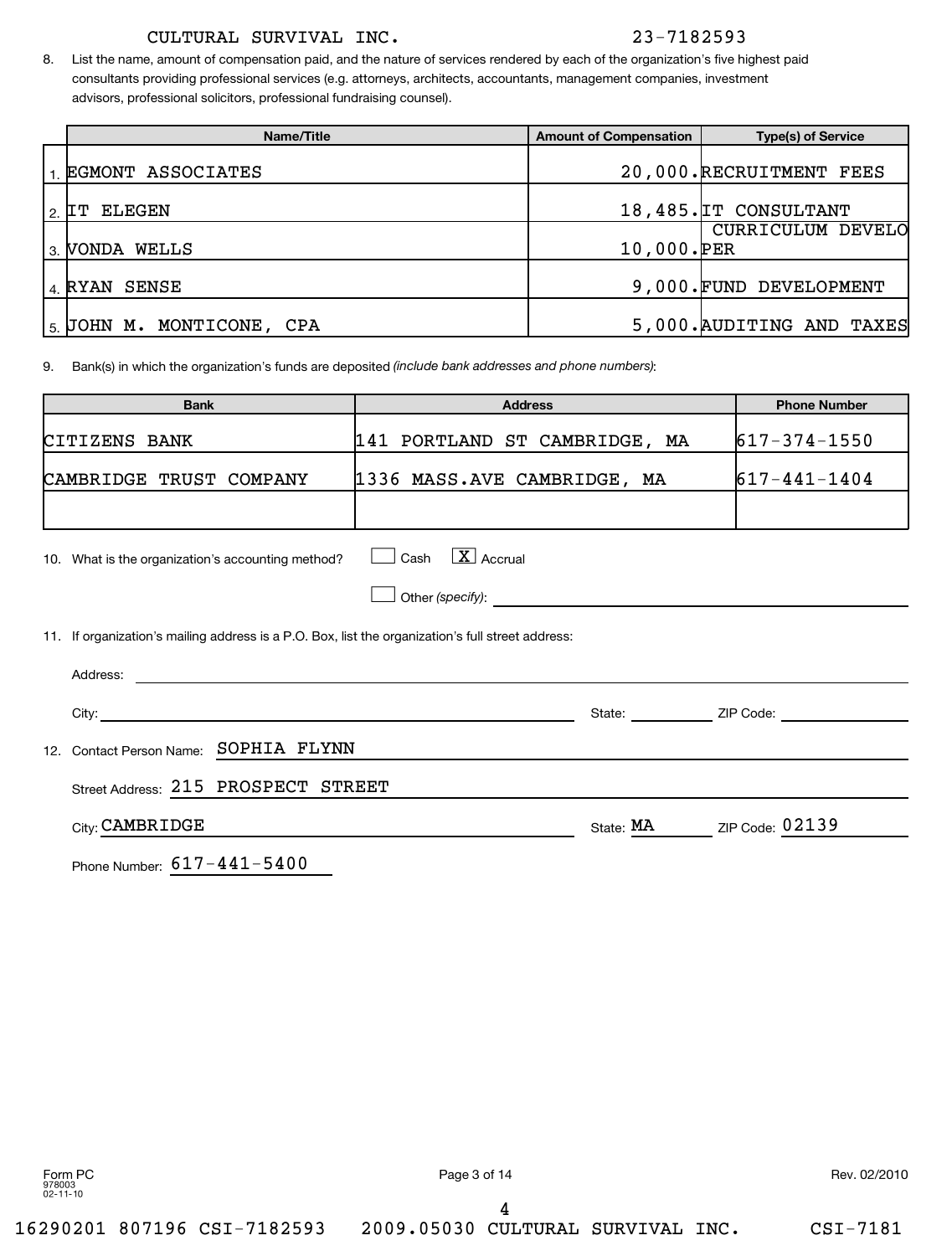CULTURAL SURVIVAL INC. 23-7182593

8. List the name, amount of compensation paid, and the nature of services rendered by each of the organization's five highest paid consultants providing professional services (e.g. attorneys, architects, accountants, management companies, investment advisors, professional solicitors, professional fundraising counsel).

| | Name/Title | Amount of Compensation | Type(s) of Service |
|---|---|---|---|
| 1. | EGMONT ASSOCIATES | 20,000. | RECRUITMENT FEES |
| 2. | IT ELEGEN | 18,485. | IT CONSULTANT |
| 3. | VONDA WELLS | 10,000. | CURRICULUM DEVELOPER |
| 4. | RYAN SENSE | 9,000. | FUND DEVELOPMENT |
| 5. | JOHN M. MONTICONE, CPA | 5,000. | AUDITING AND TAXES |

9. Bank(s) in which the organization's funds are deposited *(include bank addresses and phone numbers)*:

| Bank | Address | Phone Number |
|---|---|---|
| CITIZENS BANK | 141 PORTLAND ST CAMBRIDGE, MA | 617-374-1550 |
| CAMBRIDGE TRUST COMPANY | 1336 MASS.AVE CAMBRIDGE, MA | 617-441-1404 |
| | | |

10. What is the organization's accounting method? ☐ Cash ☒ Accrual

☐ Other *(specify)*: 

11. If organization's mailing address is a P.O. Box, list the organization's full street address:

Address: 

City: State: ZIP Code: 

12. Contact Person Name: SOPHIA FLYNN

Street Address: 215 PROSPECT STREET

City: CAMBRIDGE State: MA ZIP Code: 02139

Phone Number: 617-441-5400

Form PC 978003 02-11-10 Rev. 02/2010

16290201 807196 CSI-7182593 2009.05030 CULTURAL SURVIVAL INC. CSI-7181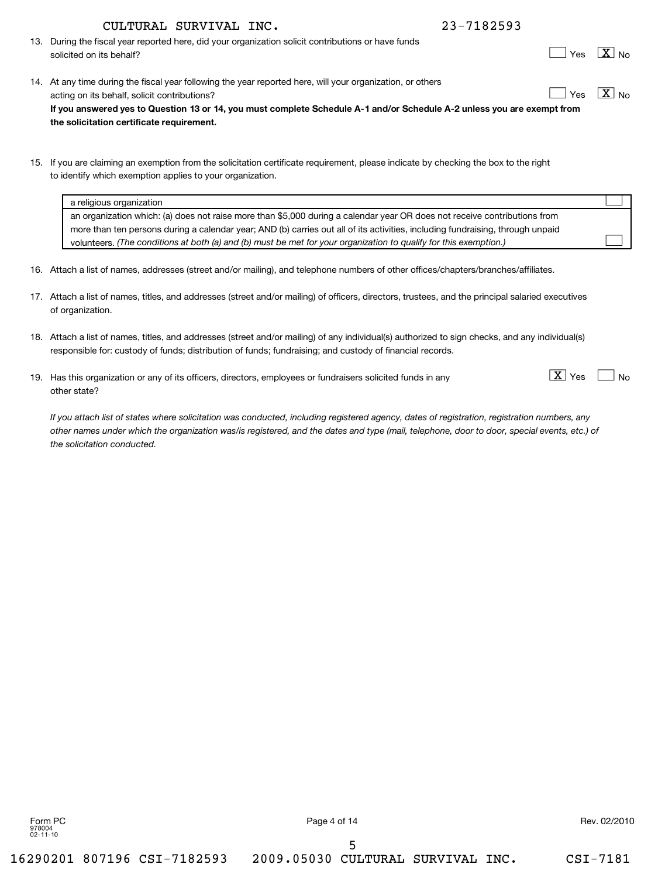CULTURAL SURVIVAL INC. 23-7182593

13. During the fiscal year reported here, did your organization solicit contributions or have funds solicited on its behalf? ☐ Yes ☒ No

14. At any time during the fiscal year following the year reported here, will your organization, or others acting on its behalf, solicit contributions? ☐ Yes ☒ No

**If you answered yes to Question 13 or 14, you must complete Schedule A-1 and/or Schedule A-2 unless you are exempt from the solicitation certificate requirement.**

15. If you are claiming an exemption from the solicitation certificate requirement, please indicate by checking the box to the right to identify which exemption applies to your organization.

| | |
|---|---|
| a religious organization | ☐ |
| an organization which: (a) does not raise more than $5,000 during a calendar year OR does not receive contributions from more than ten persons during a calendar year; AND (b) carries out all of its activities, including fundraising, through unpaid volunteers. *(The conditions at both (a) and (b) must be met for your organization to qualify for this exemption.)* | ☐ |

16. Attach a list of names, addresses (street and/or mailing), and telephone numbers of other offices/chapters/branches/affiliates.

17. Attach a list of names, titles, and addresses (street and/or mailing) of officers, directors, trustees, and the principal salaried executives of organization.

18. Attach a list of names, titles, and addresses (street and/or mailing) of any individual(s) authorized to sign checks, and any individual(s) responsible for: custody of funds; distribution of funds; fundraising; and custody of financial records.

19. Has this organization or any of its officers, directors, employees or fundraisers solicited funds in any other state? ☒ Yes ☐ No

*If you attach list of states where solicitation was conducted, including registered agency, dates of registration, registration numbers, any other names under which the organization was/is registered, and the dates and type (mail, telephone, door to door, special events, etc.) of the solicitation conducted.*

Form PC
978004
02-11-10

Rev. 02/2010

16290201 807196 CSI-7182593 2009.05030 CULTURAL SURVIVAL INC. CSI-7181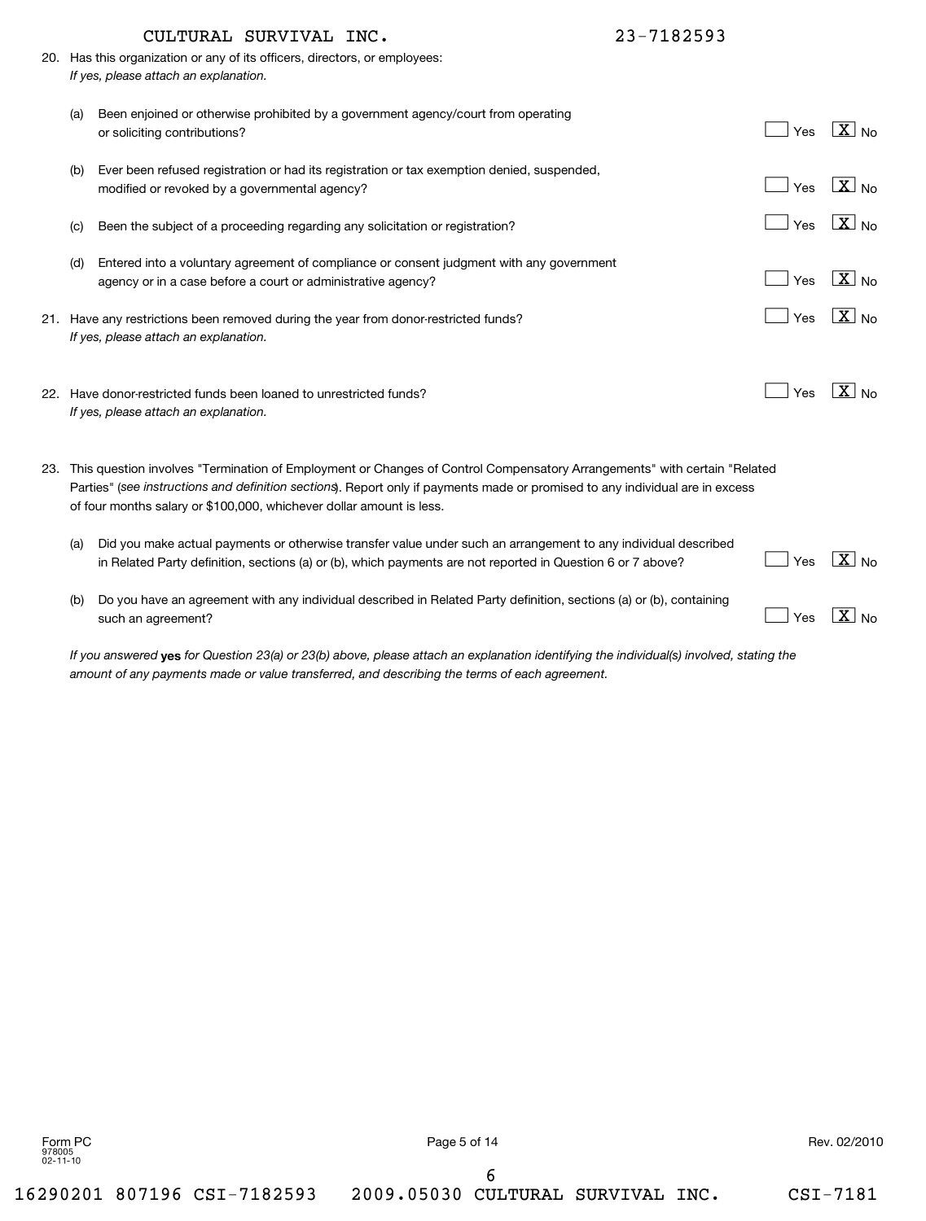CULTURAL SURVIVAL INC. 23-7182593

20. Has this organization or any of its officers, directors, or employees:
*If yes, please attach an explanation.*

(a) Been enjoined or otherwise prohibited by a government agency/court from operating or soliciting contributions? ☐ Yes ☒ No

(b) Ever been refused registration or had its registration or tax exemption denied, suspended, modified or revoked by a governmental agency? ☐ Yes ☒ No

(c) Been the subject of a proceeding regarding any solicitation or registration? ☐ Yes ☒ No

(d) Entered into a voluntary agreement of compliance or consent judgment with any government agency or in a case before a court or administrative agency? ☐ Yes ☒ No

21. Have any restrictions been removed during the year from donor-restricted funds? ☐ Yes ☒ No
*If yes, please attach an explanation.*

22. Have donor-restricted funds been loaned to unrestricted funds? ☐ Yes ☒ No
*If yes, please attach an explanation.*

23. This question involves "Termination of Employment or Changes of Control Compensatory Arrangements" with certain "Related Parties" (*see instructions and definition sections*). Report only if payments made or promised to any individual are in excess of four months salary or $100,000, whichever dollar amount is less.

(a) Did you make actual payments or otherwise transfer value under such an arrangement to any individual described in Related Party definition, sections (a) or (b), which payments are not reported in Question 6 or 7 above? ☐ Yes ☒ No

(b) Do you have an agreement with any individual described in Related Party definition, sections (a) or (b), containing such an agreement? ☐ Yes ☒ No

*If you answered* **yes** *for Question 23(a) or 23(b) above, please attach an explanation identifying the individual(s) involved, stating the amount of any payments made or value transferred, and describing the terms of each agreement.*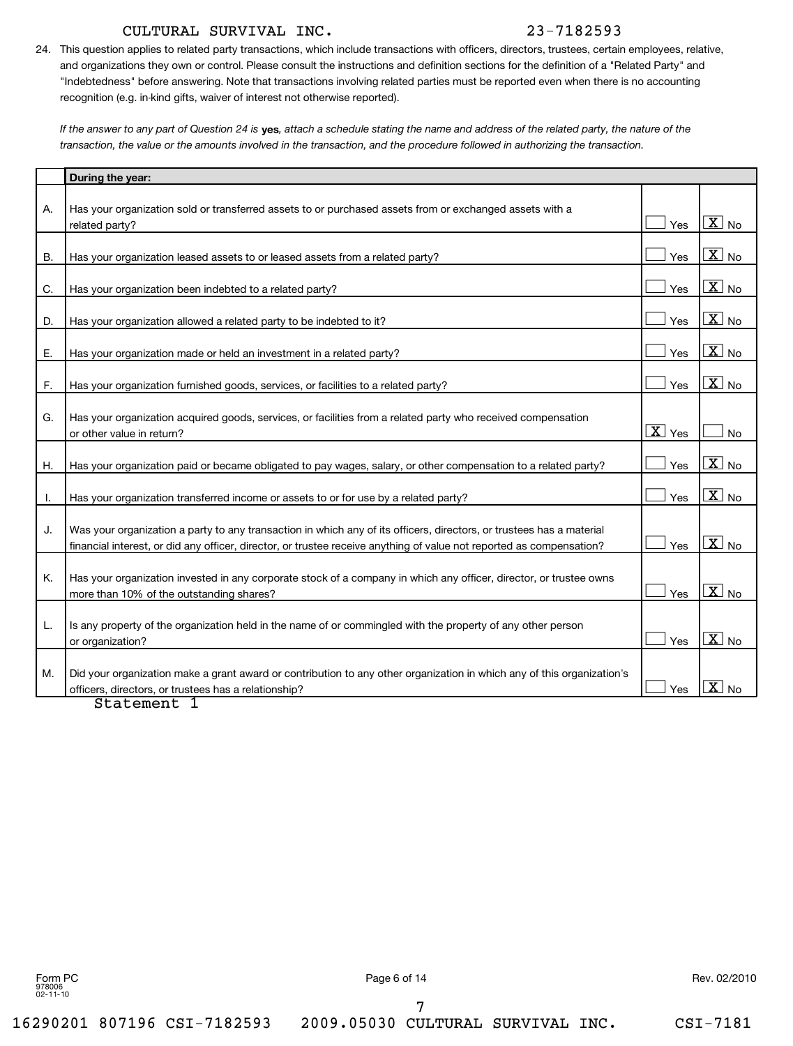CULTURAL SURVIVAL INC. 23-7182593

24. This question applies to related party transactions, which include transactions with officers, directors, trustees, certain employees, relative, and organizations they own or control. Please consult the instructions and definition sections for the definition of a "Related Party" and "Indebtedness" before answering. Note that transactions involving related parties must be reported even when there is no accounting recognition (e.g. in-kind gifts, waiver of interest not otherwise reported).

*If the answer to any part of Question 24 is* **yes***, attach a schedule stating the name and address of the related party, the nature of the transaction, the value or the amounts involved in the transaction, and the procedure followed in authorizing the transaction.*

| | **During the year:** | | |
|---|---|---|---|
| A. | Has your organization sold or transferred assets to or purchased assets from or exchanged assets with a related party? | Yes | X No |
| B. | Has your organization leased assets to or leased assets from a related party? | Yes | X No |
| C. | Has your organization been indebted to a related party? | Yes | X No |
| D. | Has your organization allowed a related party to be indebted to it? | Yes | X No |
| E. | Has your organization made or held an investment in a related party? | Yes | X No |
| F. | Has your organization furnished goods, services, or facilities to a related party? | Yes | X No |
| G. | Has your organization acquired goods, services, or facilities from a related party who received compensation or other value in return? | X Yes | No |
| H. | Has your organization paid or became obligated to pay wages, salary, or other compensation to a related party? | Yes | X No |
| I. | Has your organization transferred income or assets to or for use by a related party? | Yes | X No |
| J. | Was your organization a party to any transaction in which any of its officers, directors, or trustees has a material financial interest, or did any officer, director, or trustee receive anything of value not reported as compensation? | Yes | X No |
| K. | Has your organization invested in any corporate stock of a company in which any officer, director, or trustee owns more than 10% of the outstanding shares? | Yes | X No |
| L. | Is any property of the organization held in the name of or commingled with the property of any other person or organization? | Yes | X No |
| M. | Did your organization make a grant award or contribution to any other organization in which any of this organization's officers, directors, or trustees has a relationship? | Yes | X No |

Statement 1

Form PC
978006
02-11-10

Rev. 02/2010

16290201 807196 CSI-7182593 2009.05030 CULTURAL SURVIVAL INC. CSI-7181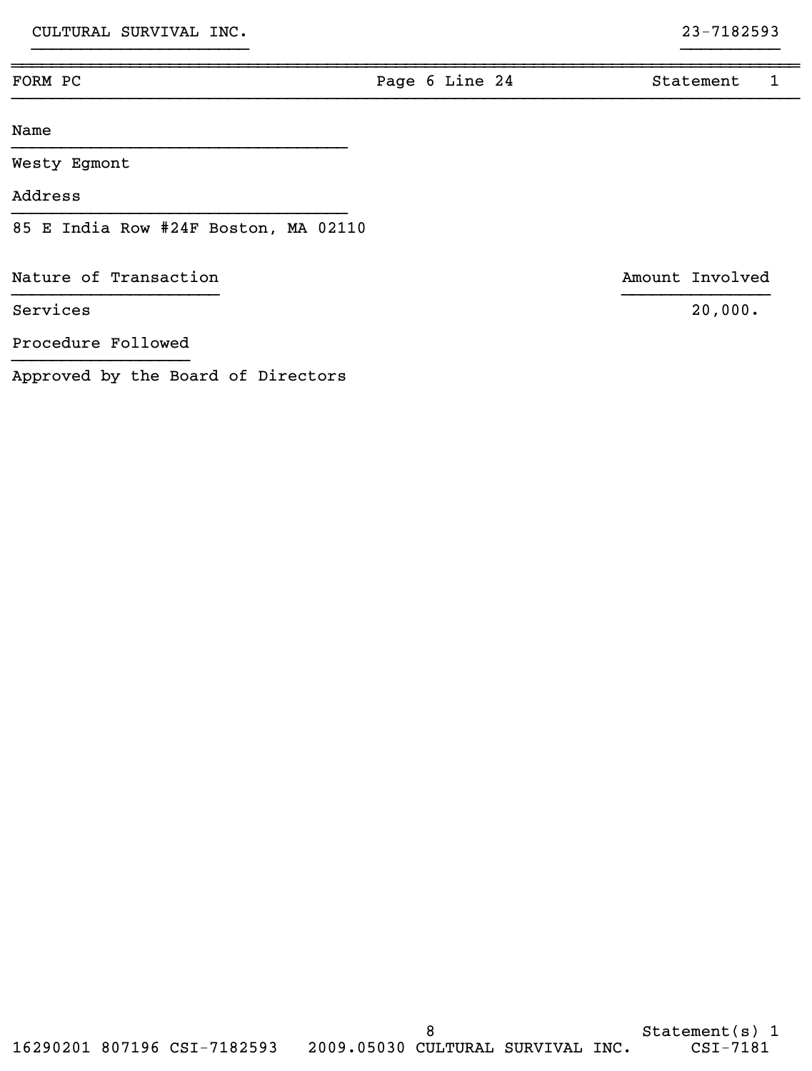CULTURAL SURVIVAL INC. 23-7182593

FORM PC | Page 6 Line 24 | Statement 1

**Name**

Westy Egmont

**Address**

85 E India Row #24F Boston, MA 02110

| Nature of Transaction | Amount Involved |
|---|---|
| Services | 20,000. |

**Procedure Followed**

Approved by the Board of Directors

Statement(s) 1

16290201 807196 CSI-7182593 2009.05030 CULTURAL SURVIVAL INC. CSI-7181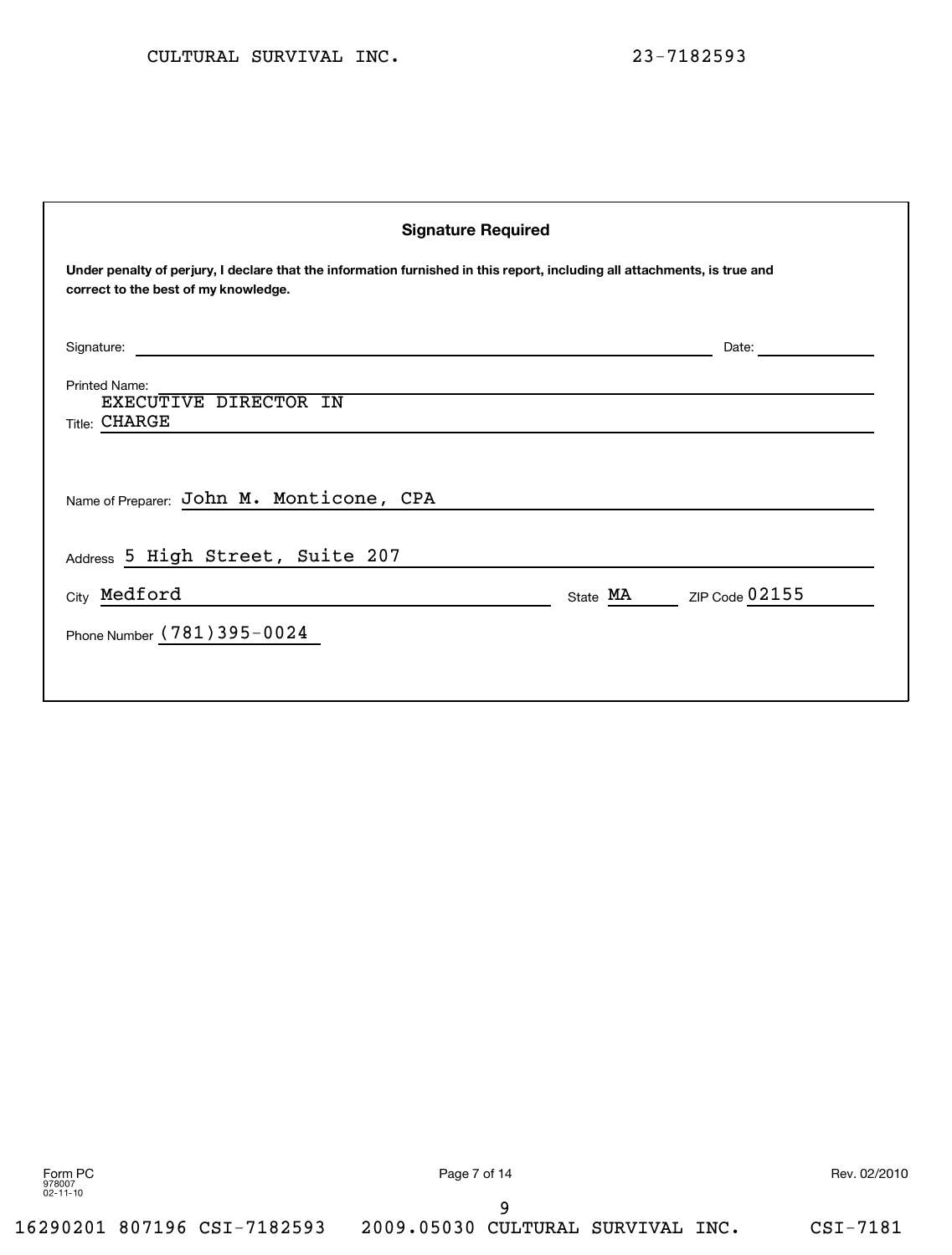CULTURAL SURVIVAL INC. 23-7182593

**Signature Required**

**Under penalty of perjury, I declare that the information furnished in this report, including all attachments, is true and correct to the best of my knowledge.**

Signature: ______________________________ Date: ____________

Printed Name: ______________________________

Title: EXECUTIVE DIRECTOR IN CHARGE

Name of Preparer: John M. Monticone, CPA

Address 5 High Street, Suite 207

City Medford State MA ZIP Code 02155

Phone Number (781)395-0024

Form PC
978007
02-11-10

Rev. 02/2010

16290201 807196 CSI-7182593 2009.05030 CULTURAL SURVIVAL INC. CSI-7181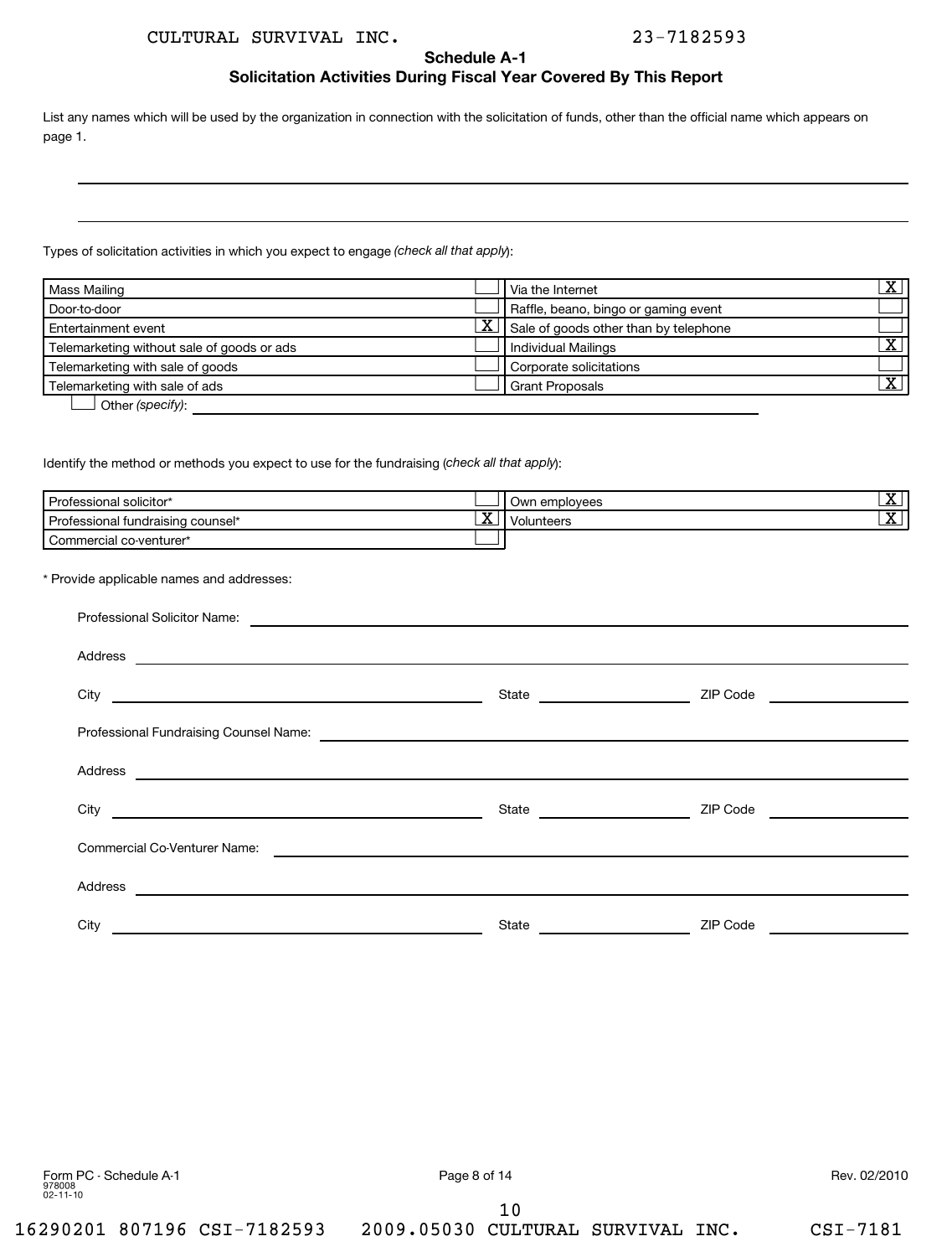CULTURAL SURVIVAL INC. 23-7182593

## Schedule A-1
## Solicitation Activities During Fiscal Year Covered By This Report

List any names which will be used by the organization in connection with the solicitation of funds, other than the official name which appears on page 1.

Types of solicitation activities in which you expect to engage *(check all that apply)*:

| | | | |
|---|---|---|---|
| Mass Mailing | | Via the Internet | X |
| Door-to-door | | Raffle, beano, bingo or gaming event | |
| Entertainment event | X | Sale of goods other than by telephone | |
| Telemarketing without sale of goods or ads | | Individual Mailings | X |
| Telemarketing with sale of goods | | Corporate solicitations | |
| Telemarketing with sale of ads | | Grant Proposals | X |

☐ Other *(specify)*:

Identify the method or methods you expect to use for the fundraising (*check all that apply*):

| | | | |
|---|---|---|---|
| Professional solicitor* | | Own employees | X |
| Professional fundraising counsel* | X | Volunteers | X |
| Commercial co-venturer* | | | |

\* Provide applicable names and addresses:

Professional Solicitor Name:

Address

City State ZIP Code

Professional Fundraising Counsel Name:

Address

City State ZIP Code

Commercial Co-Venturer Name:

Address

City State ZIP Code

Form PC - Schedule A-1 Rev. 02/2010
978008
02-11-10

16290201 807196 CSI-7182593 2009.05030 CULTURAL SURVIVAL INC. CSI-7181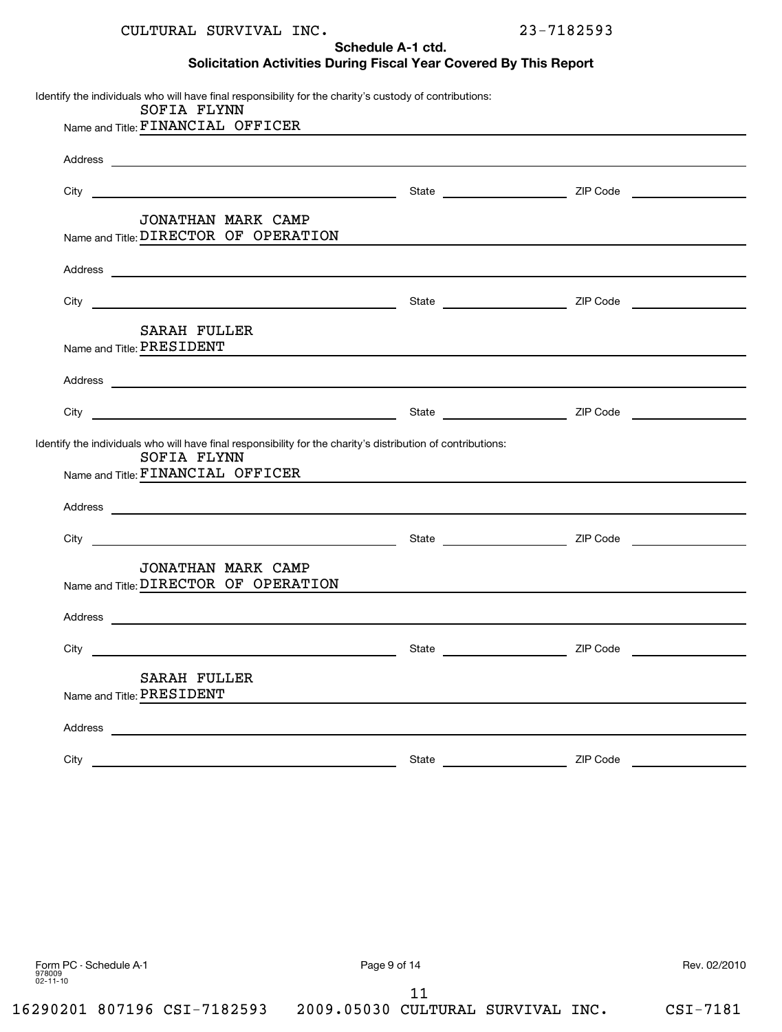CULTURAL SURVIVAL INC. 23-7182593

## Schedule A-1 ctd.
## Solicitation Activities During Fiscal Year Covered By This Report

Identify the individuals who will have final responsibility for the charity's custody of contributions:

Name and Title: SOFIA FLYNN FINANCIAL OFFICER

Address

City State ZIP Code

Name and Title: JONATHAN MARK CAMP DIRECTOR OF OPERATION

Address

City State ZIP Code

Name and Title: SARAH FULLER PRESIDENT

Address

City State ZIP Code

Identify the individuals who will have final responsibility for the charity's distribution of contributions:

Name and Title: SOFIA FLYNN FINANCIAL OFFICER

Address

City State ZIP Code

Name and Title: JONATHAN MARK CAMP DIRECTOR OF OPERATION

Address

City State ZIP Code

Name and Title: SARAH FULLER PRESIDENT

Address

City State ZIP Code

Form PC - Schedule A-1
978009
02-11-10

Rev. 02/2010

16290201 807196 CSI-7182593 2009.05030 CULTURAL SURVIVAL INC. CSI-7181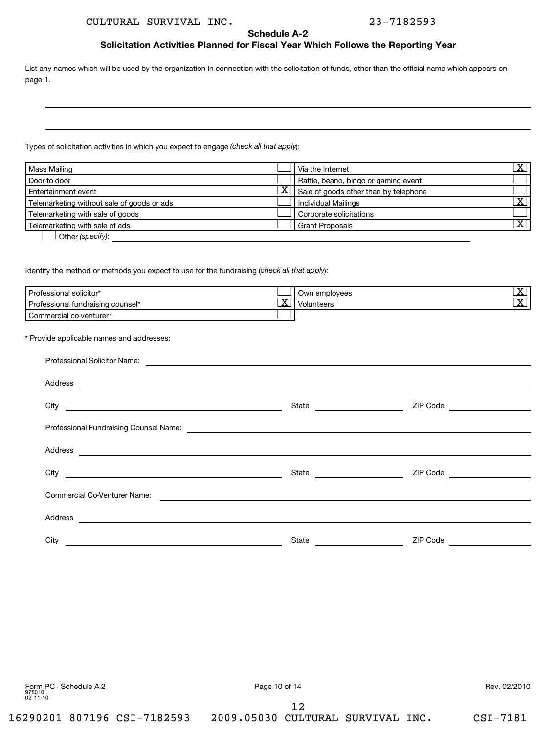CULTURAL SURVIVAL INC. 23-7182593

## Schedule A-2

### Solicitation Activities Planned for Fiscal Year Which Follows the Reporting Year

List any names which will be used by the organization in connection with the solicitation of funds, other than the official name which appears on page 1.

Types of solicitation activities in which you expect to engage *(check all that apply)*:

| | | | |
|---|---|---|---|
| Mass Mailing | | Via the Internet | X |
| Door-to-door | | Raffle, beano, bingo or gaming event | |
| Entertainment event | X | Sale of goods other than by telephone | |
| Telemarketing without sale of goods or ads | | Individual Mailings | X |
| Telemarketing with sale of goods | | Corporate solicitations | |
| Telemarketing with sale of ads | | Grant Proposals | X |

☐ Other *(specify)*:

Identify the method or methods you expect to use for the fundraising (*check all that apply*):

| | | | |
|---|---|---|---|
| Professional solicitor* | | Own employees | X |
| Professional fundraising counsel* | X | Volunteers | X |
| Commercial co-venturer* | | | |

\* Provide applicable names and addresses:

Professional Solicitor Name:

Address

City State ZIP Code

Professional Fundraising Counsel Name:

Address

City State ZIP Code

Commercial Co-Venturer Name:

Address

City State ZIP Code

Form PC - Schedule A-2 978010 02-11-10 Rev. 02/2010

16290201 807196 CSI-7182593 2009.05030 CULTURAL SURVIVAL INC. CSI-7181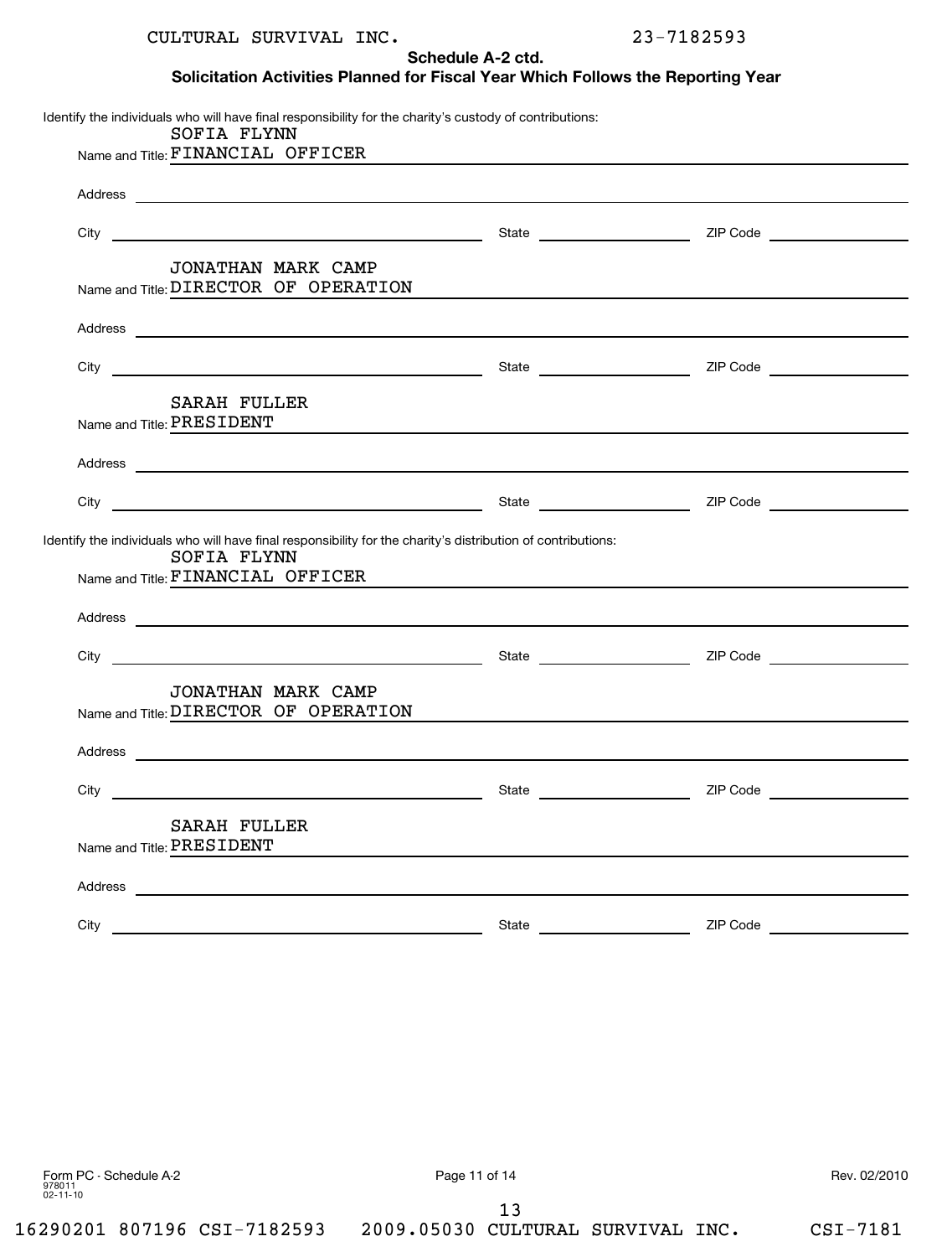CULTURAL SURVIVAL INC. 23-7182593

## Schedule A-2 ctd.

## Solicitation Activities Planned for Fiscal Year Which Follows the Reporting Year

Identify the individuals who will have final responsibility for the charity's custody of contributions:

Name and Title: SOFIA FLYNN
FINANCIAL OFFICER

Address

City State ZIP Code

Name and Title: JONATHAN MARK CAMP
DIRECTOR OF OPERATION

Address

City State ZIP Code

Name and Title: SARAH FULLER
PRESIDENT

Address

City State ZIP Code

Identify the individuals who will have final responsibility for the charity's distribution of contributions:

Name and Title: SOFIA FLYNN
FINANCIAL OFFICER

Address

City State ZIP Code

Name and Title: JONATHAN MARK CAMP
DIRECTOR OF OPERATION

Address

City State ZIP Code

Name and Title: SARAH FULLER
PRESIDENT

Address

City State ZIP Code

Form PC - Schedule A-2
978011
02-11-10

Rev. 02/2010

16290201 807196 CSI-7182593 2009.05030 CULTURAL SURVIVAL INC. CSI-7181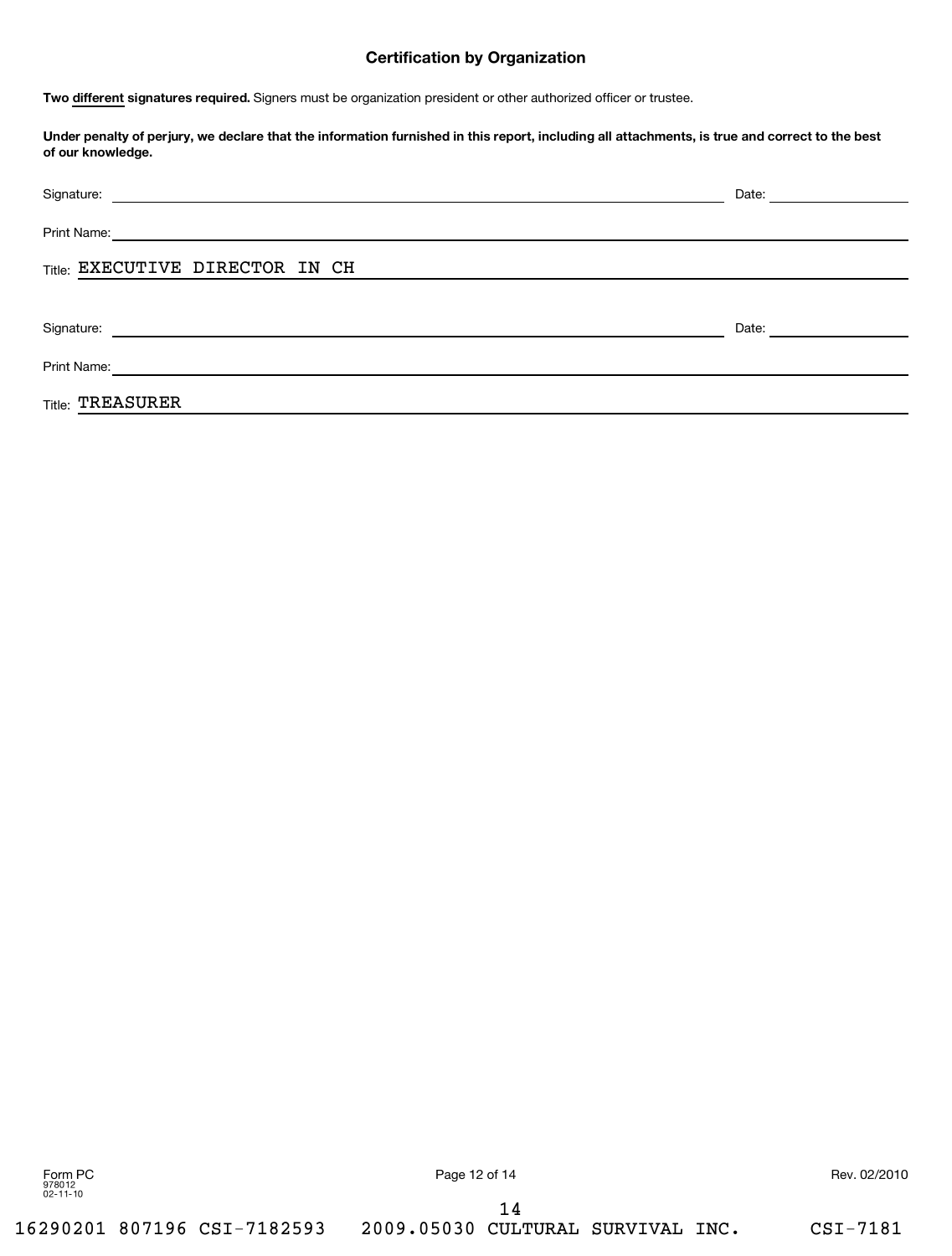## Certification by Organization

**Two different signatures required.** Signers must be organization president or other authorized officer or trustee.

**Under penalty of perjury, we declare that the information furnished in this report, including all attachments, is true and correct to the best of our knowledge.**

Signature: ______________________________ Date: ______________

Print Name: ______________________________

Title: EXECUTIVE DIRECTOR IN CH

Signature: ______________________________ Date: ______________

Print Name: ______________________________

Title: TREASURER

Form PC
978012
02-11-10

Rev. 02/2010

16290201 807196 CSI-7182593 2009.05030 CULTURAL SURVIVAL INC. CSI-7181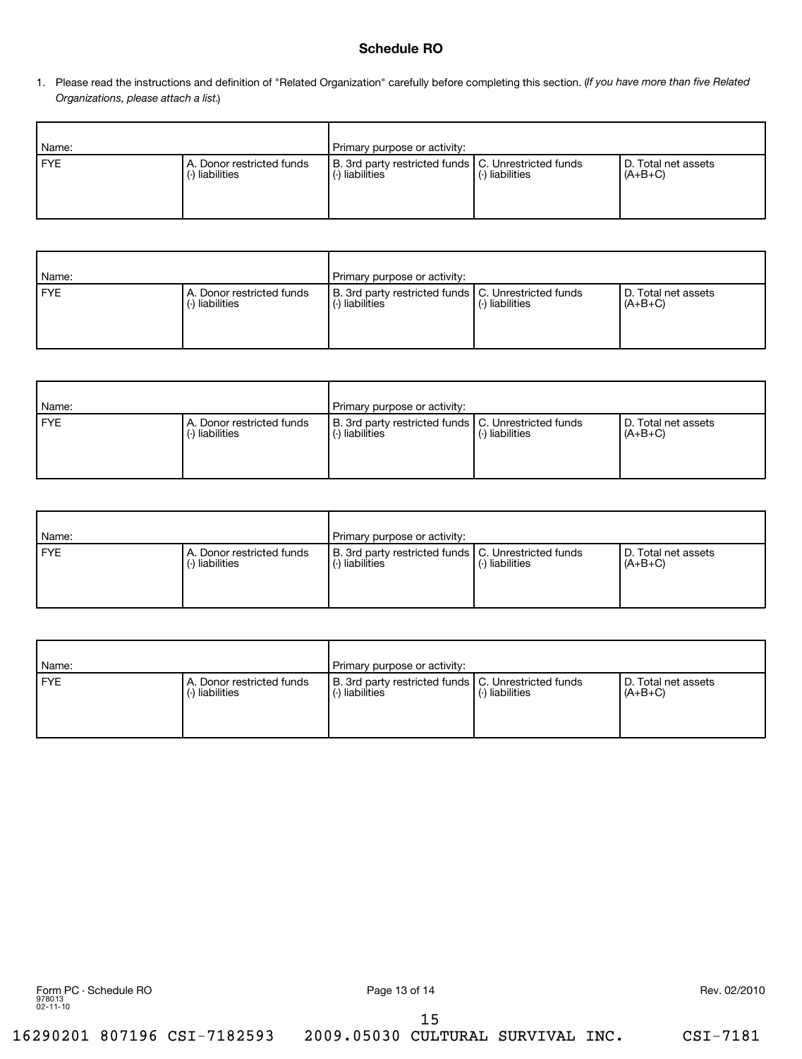# Schedule RO

1. Please read the instructions and definition of "Related Organization" carefully before completing this section. (*If you have more than five Related Organizations, please attach a list.*)

| Name: | | Primary purpose or activity: | | |
|---|---|---|---|---|
| FYE | A. Donor restricted funds (-) liabilities | B. 3rd party restricted funds (-) liabilities | C. Unrestricted funds (-) liabilities | D. Total net assets (A+B+C) |

| Name: | | Primary purpose or activity: | | |
|---|---|---|---|---|
| FYE | A. Donor restricted funds (-) liabilities | B. 3rd party restricted funds (-) liabilities | C. Unrestricted funds (-) liabilities | D. Total net assets (A+B+C) |

| Name: | | Primary purpose or activity: | | |
|---|---|---|---|---|
| FYE | A. Donor restricted funds (-) liabilities | B. 3rd party restricted funds (-) liabilities | C. Unrestricted funds (-) liabilities | D. Total net assets (A+B+C) |

| Name: | | Primary purpose or activity: | | |
|---|---|---|---|---|
| FYE | A. Donor restricted funds (-) liabilities | B. 3rd party restricted funds (-) liabilities | C. Unrestricted funds (-) liabilities | D. Total net assets (A+B+C) |

| Name: | | Primary purpose or activity: | | |
|---|---|---|---|---|
| FYE | A. Donor restricted funds (-) liabilities | B. 3rd party restricted funds (-) liabilities | C. Unrestricted funds (-) liabilities | D. Total net assets (A+B+C) |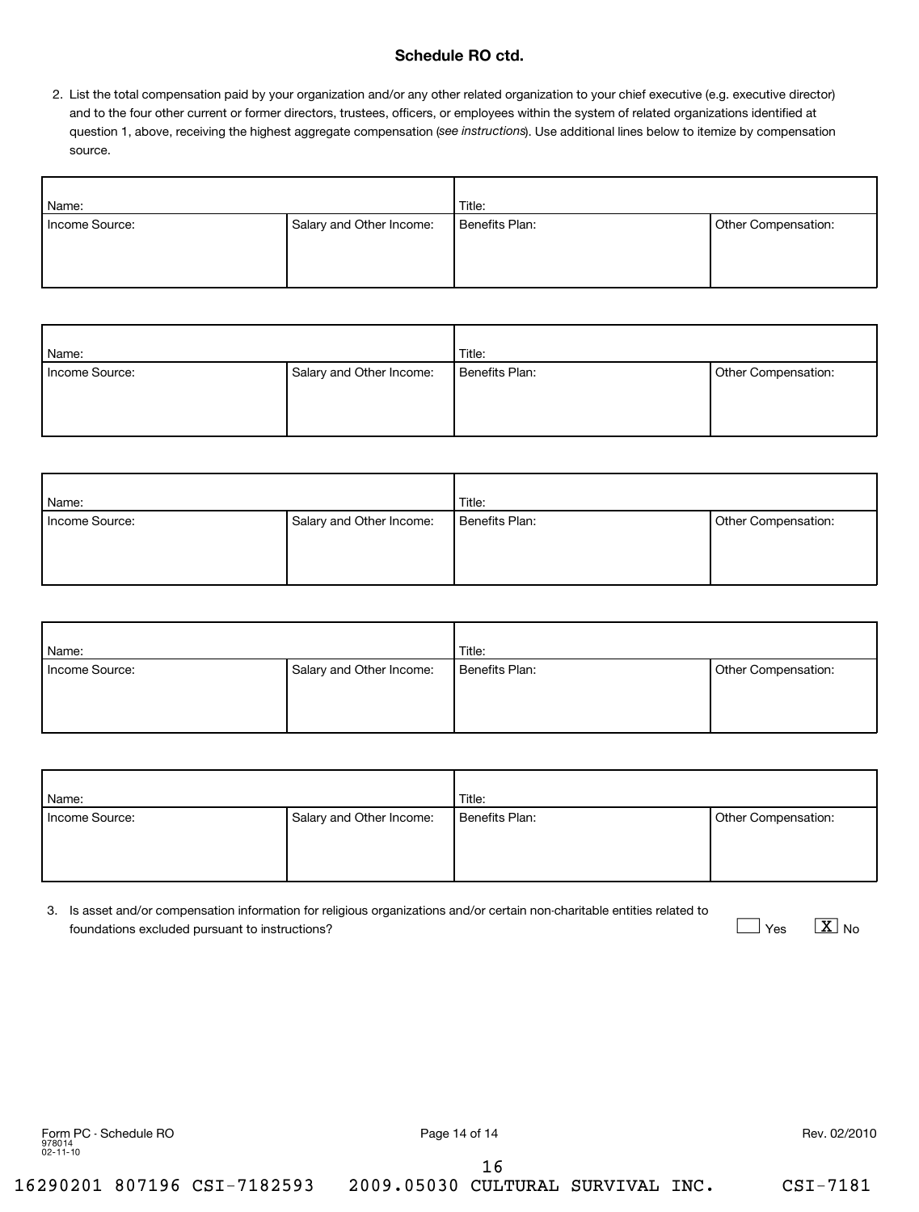## Schedule RO ctd.

2. List the total compensation paid by your organization and/or any other related organization to your chief executive (e.g. executive director) and to the four other current or former directors, trustees, officers, or employees within the system of related organizations identified at question 1, above, receiving the highest aggregate compensation (*see instructions*). Use additional lines below to itemize by compensation source.

| Name: | | Title: | |
|---|---|---|---|
| Income Source: | Salary and Other Income: | Benefits Plan: | Other Compensation: |

| Name: | | Title: | |
|---|---|---|---|
| Income Source: | Salary and Other Income: | Benefits Plan: | Other Compensation: |

| Name: | | Title: | |
|---|---|---|---|
| Income Source: | Salary and Other Income: | Benefits Plan: | Other Compensation: |

| Name: | | Title: | |
|---|---|---|---|
| Income Source: | Salary and Other Income: | Benefits Plan: | Other Compensation: |

| Name: | | Title: | |
|---|---|---|---|
| Income Source: | Salary and Other Income: | Benefits Plan: | Other Compensation: |

3. Is asset and/or compensation information for religious organizations and/or certain non-charitable entities related to foundations excluded pursuant to instructions? ☐ Yes ☒ No

Form PC - Schedule RO
978014
02-11-10

Rev. 02/2010

16290201 807196 CSI-7182593 2009.05030 CULTURAL SURVIVAL INC. CSI-7181